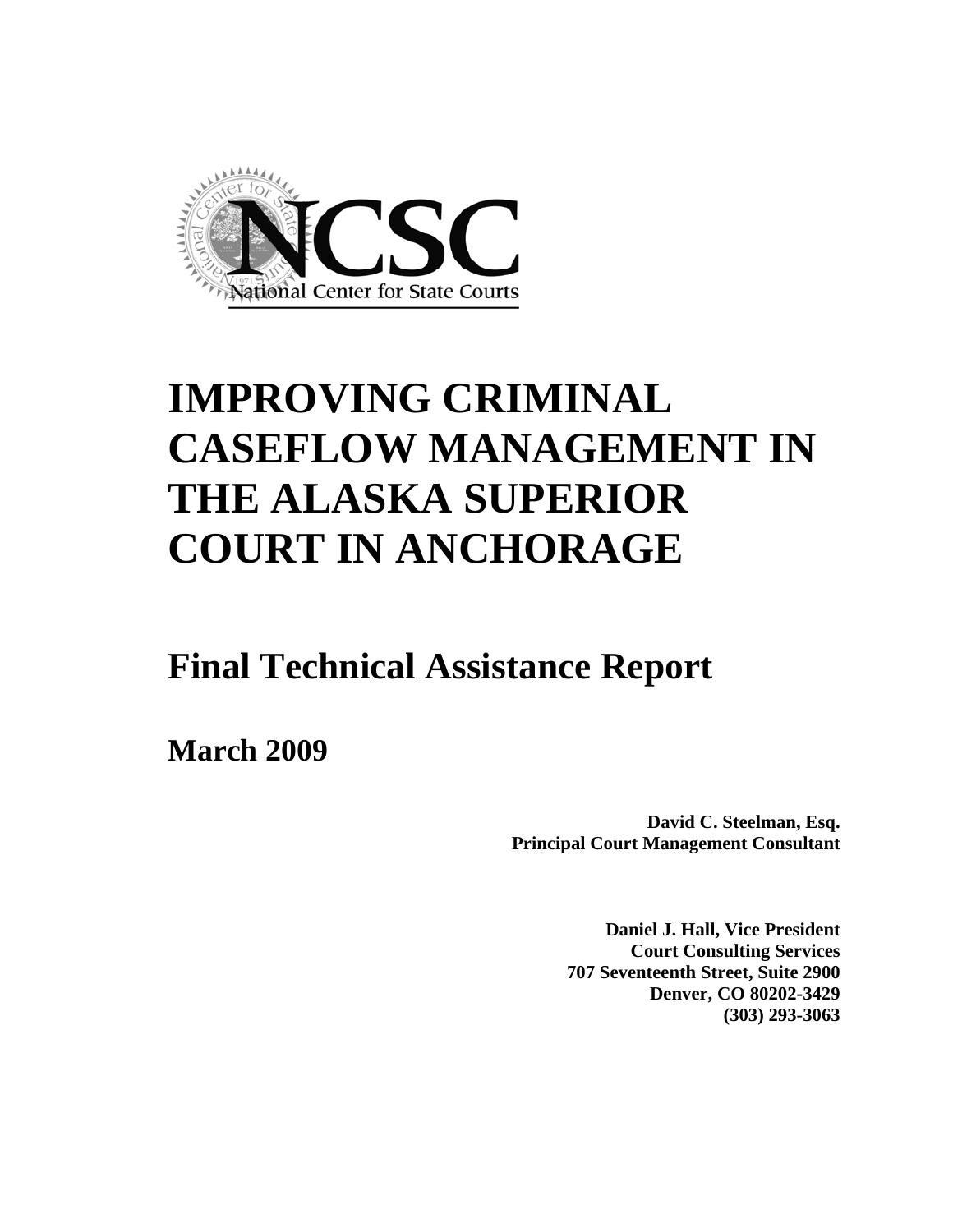NCSC

National Center for State Courts

# IMPROVING CRIMINAL CASEFLOW MANAGEMENT IN THE ALASKA SUPERIOR COURT IN ANCHORAGE

## Final Technical Assistance Report

**March 2009**

**David C. Steelman, Esq.**
**Principal Court Management Consultant**

**Daniel J. Hall, Vice President**
**Court Consulting Services**
**707 Seventeenth Street, Suite 2900**
**Denver, CO 80202-3429**
**(303) 293-3063**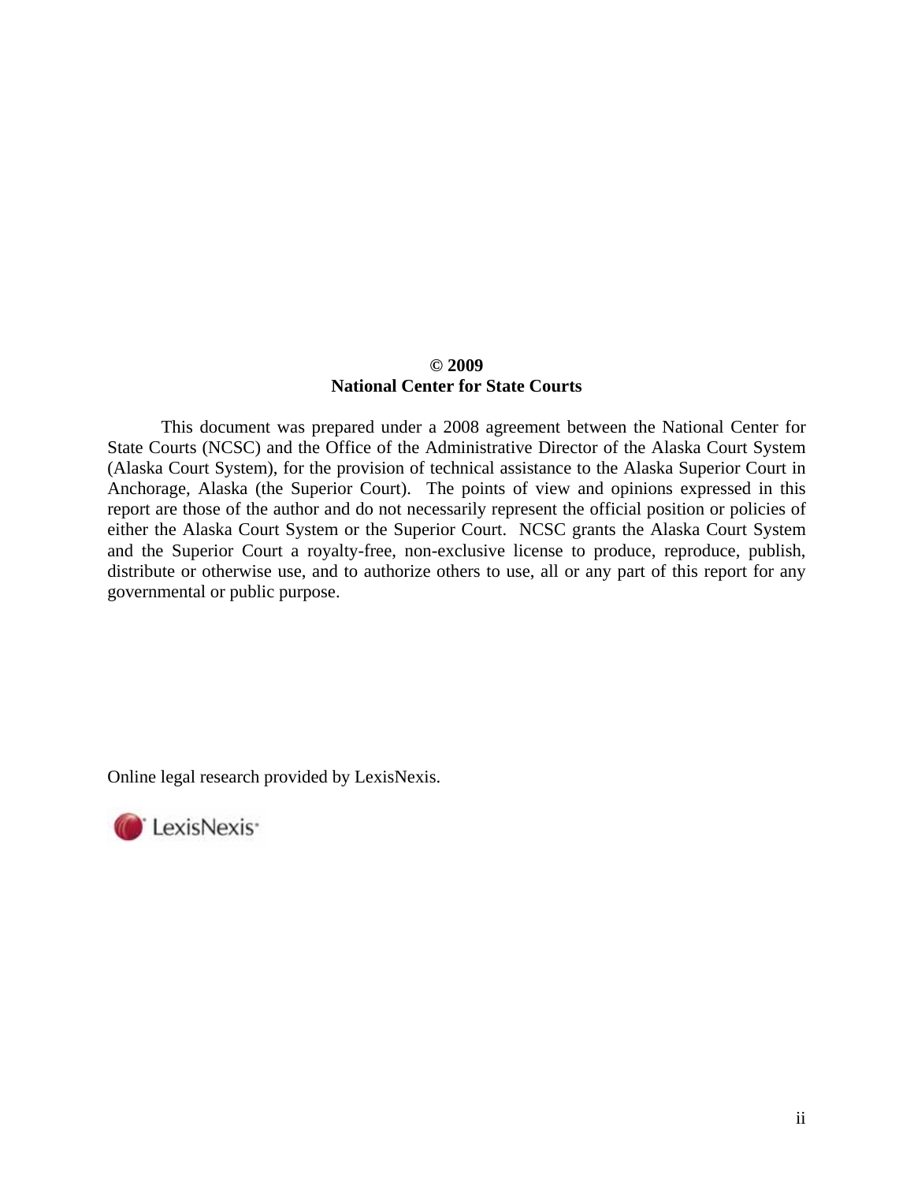**© 2009**
**National Center for State Courts**

This document was prepared under a 2008 agreement between the National Center for State Courts (NCSC) and the Office of the Administrative Director of the Alaska Court System (Alaska Court System), for the provision of technical assistance to the Alaska Superior Court in Anchorage, Alaska (the Superior Court). The points of view and opinions expressed in this report are those of the author and do not necessarily represent the official position or policies of either the Alaska Court System or the Superior Court. NCSC grants the Alaska Court System and the Superior Court a royalty-free, non-exclusive license to produce, reproduce, publish, distribute or otherwise use, and to authorize others to use, all or any part of this report for any governmental or public purpose.

Online legal research provided by LexisNexis.

LexisNexis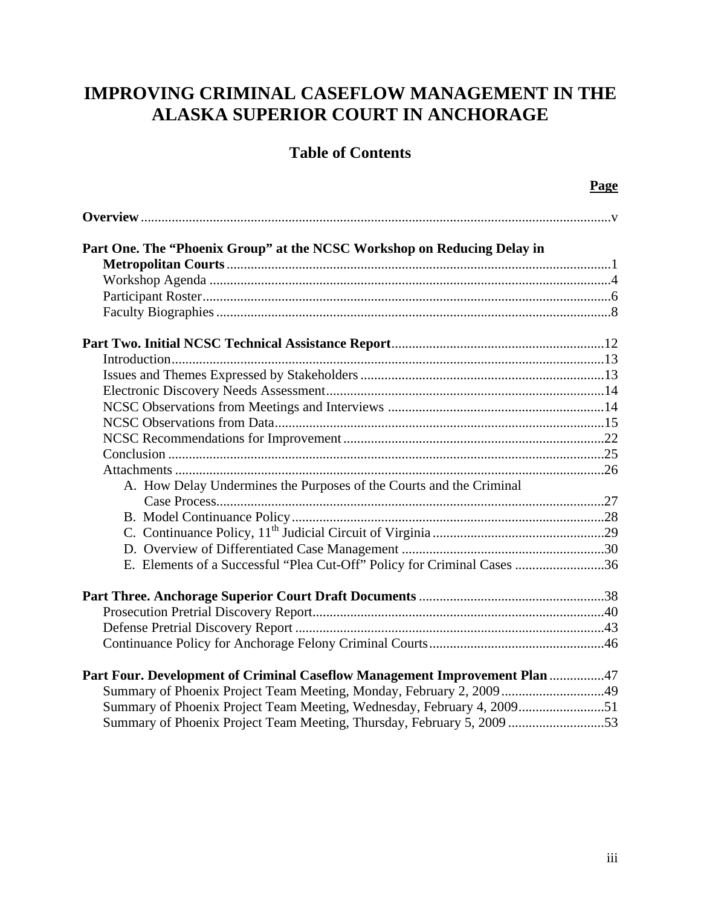# IMPROVING CRIMINAL CASEFLOW MANAGEMENT IN THE ALASKA SUPERIOR COURT IN ANCHORAGE

## Table of Contents

| | Page |
|---|---|
| **Overview** | v |
| **Part One. The "Phoenix Group" at the NCSC Workshop on Reducing Delay in Metropolitan Courts** | 1 |
| Workshop Agenda | 4 |
| Participant Roster | 6 |
| Faculty Biographies | 8 |
| **Part Two. Initial NCSC Technical Assistance Report** | 12 |
| Introduction | 13 |
| Issues and Themes Expressed by Stakeholders | 13 |
| Electronic Discovery Needs Assessment | 14 |
| NCSC Observations from Meetings and Interviews | 14 |
| NCSC Observations from Data | 15 |
| NCSC Recommendations for Improvement | 22 |
| Conclusion | 25 |
| Attachments | 26 |
| A. How Delay Undermines the Purposes of the Courts and the Criminal Case Process | 27 |
| B. Model Continuance Policy | 28 |
| C. Continuance Policy, 11th Judicial Circuit of Virginia | 29 |
| D. Overview of Differentiated Case Management | 30 |
| E. Elements of a Successful "Plea Cut-Off" Policy for Criminal Cases | 36 |
| **Part Three. Anchorage Superior Court Draft Documents** | 38 |
| Prosecution Pretrial Discovery Report | 40 |
| Defense Pretrial Discovery Report | 43 |
| Continuance Policy for Anchorage Felony Criminal Courts | 46 |
| **Part Four. Development of Criminal Caseflow Management Improvement Plan** | 47 |
| Summary of Phoenix Project Team Meeting, Monday, February 2, 2009 | 49 |
| Summary of Phoenix Project Team Meeting, Wednesday, February 4, 2009 | 51 |
| Summary of Phoenix Project Team Meeting, Thursday, February 5, 2009 | 53 |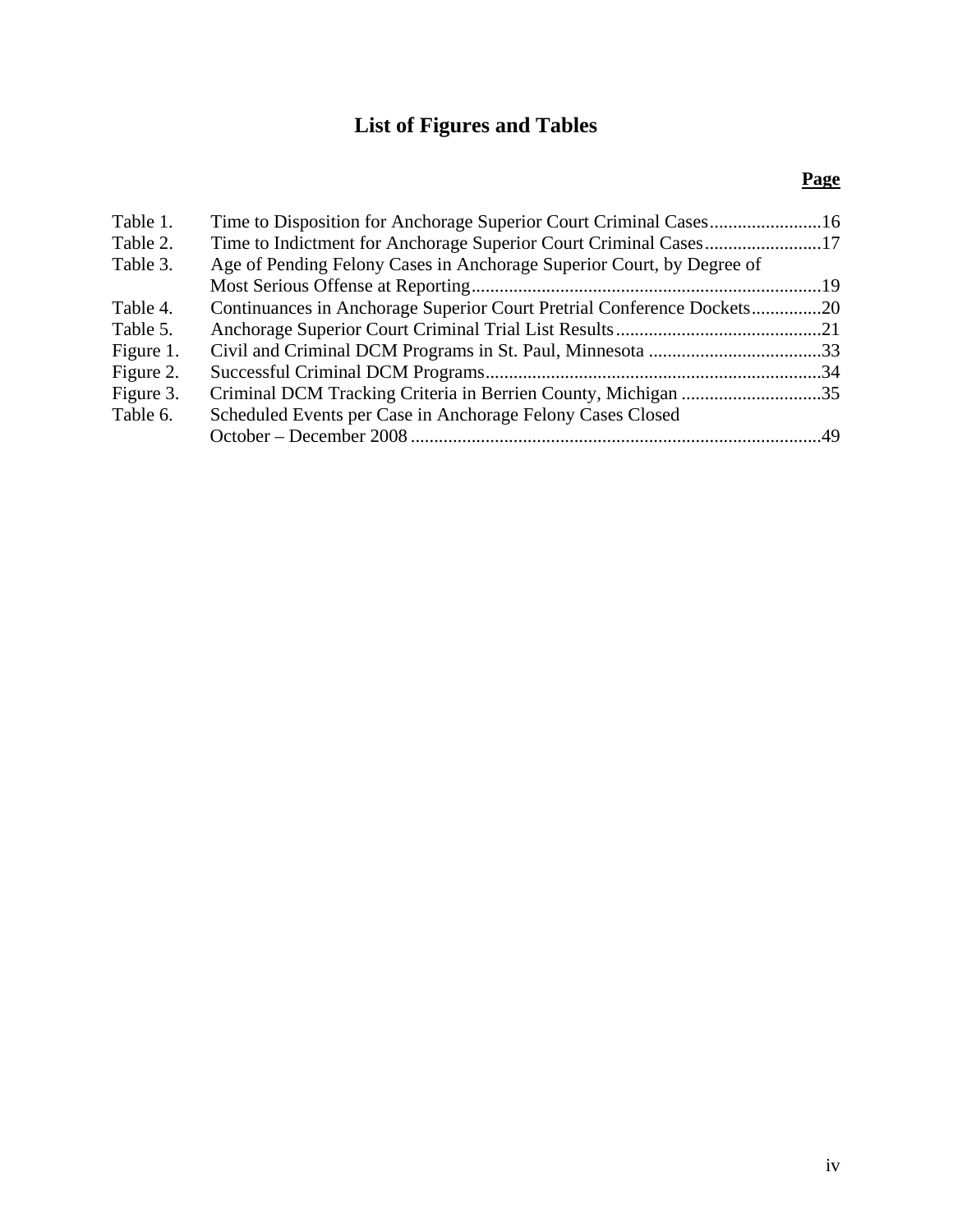# List of Figures and Tables

| | | Page |
|---|---|---|
| Table 1. | Time to Disposition for Anchorage Superior Court Criminal Cases | 16 |
| Table 2. | Time to Indictment for Anchorage Superior Court Criminal Cases | 17 |
| Table 3. | Age of Pending Felony Cases in Anchorage Superior Court, by Degree of Most Serious Offense at Reporting | 19 |
| Table 4. | Continuances in Anchorage Superior Court Pretrial Conference Dockets | 20 |
| Table 5. | Anchorage Superior Court Criminal Trial List Results | 21 |
| Figure 1. | Civil and Criminal DCM Programs in St. Paul, Minnesota | 33 |
| Figure 2. | Successful Criminal DCM Programs | 34 |
| Figure 3. | Criminal DCM Tracking Criteria in Berrien County, Michigan | 35 |
| Table 6. | Scheduled Events per Case in Anchorage Felony Cases Closed October – December 2008 | 49 |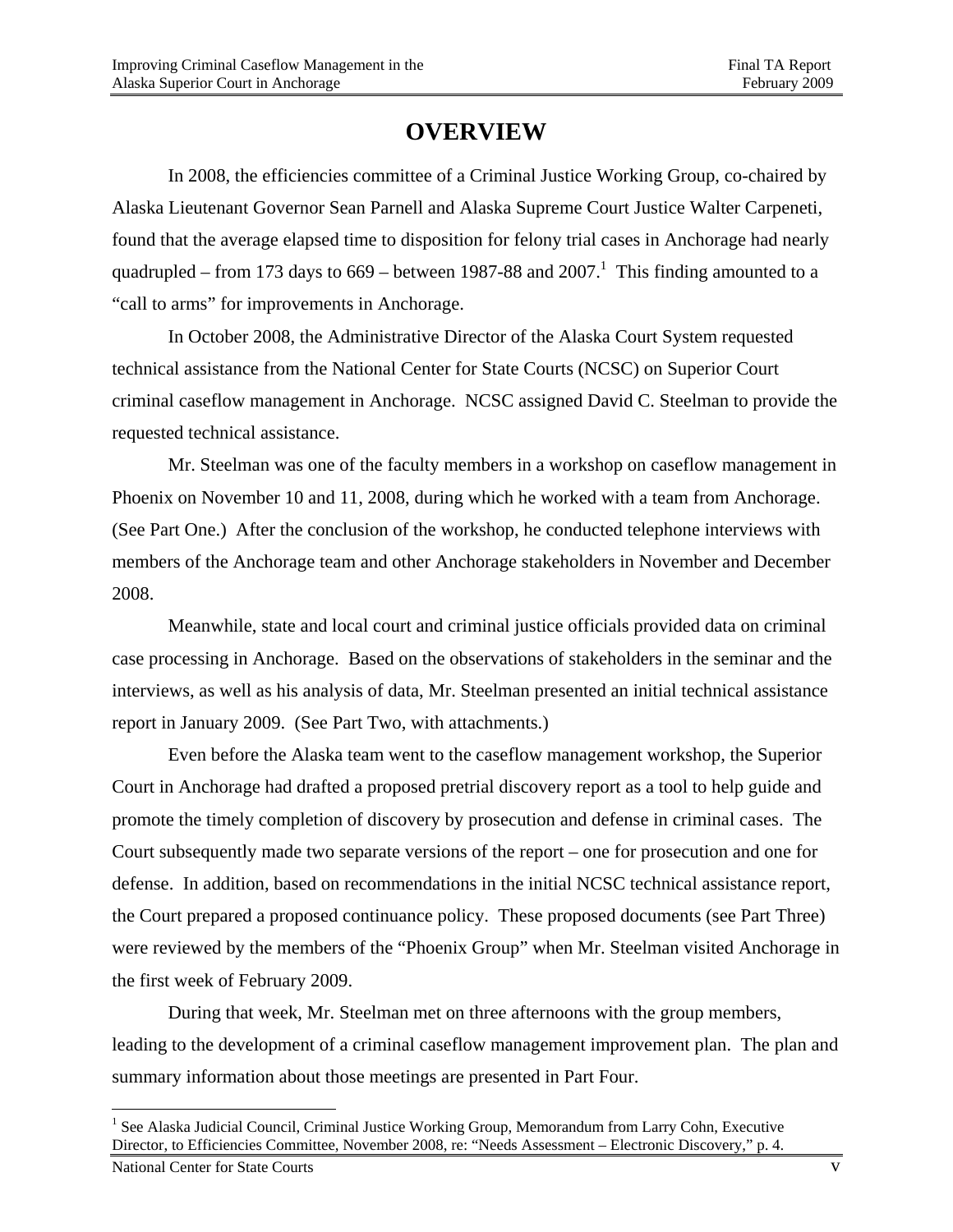# OVERVIEW

In 2008, the efficiencies committee of a Criminal Justice Working Group, co-chaired by Alaska Lieutenant Governor Sean Parnell and Alaska Supreme Court Justice Walter Carpeneti, found that the average elapsed time to disposition for felony trial cases in Anchorage had nearly quadrupled – from 173 days to 669 – between 1987-88 and 2007.[1] This finding amounted to a "call to arms" for improvements in Anchorage.

In October 2008, the Administrative Director of the Alaska Court System requested technical assistance from the National Center for State Courts (NCSC) on Superior Court criminal caseflow management in Anchorage. NCSC assigned David C. Steelman to provide the requested technical assistance.

Mr. Steelman was one of the faculty members in a workshop on caseflow management in Phoenix on November 10 and 11, 2008, during which he worked with a team from Anchorage. (See Part One.) After the conclusion of the workshop, he conducted telephone interviews with members of the Anchorage team and other Anchorage stakeholders in November and December 2008.

Meanwhile, state and local court and criminal justice officials provided data on criminal case processing in Anchorage. Based on the observations of stakeholders in the seminar and the interviews, as well as his analysis of data, Mr. Steelman presented an initial technical assistance report in January 2009. (See Part Two, with attachments.)

Even before the Alaska team went to the caseflow management workshop, the Superior Court in Anchorage had drafted a proposed pretrial discovery report as a tool to help guide and promote the timely completion of discovery by prosecution and defense in criminal cases. The Court subsequently made two separate versions of the report – one for prosecution and one for defense. In addition, based on recommendations in the initial NCSC technical assistance report, the Court prepared a proposed continuance policy. These proposed documents (see Part Three) were reviewed by the members of the "Phoenix Group" when Mr. Steelman visited Anchorage in the first week of February 2009.

During that week, Mr. Steelman met on three afternoons with the group members, leading to the development of a criminal caseflow management improvement plan. The plan and summary information about those meetings are presented in Part Four.

---

[1] See Alaska Judicial Council, Criminal Justice Working Group, Memorandum from Larry Cohn, Executive Director, to Efficiencies Committee, November 2008, re: "Needs Assessment – Electronic Discovery," p. 4.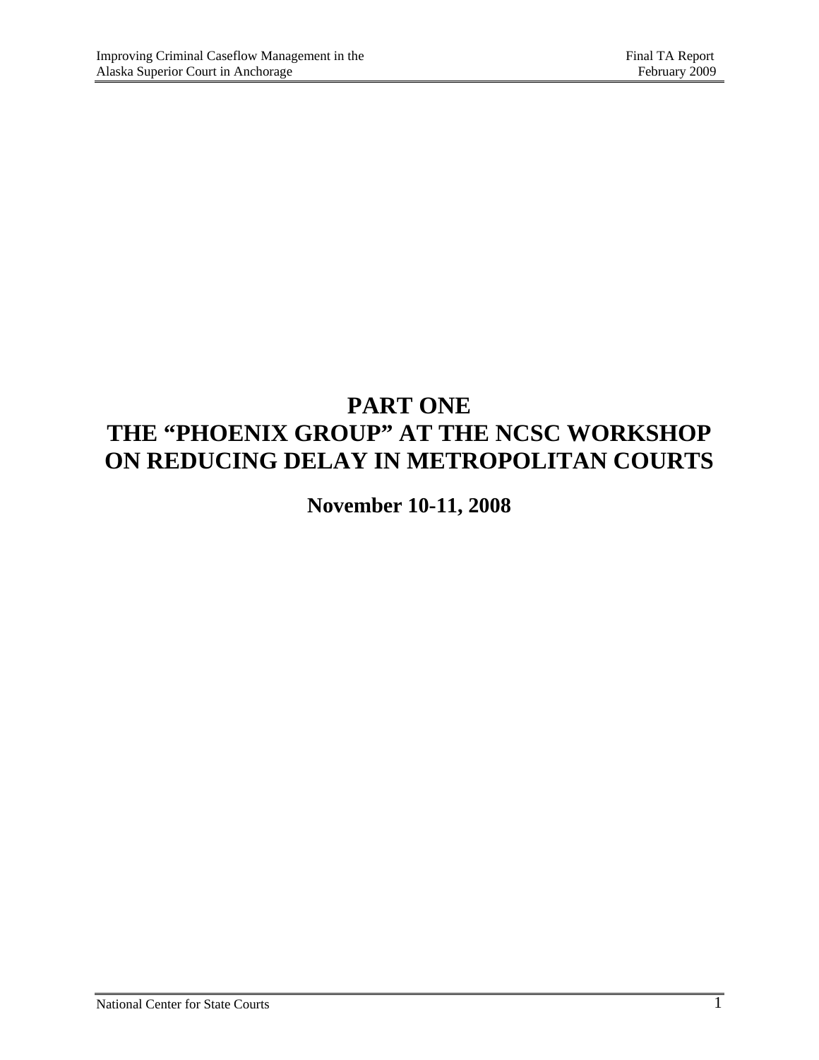# PART ONE
# THE "PHOENIX GROUP" AT THE NCSC WORKSHOP ON REDUCING DELAY IN METROPOLITAN COURTS

## November 10-11, 2008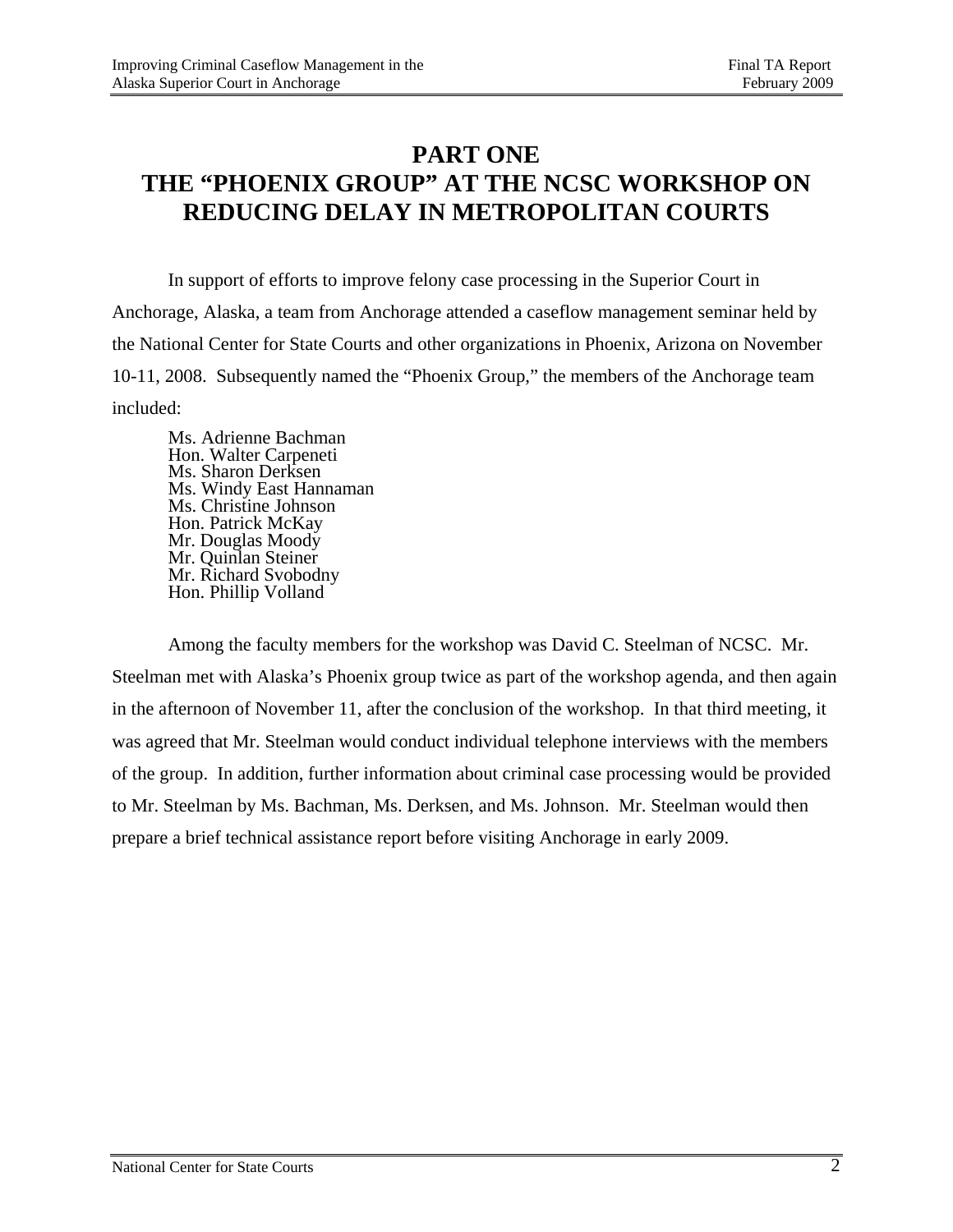# PART ONE
# THE "PHOENIX GROUP" AT THE NCSC WORKSHOP ON REDUCING DELAY IN METROPOLITAN COURTS

In support of efforts to improve felony case processing in the Superior Court in Anchorage, Alaska, a team from Anchorage attended a caseflow management seminar held by the National Center for State Courts and other organizations in Phoenix, Arizona on November 10-11, 2008. Subsequently named the "Phoenix Group," the members of the Anchorage team included:

Ms. Adrienne Bachman  
Hon. Walter Carpeneti  
Ms. Sharon Derksen  
Ms. Windy East Hannaman  
Ms. Christine Johnson  
Hon. Patrick McKay  
Mr. Douglas Moody  
Mr. Quinlan Steiner  
Mr. Richard Svobodny  
Hon. Phillip Volland

Among the faculty members for the workshop was David C. Steelman of NCSC. Mr. Steelman met with Alaska's Phoenix group twice as part of the workshop agenda, and then again in the afternoon of November 11, after the conclusion of the workshop. In that third meeting, it was agreed that Mr. Steelman would conduct individual telephone interviews with the members of the group. In addition, further information about criminal case processing would be provided to Mr. Steelman by Ms. Bachman, Ms. Derksen, and Ms. Johnson. Mr. Steelman would then prepare a brief technical assistance report before visiting Anchorage in early 2009.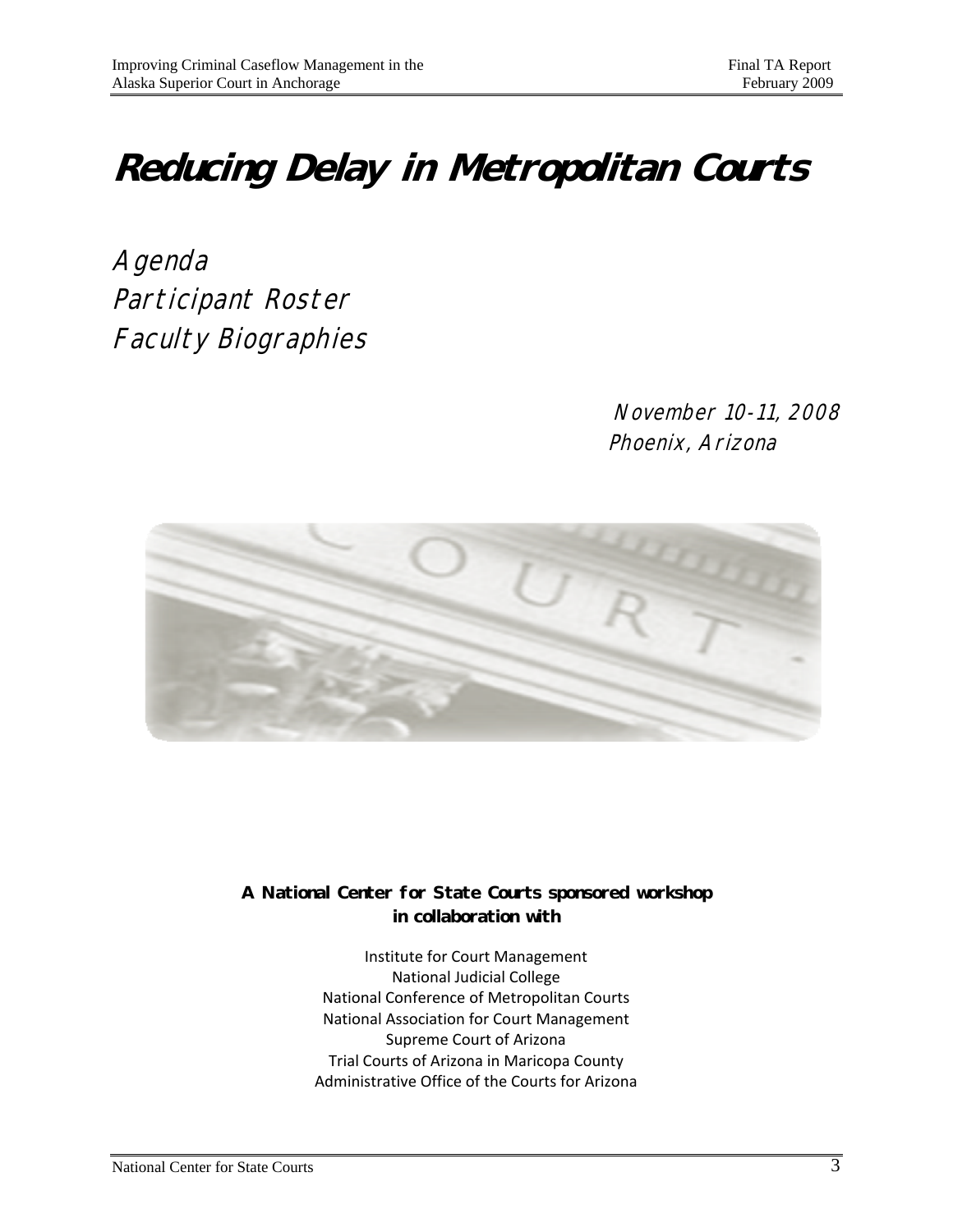# Reducing Delay in Metropolitan Courts

Agenda
Participant Roster
Faculty Biographies

November 10-11, 2008
Phoenix, Arizona

**A National Center for State Courts sponsored workshop in collaboration with**

Institute for Court Management
National Judicial College
National Conference of Metropolitan Courts
National Association for Court Management
Supreme Court of Arizona
Trial Courts of Arizona in Maricopa County
Administrative Office of the Courts for Arizona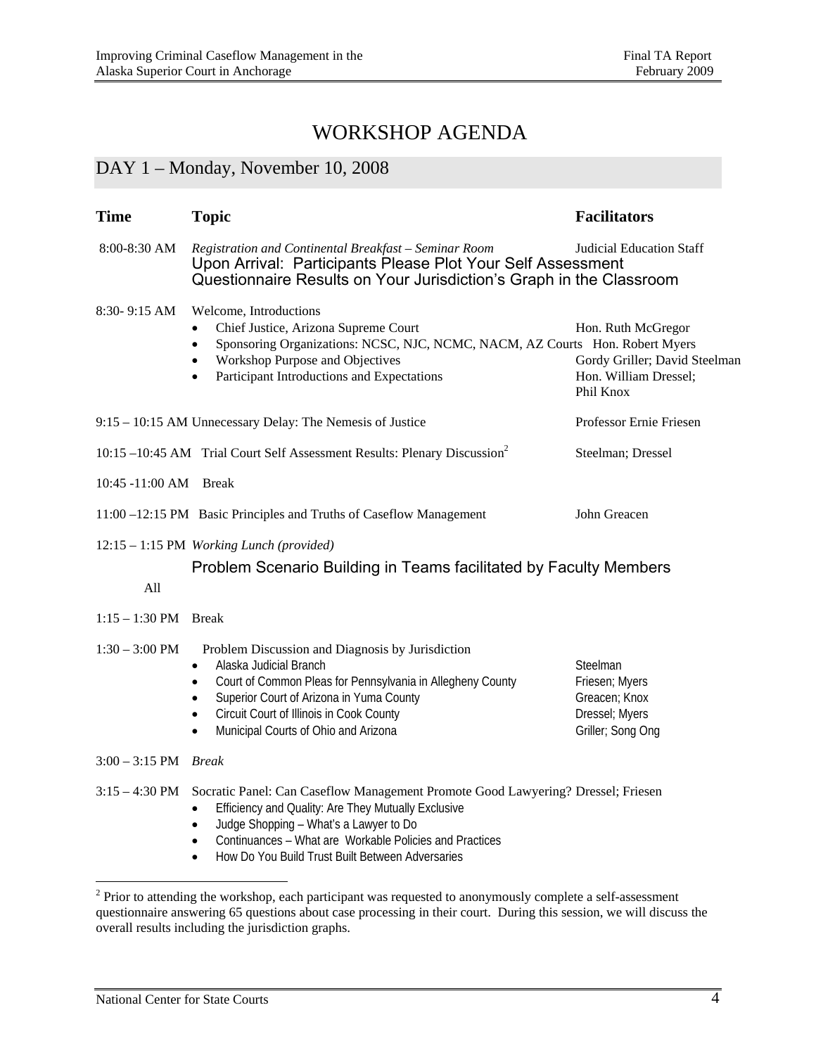# WORKSHOP AGENDA

## DAY 1 – Monday, November 10, 2008

| Time | Topic | Facilitators |
|---|---|---|
| 8:00-8:30 AM | *Registration and Continental Breakfast – Seminar Room*<br>Upon Arrival: Participants Please Plot Your Self Assessment Questionnaire Results on Your Jurisdiction's Graph in the Classroom | Judicial Education Staff |
| 8:30- 9:15 AM | Welcome, Introductions | |
| | • Chief Justice, Arizona Supreme Court | Hon. Ruth McGregor |
| | • Sponsoring Organizations: NCSC, NJC, NCMC, NACM, AZ Courts | Hon. Robert Myers |
| | • Workshop Purpose and Objectives | Gordy Griller; David Steelman |
| | • Participant Introductions and Expectations | Hon. William Dressel; Phil Knox |
| 9:15 – 10:15 AM | Unnecessary Delay: The Nemesis of Justice | Professor Ernie Friesen |
| 10:15 –10:45 AM | Trial Court Self Assessment Results: Plenary Discussion[2] | Steelman; Dressel |
| 10:45 -11:00 AM | Break | |
| 11:00 –12:15 PM | Basic Principles and Truths of Caseflow Management | John Greacen |
| 12:15 – 1:15 PM | *Working Lunch (provided)*<br>Problem Scenario Building in Teams facilitated by Faculty Members | All |
| 1:15 – 1:30 PM | Break | |
| 1:30 – 3:00 PM | Problem Discussion and Diagnosis by Jurisdiction | |
| | • Alaska Judicial Branch | Steelman |
| | • Court of Common Pleas for Pennsylvania in Allegheny County | Friesen; Myers |
| | • Superior Court of Arizona in Yuma County | Greacen; Knox |
| | • Circuit Court of Illinois in Cook County | Dressel; Myers |
| | • Municipal Courts of Ohio and Arizona | Griller; Song Ong |
| 3:00 – 3:15 PM | *Break* | |
| 3:15 – 4:30 PM | Socratic Panel: Can Caseflow Management Promote Good Lawyering?<br>• Efficiency and Quality: Are They Mutually Exclusive<br>• Judge Shopping – What's a Lawyer to Do<br>• Continuances – What are Workable Policies and Practices<br>• How Do You Build Trust Built Between Adversaries | Dressel; Friesen |

[2] Prior to attending the workshop, each participant was requested to anonymously complete a self-assessment questionnaire answering 65 questions about case processing in their court. During this session, we will discuss the overall results including the jurisdiction graphs.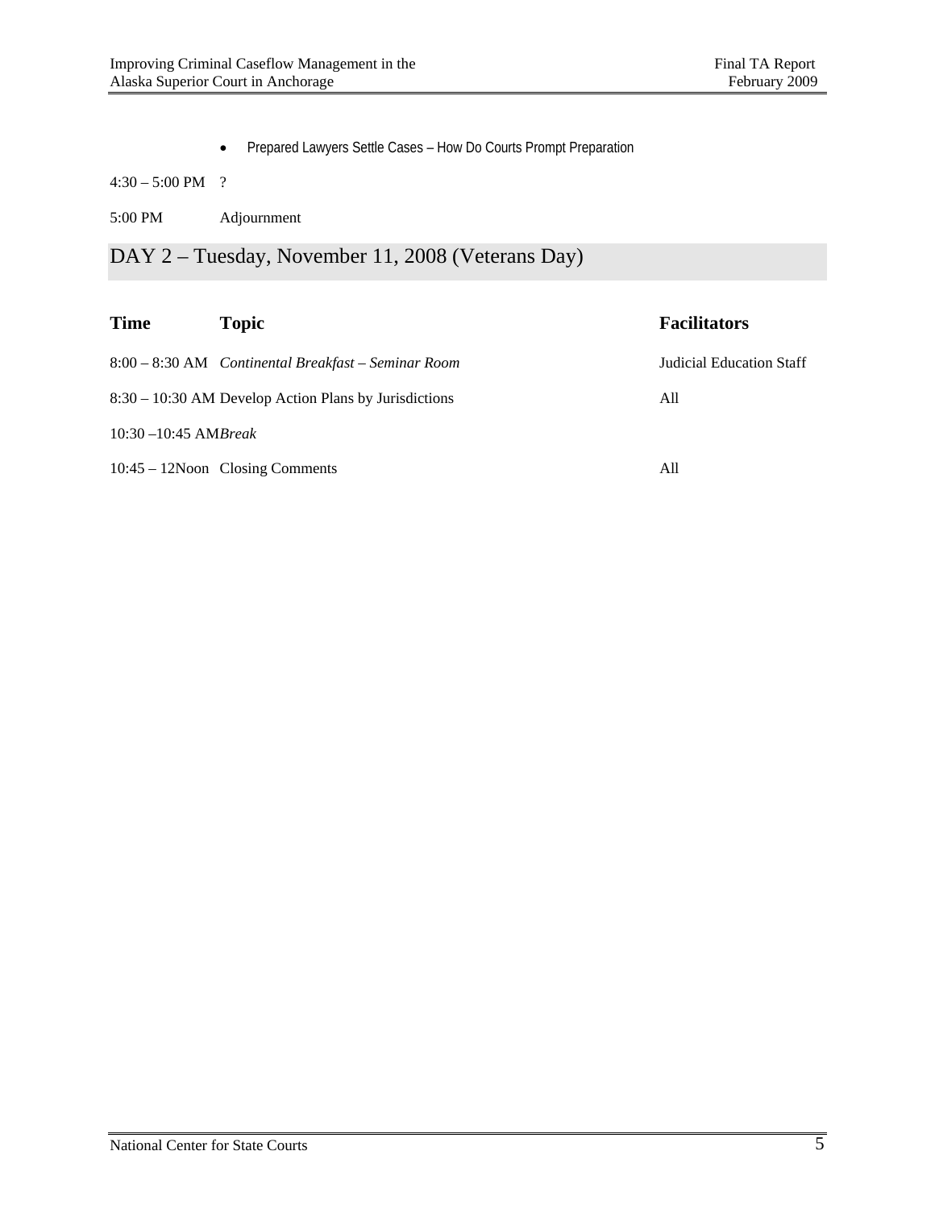- Prepared Lawyers Settle Cases – How Do Courts Prompt Preparation

4:30 – 5:00 PM ?

5:00 PM Adjournment

## DAY 2 – Tuesday, November 11, 2008 (Veterans Day)

| Time | Topic | Facilitators |
|---|---|---|
| 8:00 – 8:30 AM | *Continental Breakfast – Seminar Room* | Judicial Education Staff |
| 8:30 – 10:30 AM | Develop Action Plans by Jurisdictions | All |
| 10:30 –10:45 AM | *Break* | |
| 10:45 – 12Noon | Closing Comments | All |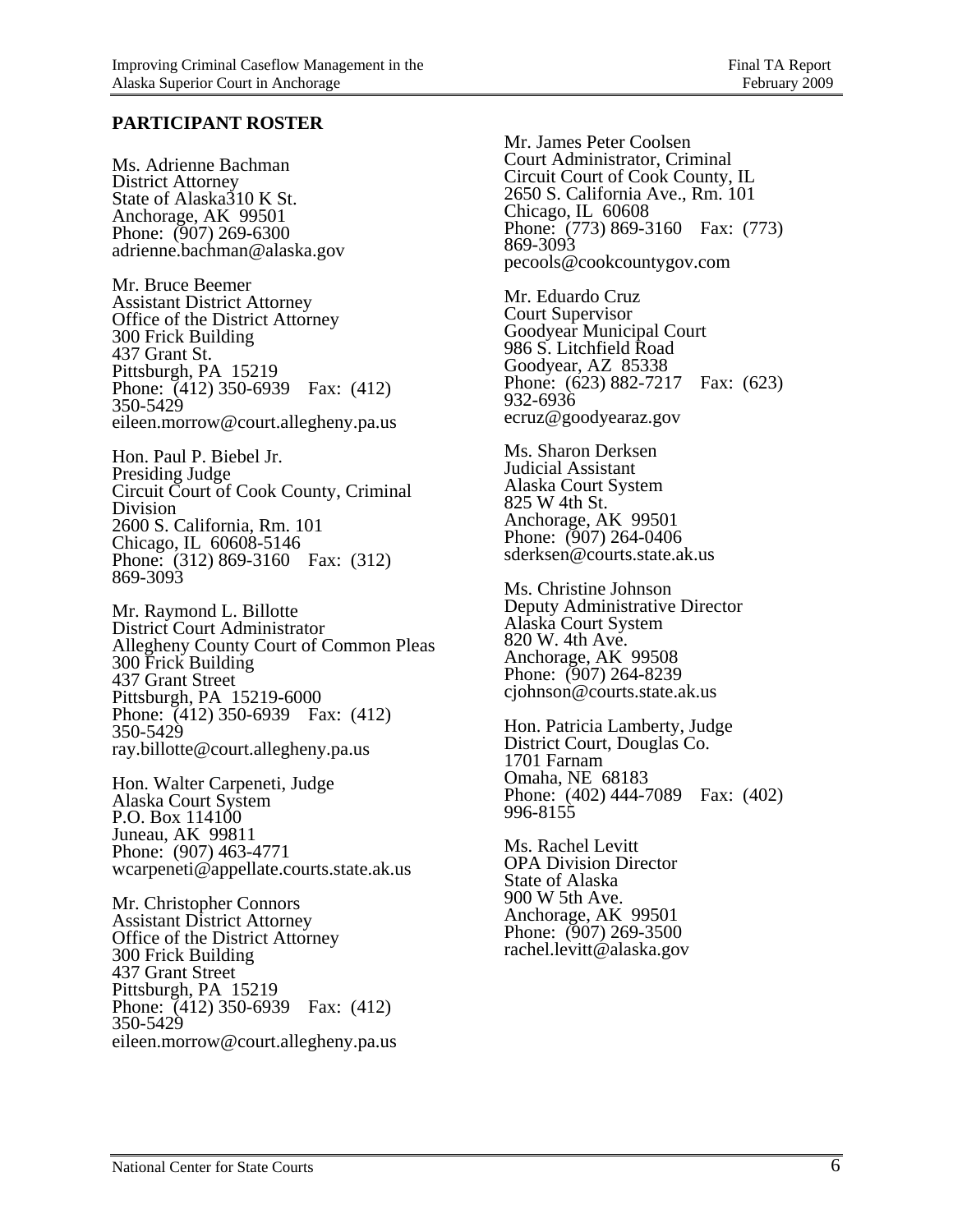## PARTICIPANT ROSTER

Ms. Adrienne Bachman
District Attorney
State of Alaska310 K St.
Anchorage, AK 99501
Phone: (907) 269-6300
adrienne.bachman@alaska.gov

Mr. Bruce Beemer
Assistant District Attorney
Office of the District Attorney
300 Frick Building
437 Grant St.
Pittsburgh, PA 15219
Phone: (412) 350-6939 Fax: (412) 350-5429
eileen.morrow@court.allegheny.pa.us

Hon. Paul P. Biebel Jr.
Presiding Judge
Circuit Court of Cook County, Criminal Division
2600 S. California, Rm. 101
Chicago, IL 60608-5146
Phone: (312) 869-3160 Fax: (312) 869-3093

Mr. Raymond L. Billotte
District Court Administrator
Allegheny County Court of Common Pleas
300 Frick Building
437 Grant Street
Pittsburgh, PA 15219-6000
Phone: (412) 350-6939 Fax: (412) 350-5429
ray.billotte@court.allegheny.pa.us

Hon. Walter Carpeneti, Judge
Alaska Court System
P.O. Box 114100
Juneau, AK 99811
Phone: (907) 463-4771
wcarpeneti@appellate.courts.state.ak.us

Mr. Christopher Connors
Assistant District Attorney
Office of the District Attorney
300 Frick Building
437 Grant Street
Pittsburgh, PA 15219
Phone: (412) 350-6939 Fax: (412) 350-5429
eileen.morrow@court.allegheny.pa.us

Mr. James Peter Coolsen
Court Administrator, Criminal
Circuit Court of Cook County, IL
2650 S. California Ave., Rm. 101
Chicago, IL 60608
Phone: (773) 869-3160 Fax: (773) 869-3093
pecools@cookcountygov.com

Mr. Eduardo Cruz
Court Supervisor
Goodyear Municipal Court
986 S. Litchfield Road
Goodyear, AZ 85338
Phone: (623) 882-7217 Fax: (623) 932-6936
ecruz@goodyearaz.gov

Ms. Sharon Derksen
Judicial Assistant
Alaska Court System
825 W 4th St.
Anchorage, AK 99501
Phone: (907) 264-0406
sderksen@courts.state.ak.us

Ms. Christine Johnson
Deputy Administrative Director
Alaska Court System
820 W. 4th Ave.
Anchorage, AK 99508
Phone: (907) 264-8239
cjohnson@courts.state.ak.us

Hon. Patricia Lamberty, Judge
District Court, Douglas Co.
1701 Farnam
Omaha, NE 68183
Phone: (402) 444-7089 Fax: (402) 996-8155

Ms. Rachel Levitt
OPA Division Director
State of Alaska
900 W 5th Ave.
Anchorage, AK 99501
Phone: (907) 269-3500
rachel.levitt@alaska.gov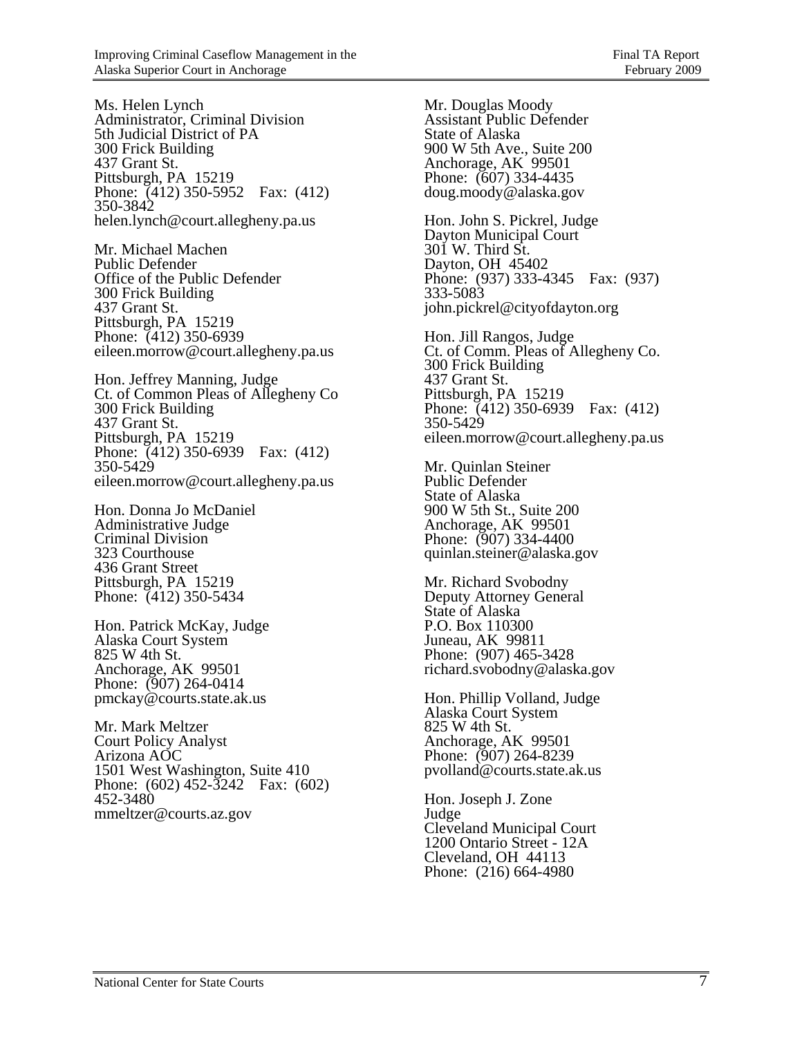Ms. Helen Lynch
Administrator, Criminal Division
5th Judicial District of PA
300 Frick Building
437 Grant St.
Pittsburgh, PA 15219
Phone: (412) 350-5952 Fax: (412) 350-3842
helen.lynch@court.allegheny.pa.us

Mr. Michael Machen
Public Defender
Office of the Public Defender
300 Frick Building
437 Grant St.
Pittsburgh, PA 15219
Phone: (412) 350-6939
eileen.morrow@court.allegheny.pa.us

Hon. Jeffrey Manning, Judge
Ct. of Common Pleas of Allegheny Co
300 Frick Building
437 Grant St.
Pittsburgh, PA 15219
Phone: (412) 350-6939 Fax: (412) 350-5429
eileen.morrow@court.allegheny.pa.us

Hon. Donna Jo McDaniel
Administrative Judge
Criminal Division
323 Courthouse
436 Grant Street
Pittsburgh, PA 15219
Phone: (412) 350-5434

Hon. Patrick McKay, Judge
Alaska Court System
825 W 4th St.
Anchorage, AK 99501
Phone: (907) 264-0414
pmckay@courts.state.ak.us

Mr. Mark Meltzer
Court Policy Analyst
Arizona AOC
1501 West Washington, Suite 410
Phone: (602) 452-3242 Fax: (602) 452-3480
mmeltzer@courts.az.gov

Mr. Douglas Moody
Assistant Public Defender
State of Alaska
900 W 5th Ave., Suite 200
Anchorage, AK 99501
Phone: (607) 334-4435
doug.moody@alaska.gov

Hon. John S. Pickrel, Judge
Dayton Municipal Court
301 W. Third St.
Dayton, OH 45402
Phone: (937) 333-4345 Fax: (937) 333-5083
john.pickrel@cityofdayton.org

Hon. Jill Rangos, Judge
Ct. of Comm. Pleas of Allegheny Co.
300 Frick Building
437 Grant St.
Pittsburgh, PA 15219
Phone: (412) 350-6939 Fax: (412) 350-5429
eileen.morrow@court.allegheny.pa.us

Mr. Quinlan Steiner
Public Defender
State of Alaska
900 W 5th St., Suite 200
Anchorage, AK 99501
Phone: (907) 334-4400
quinlan.steiner@alaska.gov

Mr. Richard Svobodny
Deputy Attorney General
State of Alaska
P.O. Box 110300
Juneau, AK 99811
Phone: (907) 465-3428
richard.svobodny@alaska.gov

Hon. Phillip Volland, Judge
Alaska Court System
825 W 4th St.
Anchorage, AK 99501
Phone: (907) 264-8239
pvolland@courts.state.ak.us

Hon. Joseph J. Zone
Judge
Cleveland Municipal Court
1200 Ontario Street - 12A
Cleveland, OH 44113
Phone: (216) 664-4980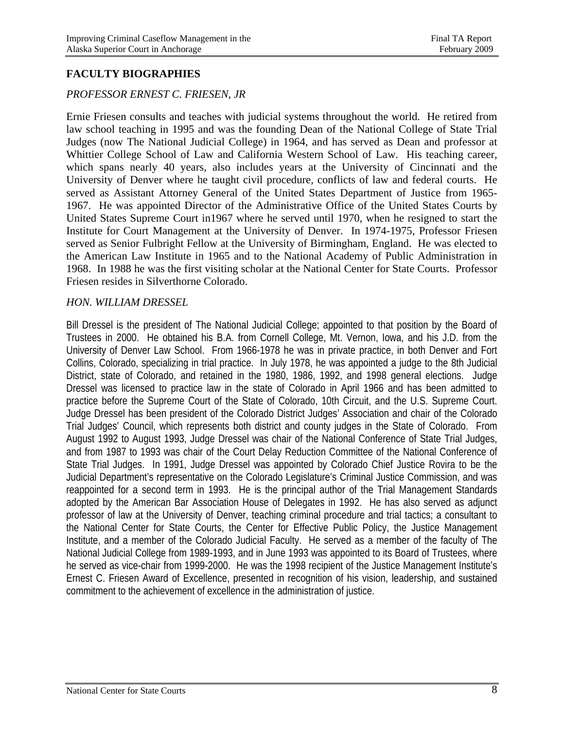## FACULTY BIOGRAPHIES

*PROFESSOR ERNEST C. FRIESEN, JR*

Ernie Friesen consults and teaches with judicial systems throughout the world. He retired from law school teaching in 1995 and was the founding Dean of the National College of State Trial Judges (now The National Judicial College) in 1964, and has served as Dean and professor at Whittier College School of Law and California Western School of Law. His teaching career, which spans nearly 40 years, also includes years at the University of Cincinnati and the University of Denver where he taught civil procedure, conflicts of law and federal courts. He served as Assistant Attorney General of the United States Department of Justice from 1965-1967. He was appointed Director of the Administrative Office of the United States Courts by United States Supreme Court in1967 where he served until 1970, when he resigned to start the Institute for Court Management at the University of Denver. In 1974-1975, Professor Friesen served as Senior Fulbright Fellow at the University of Birmingham, England. He was elected to the American Law Institute in 1965 and to the National Academy of Public Administration in 1968. In 1988 he was the first visiting scholar at the National Center for State Courts. Professor Friesen resides in Silverthorne Colorado.

*HON. WILLIAM DRESSEL*

Bill Dressel is the president of The National Judicial College; appointed to that position by the Board of Trustees in 2000. He obtained his B.A. from Cornell College, Mt. Vernon, Iowa, and his J.D. from the University of Denver Law School. From 1966-1978 he was in private practice, in both Denver and Fort Collins, Colorado, specializing in trial practice. In July 1978, he was appointed a judge to the 8th Judicial District, state of Colorado, and retained in the 1980, 1986, 1992, and 1998 general elections. Judge Dressel was licensed to practice law in the state of Colorado in April 1966 and has been admitted to practice before the Supreme Court of the State of Colorado, 10th Circuit, and the U.S. Supreme Court. Judge Dressel has been president of the Colorado District Judges' Association and chair of the Colorado Trial Judges' Council, which represents both district and county judges in the State of Colorado. From August 1992 to August 1993, Judge Dressel was chair of the National Conference of State Trial Judges, and from 1987 to 1993 was chair of the Court Delay Reduction Committee of the National Conference of State Trial Judges. In 1991, Judge Dressel was appointed by Colorado Chief Justice Rovira to be the Judicial Department's representative on the Colorado Legislature's Criminal Justice Commission, and was reappointed for a second term in 1993. He is the principal author of the Trial Management Standards adopted by the American Bar Association House of Delegates in 1992. He has also served as adjunct professor of law at the University of Denver, teaching criminal procedure and trial tactics; a consultant to the National Center for State Courts, the Center for Effective Public Policy, the Justice Management Institute, and a member of the Colorado Judicial Faculty. He served as a member of the faculty of The National Judicial College from 1989-1993, and in June 1993 was appointed to its Board of Trustees, where he served as vice-chair from 1999-2000. He was the 1998 recipient of the Justice Management Institute's Ernest C. Friesen Award of Excellence, presented in recognition of his vision, leadership, and sustained commitment to the achievement of excellence in the administration of justice.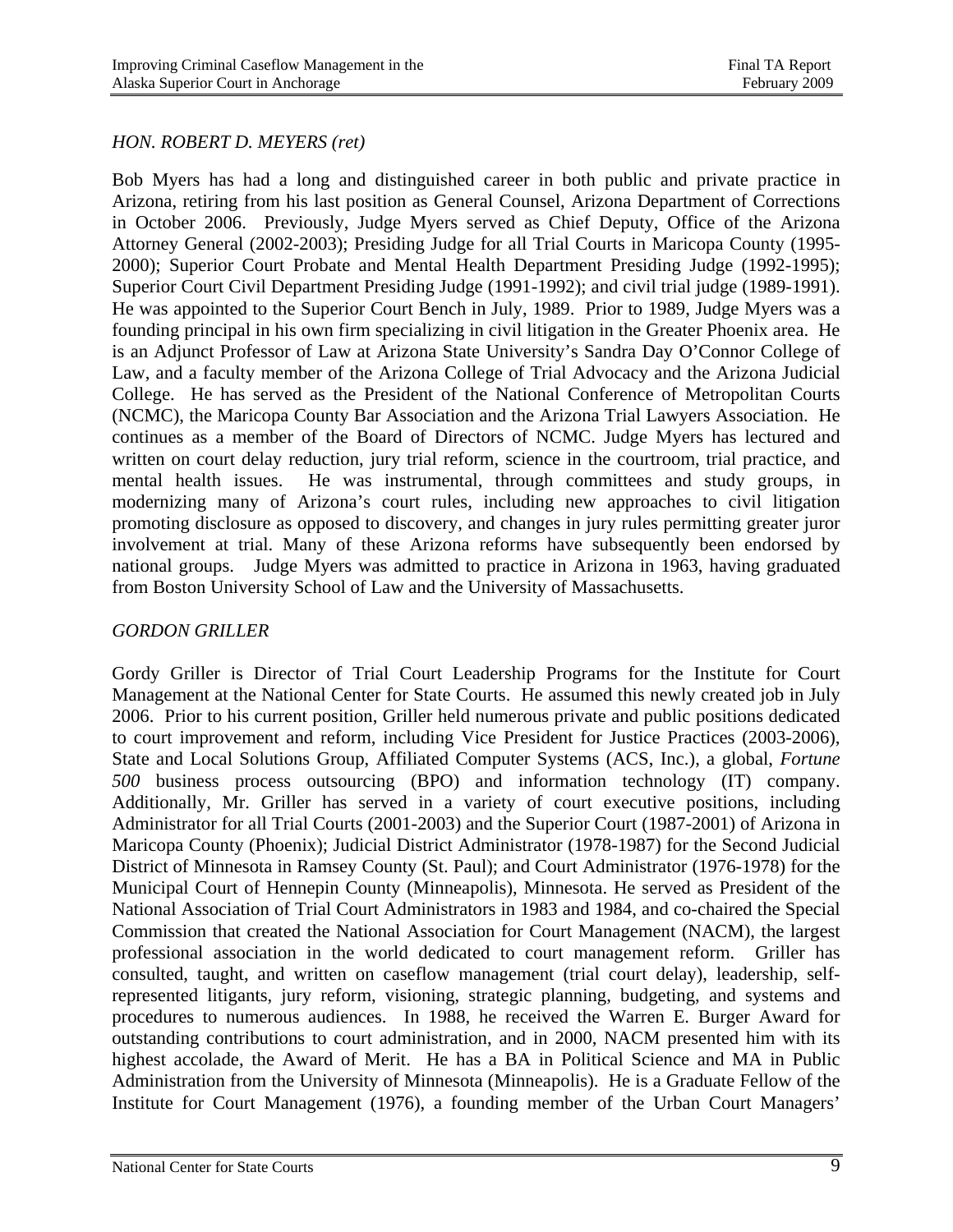*HON. ROBERT D. MEYERS (ret)*

Bob Myers has had a long and distinguished career in both public and private practice in Arizona, retiring from his last position as General Counsel, Arizona Department of Corrections in October 2006. Previously, Judge Myers served as Chief Deputy, Office of the Arizona Attorney General (2002-2003); Presiding Judge for all Trial Courts in Maricopa County (1995-2000); Superior Court Probate and Mental Health Department Presiding Judge (1992-1995); Superior Court Civil Department Presiding Judge (1991-1992); and civil trial judge (1989-1991). He was appointed to the Superior Court Bench in July, 1989. Prior to 1989, Judge Myers was a founding principal in his own firm specializing in civil litigation in the Greater Phoenix area. He is an Adjunct Professor of Law at Arizona State University's Sandra Day O'Connor College of Law, and a faculty member of the Arizona College of Trial Advocacy and the Arizona Judicial College. He has served as the President of the National Conference of Metropolitan Courts (NCMC), the Maricopa County Bar Association and the Arizona Trial Lawyers Association. He continues as a member of the Board of Directors of NCMC. Judge Myers has lectured and written on court delay reduction, jury trial reform, science in the courtroom, trial practice, and mental health issues. He was instrumental, through committees and study groups, in modernizing many of Arizona's court rules, including new approaches to civil litigation promoting disclosure as opposed to discovery, and changes in jury rules permitting greater juror involvement at trial. Many of these Arizona reforms have subsequently been endorsed by national groups. Judge Myers was admitted to practice in Arizona in 1963, having graduated from Boston University School of Law and the University of Massachusetts.

*GORDON GRILLER*

Gordy Griller is Director of Trial Court Leadership Programs for the Institute for Court Management at the National Center for State Courts. He assumed this newly created job in July 2006. Prior to his current position, Griller held numerous private and public positions dedicated to court improvement and reform, including Vice President for Justice Practices (2003-2006), State and Local Solutions Group, Affiliated Computer Systems (ACS, Inc.), a global, *Fortune 500* business process outsourcing (BPO) and information technology (IT) company. Additionally, Mr. Griller has served in a variety of court executive positions, including Administrator for all Trial Courts (2001-2003) and the Superior Court (1987-2001) of Arizona in Maricopa County (Phoenix); Judicial District Administrator (1978-1987) for the Second Judicial District of Minnesota in Ramsey County (St. Paul); and Court Administrator (1976-1978) for the Municipal Court of Hennepin County (Minneapolis), Minnesota. He served as President of the National Association of Trial Court Administrators in 1983 and 1984, and co-chaired the Special Commission that created the National Association for Court Management (NACM), the largest professional association in the world dedicated to court management reform. Griller has consulted, taught, and written on caseflow management (trial court delay), leadership, self-represented litigants, jury reform, visioning, strategic planning, budgeting, and systems and procedures to numerous audiences. In 1988, he received the Warren E. Burger Award for outstanding contributions to court administration, and in 2000, NACM presented him with its highest accolade, the Award of Merit. He has a BA in Political Science and MA in Public Administration from the University of Minnesota (Minneapolis). He is a Graduate Fellow of the Institute for Court Management (1976), a founding member of the Urban Court Managers'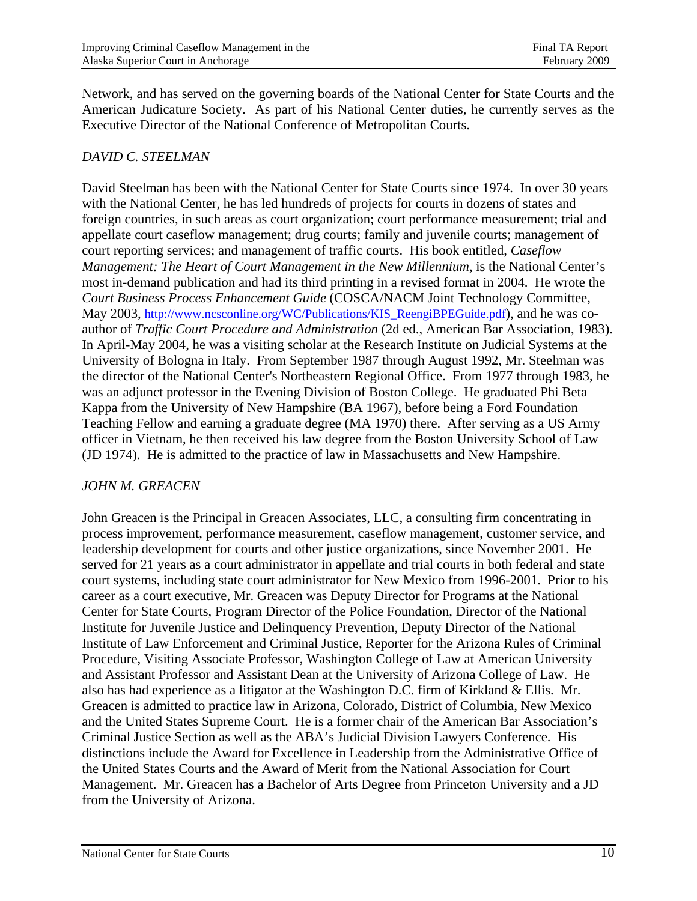Network, and has served on the governing boards of the National Center for State Courts and the American Judicature Society. As part of his National Center duties, he currently serves as the Executive Director of the National Conference of Metropolitan Courts.

*DAVID C. STEELMAN*

David Steelman has been with the National Center for State Courts since 1974. In over 30 years with the National Center, he has led hundreds of projects for courts in dozens of states and foreign countries, in such areas as court organization; court performance measurement; trial and appellate court caseflow management; drug courts; family and juvenile courts; management of court reporting services; and management of traffic courts. His book entitled, *Caseflow Management: The Heart of Court Management in the New Millennium,* is the National Center's most in-demand publication and had its third printing in a revised format in 2004. He wrote the *Court Business Process Enhancement Guide* (COSCA/NACM Joint Technology Committee, May 2003, http://www.ncsconline.org/WC/Publications/KIS_ReengiBPEGuide.pdf), and he was co-author of *Traffic Court Procedure and Administration* (2d ed., American Bar Association, 1983). In April-May 2004, he was a visiting scholar at the Research Institute on Judicial Systems at the University of Bologna in Italy. From September 1987 through August 1992, Mr. Steelman was the director of the National Center's Northeastern Regional Office. From 1977 through 1983, he was an adjunct professor in the Evening Division of Boston College. He graduated Phi Beta Kappa from the University of New Hampshire (BA 1967), before being a Ford Foundation Teaching Fellow and earning a graduate degree (MA 1970) there. After serving as a US Army officer in Vietnam, he then received his law degree from the Boston University School of Law (JD 1974). He is admitted to the practice of law in Massachusetts and New Hampshire.

*JOHN M. GREACEN*

John Greacen is the Principal in Greacen Associates, LLC, a consulting firm concentrating in process improvement, performance measurement, caseflow management, customer service, and leadership development for courts and other justice organizations, since November 2001. He served for 21 years as a court administrator in appellate and trial courts in both federal and state court systems, including state court administrator for New Mexico from 1996-2001. Prior to his career as a court executive, Mr. Greacen was Deputy Director for Programs at the National Center for State Courts, Program Director of the Police Foundation, Director of the National Institute for Juvenile Justice and Delinquency Prevention, Deputy Director of the National Institute of Law Enforcement and Criminal Justice, Reporter for the Arizona Rules of Criminal Procedure, Visiting Associate Professor, Washington College of Law at American University and Assistant Professor and Assistant Dean at the University of Arizona College of Law. He also has had experience as a litigator at the Washington D.C. firm of Kirkland & Ellis. Mr. Greacen is admitted to practice law in Arizona, Colorado, District of Columbia, New Mexico and the United States Supreme Court. He is a former chair of the American Bar Association's Criminal Justice Section as well as the ABA's Judicial Division Lawyers Conference. His distinctions include the Award for Excellence in Leadership from the Administrative Office of the United States Courts and the Award of Merit from the National Association for Court Management. Mr. Greacen has a Bachelor of Arts Degree from Princeton University and a JD from the University of Arizona.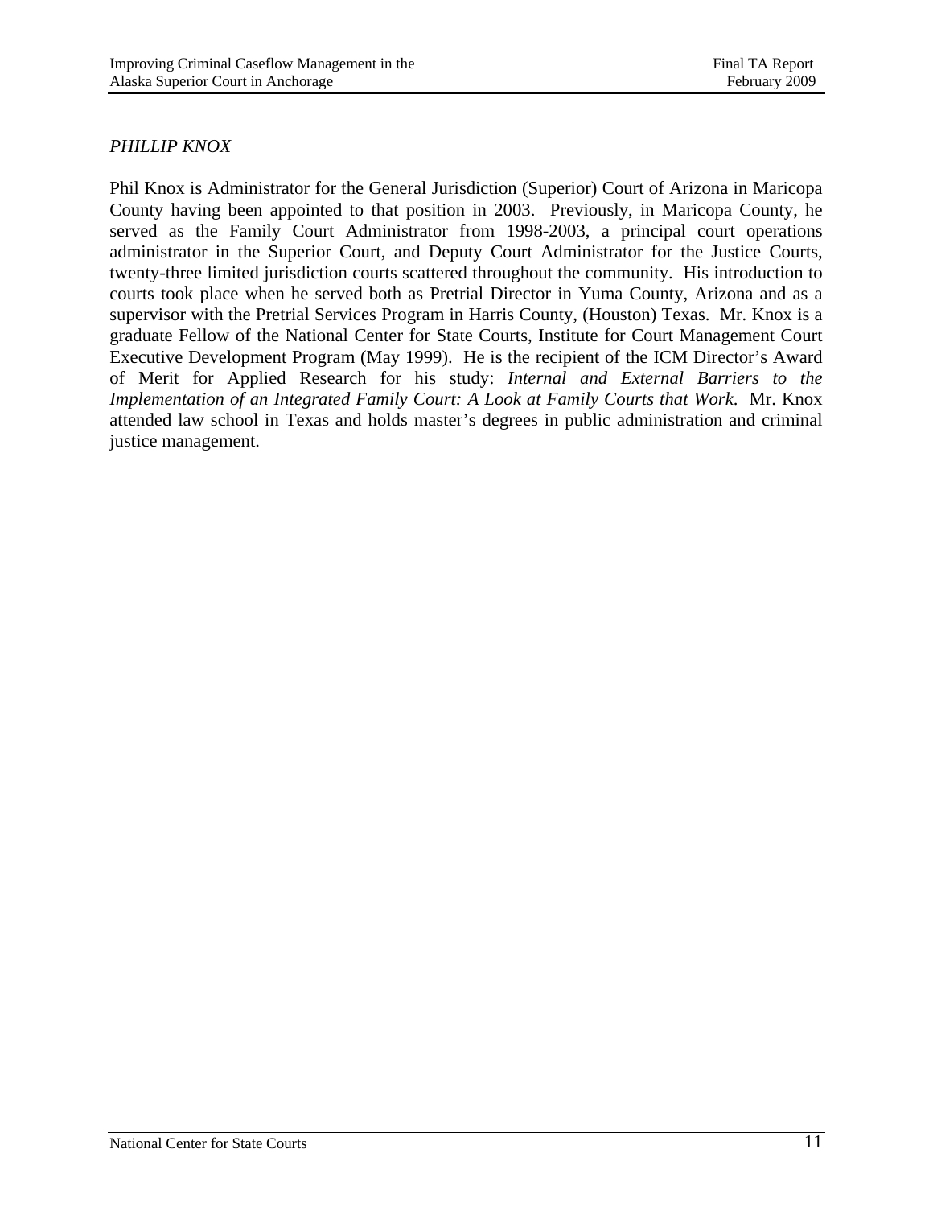*PHILLIP KNOX*

Phil Knox is Administrator for the General Jurisdiction (Superior) Court of Arizona in Maricopa County having been appointed to that position in 2003. Previously, in Maricopa County, he served as the Family Court Administrator from 1998-2003, a principal court operations administrator in the Superior Court, and Deputy Court Administrator for the Justice Courts, twenty-three limited jurisdiction courts scattered throughout the community. His introduction to courts took place when he served both as Pretrial Director in Yuma County, Arizona and as a supervisor with the Pretrial Services Program in Harris County, (Houston) Texas. Mr. Knox is a graduate Fellow of the National Center for State Courts, Institute for Court Management Court Executive Development Program (May 1999). He is the recipient of the ICM Director's Award of Merit for Applied Research for his study: *Internal and External Barriers to the Implementation of an Integrated Family Court: A Look at Family Courts that Work*. Mr. Knox attended law school in Texas and holds master's degrees in public administration and criminal justice management.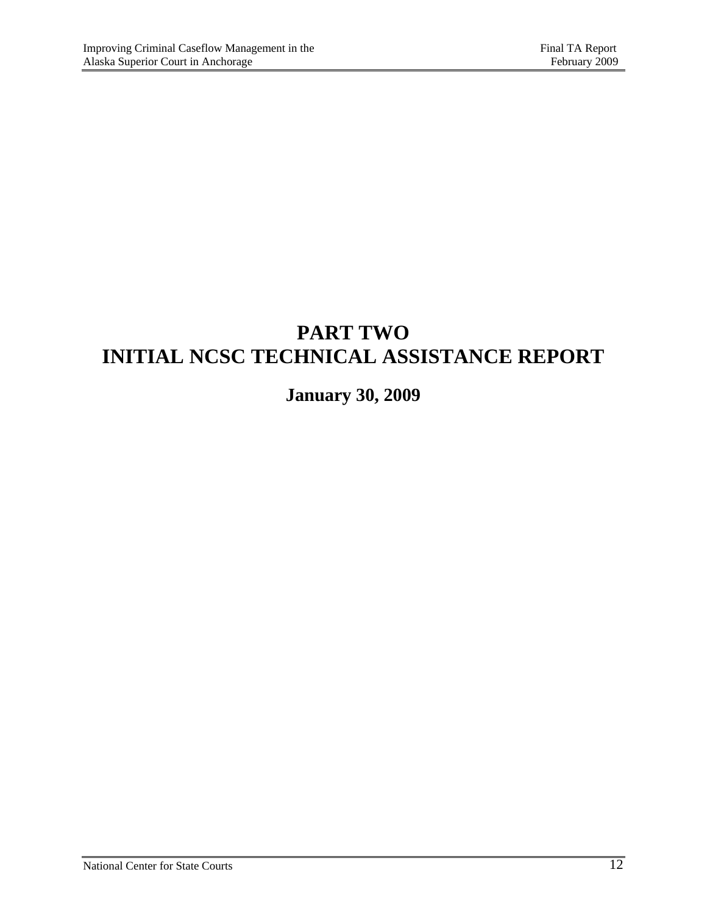# PART TWO
# INITIAL NCSC TECHNICAL ASSISTANCE REPORT

## January 30, 2009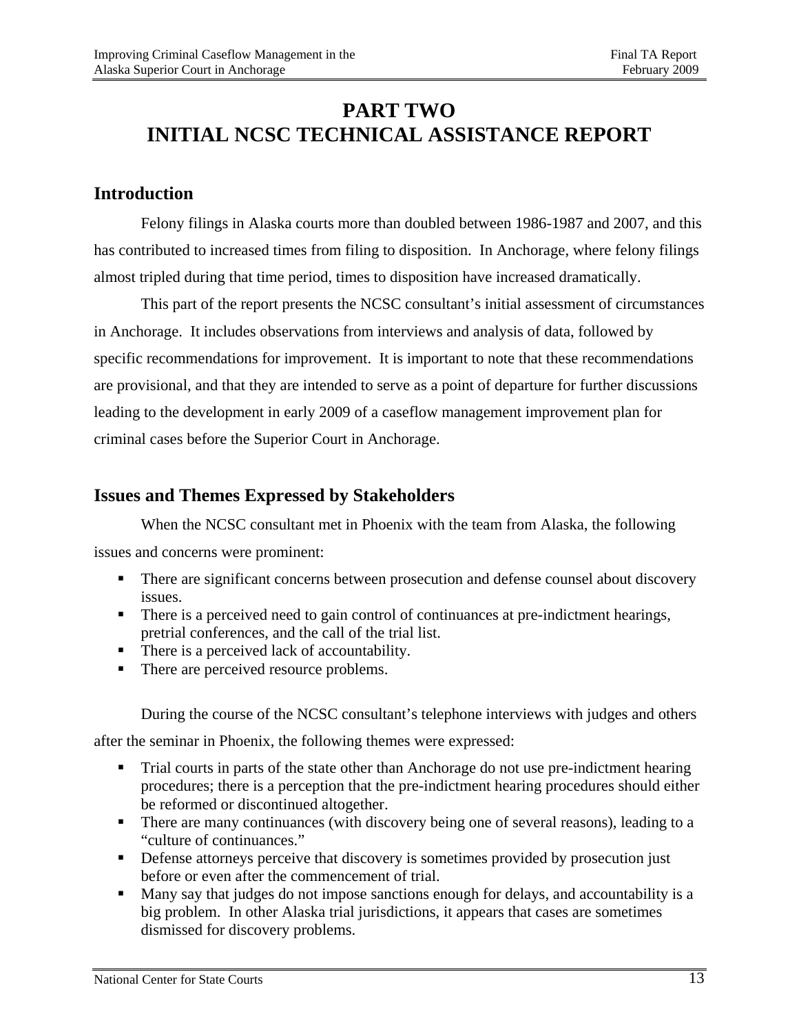# PART TWO
# INITIAL NCSC TECHNICAL ASSISTANCE REPORT

## Introduction

Felony filings in Alaska courts more than doubled between 1986-1987 and 2007, and this has contributed to increased times from filing to disposition. In Anchorage, where felony filings almost tripled during that time period, times to disposition have increased dramatically.

This part of the report presents the NCSC consultant's initial assessment of circumstances in Anchorage. It includes observations from interviews and analysis of data, followed by specific recommendations for improvement. It is important to note that these recommendations are provisional, and that they are intended to serve as a point of departure for further discussions leading to the development in early 2009 of a caseflow management improvement plan for criminal cases before the Superior Court in Anchorage.

## Issues and Themes Expressed by Stakeholders

When the NCSC consultant met in Phoenix with the team from Alaska, the following issues and concerns were prominent:

- There are significant concerns between prosecution and defense counsel about discovery issues.
- There is a perceived need to gain control of continuances at pre-indictment hearings, pretrial conferences, and the call of the trial list.
- There is a perceived lack of accountability.
- There are perceived resource problems.

During the course of the NCSC consultant's telephone interviews with judges and others after the seminar in Phoenix, the following themes were expressed:

- Trial courts in parts of the state other than Anchorage do not use pre-indictment hearing procedures; there is a perception that the pre-indictment hearing procedures should either be reformed or discontinued altogether.
- There are many continuances (with discovery being one of several reasons), leading to a "culture of continuances."
- Defense attorneys perceive that discovery is sometimes provided by prosecution just before or even after the commencement of trial.
- Many say that judges do not impose sanctions enough for delays, and accountability is a big problem. In other Alaska trial jurisdictions, it appears that cases are sometimes dismissed for discovery problems.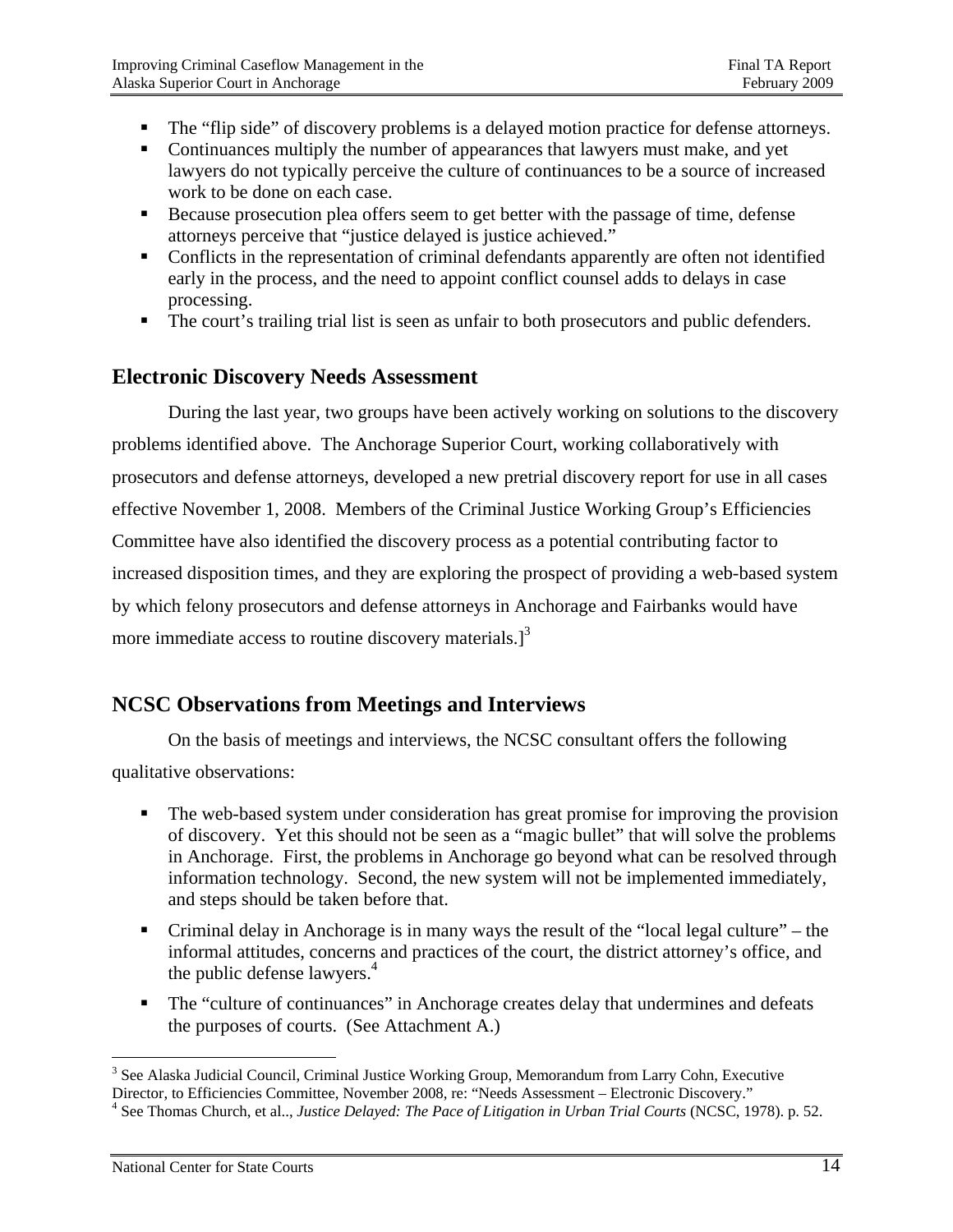- The "flip side" of discovery problems is a delayed motion practice for defense attorneys.
- Continuances multiply the number of appearances that lawyers must make, and yet lawyers do not typically perceive the culture of continuances to be a source of increased work to be done on each case.
- Because prosecution plea offers seem to get better with the passage of time, defense attorneys perceive that "justice delayed is justice achieved."
- Conflicts in the representation of criminal defendants apparently are often not identified early in the process, and the need to appoint conflict counsel adds to delays in case processing.
- The court's trailing trial list is seen as unfair to both prosecutors and public defenders.

## Electronic Discovery Needs Assessment

During the last year, two groups have been actively working on solutions to the discovery problems identified above. The Anchorage Superior Court, working collaboratively with prosecutors and defense attorneys, developed a new pretrial discovery report for use in all cases effective November 1, 2008. Members of the Criminal Justice Working Group's Efficiencies Committee have also identified the discovery process as a potential contributing factor to increased disposition times, and they are exploring the prospect of providing a web-based system by which felony prosecutors and defense attorneys in Anchorage and Fairbanks would have more immediate access to routine discovery materials.][3]

## NCSC Observations from Meetings and Interviews

On the basis of meetings and interviews, the NCSC consultant offers the following qualitative observations:

- The web-based system under consideration has great promise for improving the provision of discovery. Yet this should not be seen as a "magic bullet" that will solve the problems in Anchorage. First, the problems in Anchorage go beyond what can be resolved through information technology. Second, the new system will not be implemented immediately, and steps should be taken before that.
- Criminal delay in Anchorage is in many ways the result of the "local legal culture" – the informal attitudes, concerns and practices of the court, the district attorney's office, and the public defense lawyers.[4]
- The "culture of continuances" in Anchorage creates delay that undermines and defeats the purposes of courts. (See Attachment A.)

---

[3] See Alaska Judicial Council, Criminal Justice Working Group, Memorandum from Larry Cohn, Executive Director, to Efficiencies Committee, November 2008, re: "Needs Assessment – Electronic Discovery."

[4] See Thomas Church, et al.., *Justice Delayed: The Pace of Litigation in Urban Trial Courts* (NCSC, 1978). p. 52.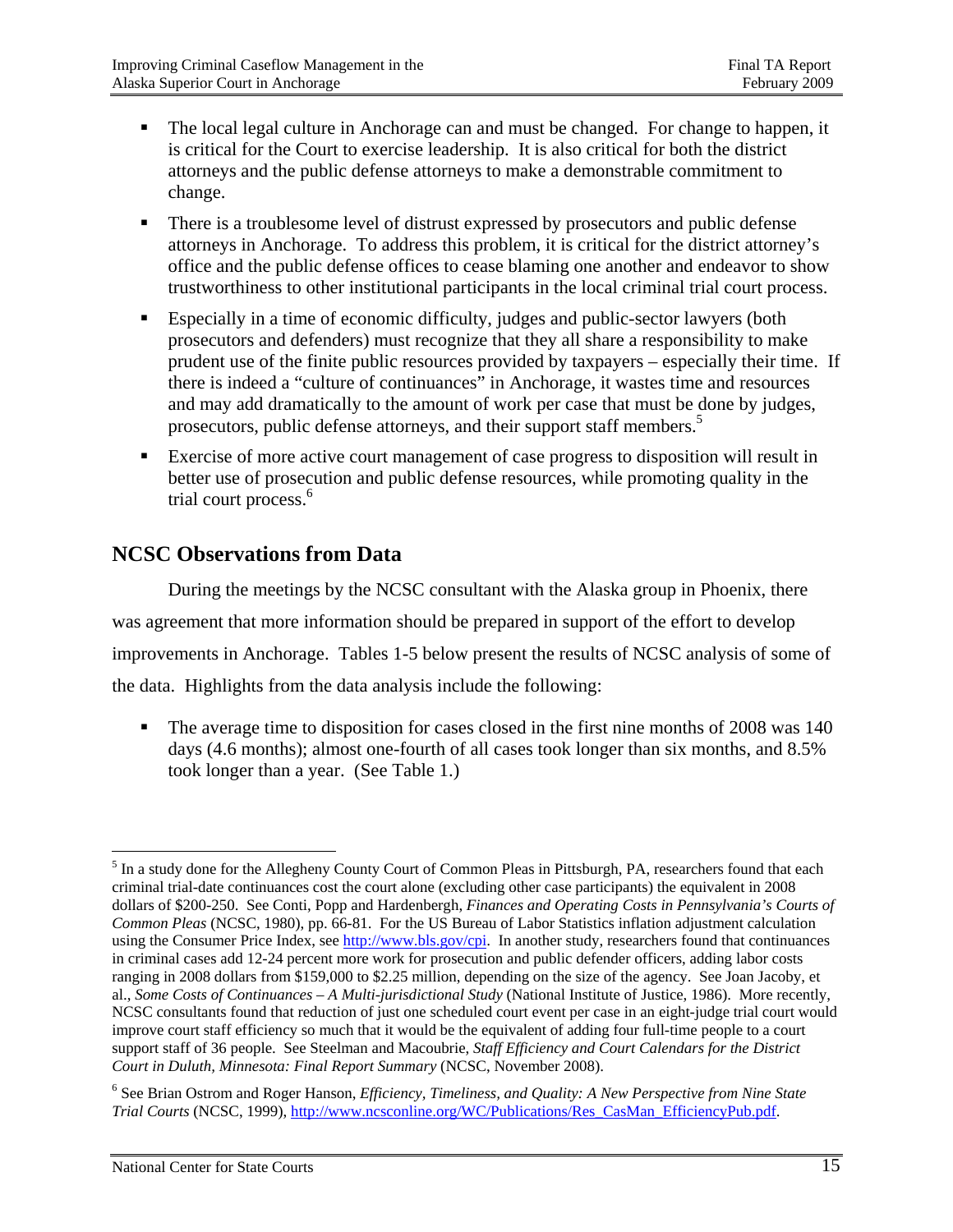- The local legal culture in Anchorage can and must be changed. For change to happen, it is critical for the Court to exercise leadership. It is also critical for both the district attorneys and the public defense attorneys to make a demonstrable commitment to change.
- There is a troublesome level of distrust expressed by prosecutors and public defense attorneys in Anchorage. To address this problem, it is critical for the district attorney's office and the public defense offices to cease blaming one another and endeavor to show trustworthiness to other institutional participants in the local criminal trial court process.
- Especially in a time of economic difficulty, judges and public-sector lawyers (both prosecutors and defenders) must recognize that they all share a responsibility to make prudent use of the finite public resources provided by taxpayers – especially their time. If there is indeed a "culture of continuances" in Anchorage, it wastes time and resources and may add dramatically to the amount of work per case that must be done by judges, prosecutors, public defense attorneys, and their support staff members.[5]
- Exercise of more active court management of case progress to disposition will result in better use of prosecution and public defense resources, while promoting quality in the trial court process.[6]

## NCSC Observations from Data

During the meetings by the NCSC consultant with the Alaska group in Phoenix, there was agreement that more information should be prepared in support of the effort to develop improvements in Anchorage. Tables 1-5 below present the results of NCSC analysis of some of the data. Highlights from the data analysis include the following:

- The average time to disposition for cases closed in the first nine months of 2008 was 140 days (4.6 months); almost one-fourth of all cases took longer than six months, and 8.5% took longer than a year. (See Table 1.)

---

[5] In a study done for the Allegheny County Court of Common Pleas in Pittsburgh, PA, researchers found that each criminal trial-date continuances cost the court alone (excluding other case participants) the equivalent in 2008 dollars of $200-250. See Conti, Popp and Hardenbergh, *Finances and Operating Costs in Pennsylvania's Courts of Common Pleas* (NCSC, 1980), pp. 66-81. For the US Bureau of Labor Statistics inflation adjustment calculation using the Consumer Price Index, see http://www.bls.gov/cpi. In another study, researchers found that continuances in criminal cases add 12-24 percent more work for prosecution and public defender officers, adding labor costs ranging in 2008 dollars from $159,000 to $2.25 million, depending on the size of the agency. See Joan Jacoby, et al., *Some Costs of Continuances – A Multi-jurisdictional Study* (National Institute of Justice, 1986). More recently, NCSC consultants found that reduction of just one scheduled court event per case in an eight-judge trial court would improve court staff efficiency so much that it would be the equivalent of adding four full-time people to a court support staff of 36 people. See Steelman and Macoubrie, *Staff Efficiency and Court Calendars for the District Court in Duluth, Minnesota: Final Report Summary* (NCSC, November 2008).

[6] See Brian Ostrom and Roger Hanson, *Efficiency, Timeliness, and Quality: A New Perspective from Nine State Trial Courts* (NCSC, 1999), http://www.ncsconline.org/WC/Publications/Res_CasMan_EfficiencyPub.pdf.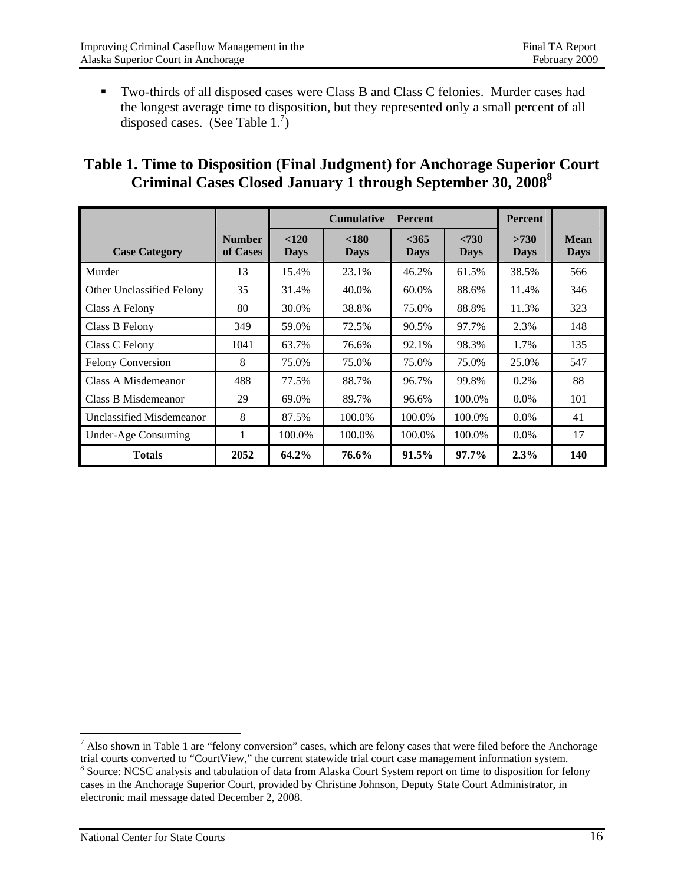- Two-thirds of all disposed cases were Class B and Class C felonies. Murder cases had the longest average time to disposition, but they represented only a small percent of all disposed cases. (See Table 1.[7])

## Table 1. Time to Disposition (Final Judgment) for Anchorage Superior Court Criminal Cases Closed January 1 through September 30, 2008[8]

| | | Cumulative Percent | | | | Percent | |
|---|---|---|---|---|---|---|---|
| **Case Category** | **Number of Cases** | **<120 Days** | **<180 Days** | **<365 Days** | **<730 Days** | **>730 Days** | **Mean Days** |
| Murder | 13 | 15.4% | 23.1% | 46.2% | 61.5% | 38.5% | 566 |
| Other Unclassified Felony | 35 | 31.4% | 40.0% | 60.0% | 88.6% | 11.4% | 346 |
| Class A Felony | 80 | 30.0% | 38.8% | 75.0% | 88.8% | 11.3% | 323 |
| Class B Felony | 349 | 59.0% | 72.5% | 90.5% | 97.7% | 2.3% | 148 |
| Class C Felony | 1041 | 63.7% | 76.6% | 92.1% | 98.3% | 1.7% | 135 |
| Felony Conversion | 8 | 75.0% | 75.0% | 75.0% | 75.0% | 25.0% | 547 |
| Class A Misdemeanor | 488 | 77.5% | 88.7% | 96.7% | 99.8% | 0.2% | 88 |
| Class B Misdemeanor | 29 | 69.0% | 89.7% | 96.6% | 100.0% | 0.0% | 101 |
| Unclassified Misdemeanor | 8 | 87.5% | 100.0% | 100.0% | 100.0% | 0.0% | 41 |
| Under-Age Consuming | 1 | 100.0% | 100.0% | 100.0% | 100.0% | 0.0% | 17 |
| **Totals** | **2052** | **64.2%** | **76.6%** | **91.5%** | **97.7%** | **2.3%** | **140** |

[7] Also shown in Table 1 are "felony conversion" cases, which are felony cases that were filed before the Anchorage trial courts converted to "CourtView," the current statewide trial court case management information system.

[8] Source: NCSC analysis and tabulation of data from Alaska Court System report on time to disposition for felony cases in the Anchorage Superior Court, provided by Christine Johnson, Deputy State Court Administrator, in electronic mail message dated December 2, 2008.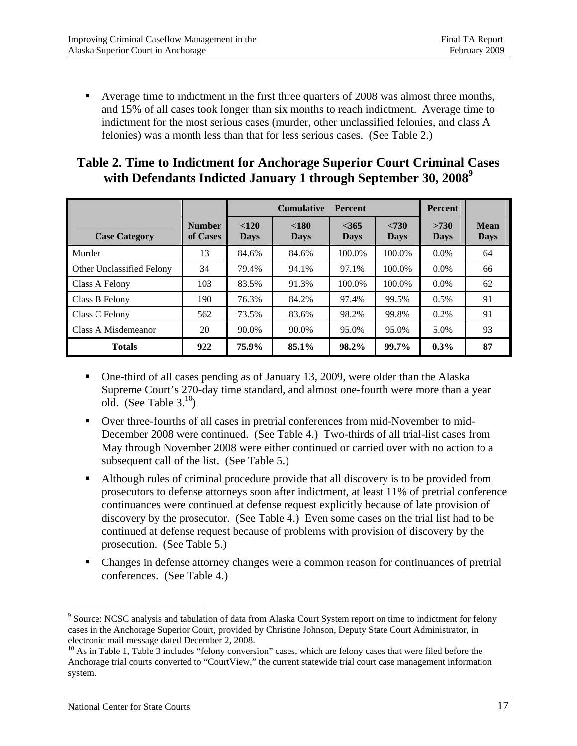- Average time to indictment in the first three quarters of 2008 was almost three months, and 15% of all cases took longer than six months to reach indictment. Average time to indictment for the most serious cases (murder, other unclassified felonies, and class A felonies) was a month less than that for less serious cases. (See Table 2.)

## Table 2. Time to Indictment for Anchorage Superior Court Criminal Cases with Defendants Indicted January 1 through September 30, 2008[9]

| | | Cumulative Percent | | | | Percent | |
|---|---|---|---|---|---|---|---|
| **Case Category** | **Number of Cases** | **<120 Days** | **<180 Days** | **<365 Days** | **<730 Days** | **>730 Days** | **Mean Days** |
| Murder | 13 | 84.6% | 84.6% | 100.0% | 100.0% | 0.0% | 64 |
| Other Unclassified Felony | 34 | 79.4% | 94.1% | 97.1% | 100.0% | 0.0% | 66 |
| Class A Felony | 103 | 83.5% | 91.3% | 100.0% | 100.0% | 0.0% | 62 |
| Class B Felony | 190 | 76.3% | 84.2% | 97.4% | 99.5% | 0.5% | 91 |
| Class C Felony | 562 | 73.5% | 83.6% | 98.2% | 99.8% | 0.2% | 91 |
| Class A Misdemeanor | 20 | 90.0% | 90.0% | 95.0% | 95.0% | 5.0% | 93 |
| **Totals** | **922** | **75.9%** | **85.1%** | **98.2%** | **99.7%** | **0.3%** | **87** |

- One-third of all cases pending as of January 13, 2009, were older than the Alaska Supreme Court's 270-day time standard, and almost one-fourth were more than a year old. (See Table 3.[10])
- Over three-fourths of all cases in pretrial conferences from mid-November to mid-December 2008 were continued. (See Table 4.) Two-thirds of all trial-list cases from May through November 2008 were either continued or carried over with no action to a subsequent call of the list. (See Table 5.)
- Although rules of criminal procedure provide that all discovery is to be provided from prosecutors to defense attorneys soon after indictment, at least 11% of pretrial conference continuances were continued at defense request explicitly because of late provision of discovery by the prosecutor. (See Table 4.) Even some cases on the trial list had to be continued at defense request because of problems with provision of discovery by the prosecution. (See Table 5.)
- Changes in defense attorney changes were a common reason for continuances of pretrial conferences. (See Table 4.)

[9] Source: NCSC analysis and tabulation of data from Alaska Court System report on time to indictment for felony cases in the Anchorage Superior Court, provided by Christine Johnson, Deputy State Court Administrator, in electronic mail message dated December 2, 2008.

[10] As in Table 1, Table 3 includes "felony conversion" cases, which are felony cases that were filed before the Anchorage trial courts converted to "CourtView," the current statewide trial court case management information system.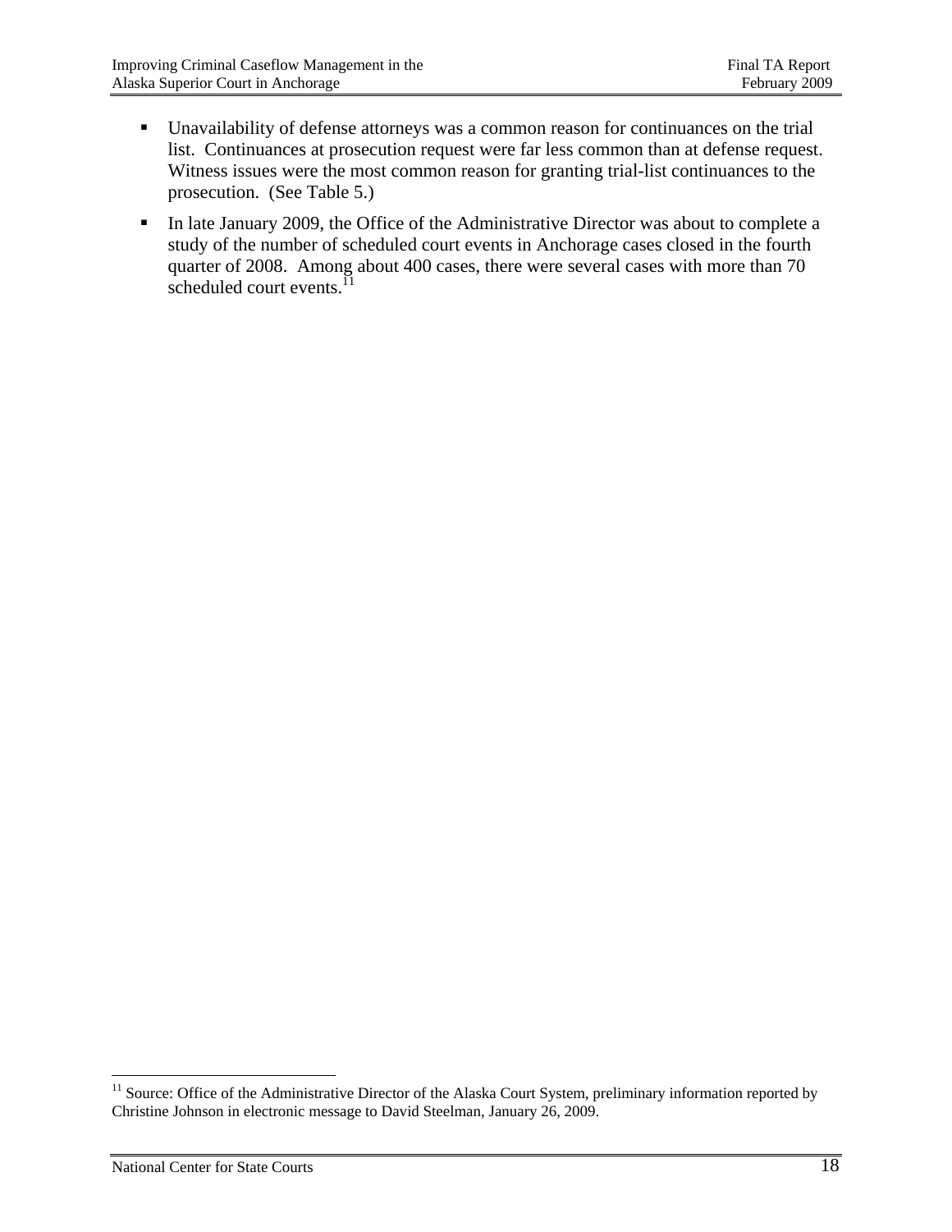- Unavailability of defense attorneys was a common reason for continuances on the trial list. Continuances at prosecution request were far less common than at defense request. Witness issues were the most common reason for granting trial-list continuances to the prosecution. (See Table 5.)
- In late January 2009, the Office of the Administrative Director was about to complete a study of the number of scheduled court events in Anchorage cases closed in the fourth quarter of 2008. Among about 400 cases, there were several cases with more than 70 scheduled court events.[11]

[11] Source: Office of the Administrative Director of the Alaska Court System, preliminary information reported by Christine Johnson in electronic message to David Steelman, January 26, 2009.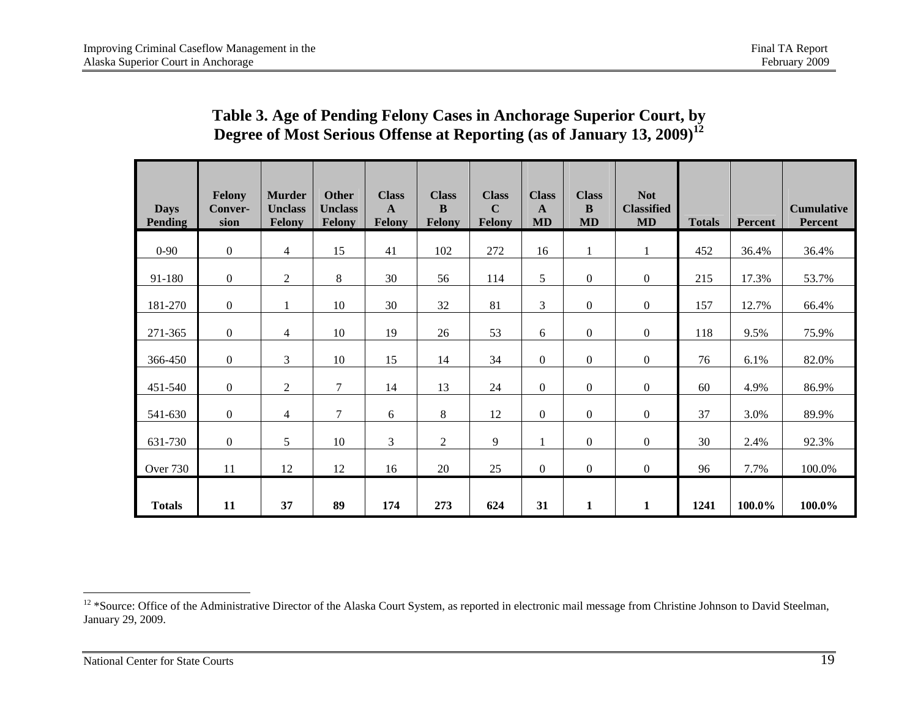## Table 3. Age of Pending Felony Cases in Anchorage Superior Court, by Degree of Most Serious Offense at Reporting (as of January 13, 2009)[12]

| Days Pending | Felony Conver-sion | Murder Unclass Felony | Other Unclass Felony | Class A Felony | Class B Felony | Class C Felony | Class A MD | Class B MD | Not Classified MD | Totals | Percent | Cumulative Percent |
|---|---|---|---|---|---|---|---|---|---|---|---|---|
| 0-90 | 0 | 4 | 15 | 41 | 102 | 272 | 16 | 1 | 1 | 452 | 36.4% | 36.4% |
| 91-180 | 0 | 2 | 8 | 30 | 56 | 114 | 5 | 0 | 0 | 215 | 17.3% | 53.7% |
| 181-270 | 0 | 1 | 10 | 30 | 32 | 81 | 3 | 0 | 0 | 157 | 12.7% | 66.4% |
| 271-365 | 0 | 4 | 10 | 19 | 26 | 53 | 6 | 0 | 0 | 118 | 9.5% | 75.9% |
| 366-450 | 0 | 3 | 10 | 15 | 14 | 34 | 0 | 0 | 0 | 76 | 6.1% | 82.0% |
| 451-540 | 0 | 2 | 7 | 14 | 13 | 24 | 0 | 0 | 0 | 60 | 4.9% | 86.9% |
| 541-630 | 0 | 4 | 7 | 6 | 8 | 12 | 0 | 0 | 0 | 37 | 3.0% | 89.9% |
| 631-730 | 0 | 5 | 10 | 3 | 2 | 9 | 1 | 0 | 0 | 30 | 2.4% | 92.3% |
| Over 730 | 11 | 12 | 12 | 16 | 20 | 25 | 0 | 0 | 0 | 96 | 7.7% | 100.0% |
| **Totals** | **11** | **37** | **89** | **174** | **273** | **624** | **31** | **1** | **1** | **1241** | **100.0%** | **100.0%** |

[12] *Source: Office of the Administrative Director of the Alaska Court System, as reported in electronic mail message from Christine Johnson to David Steelman, January 29, 2009.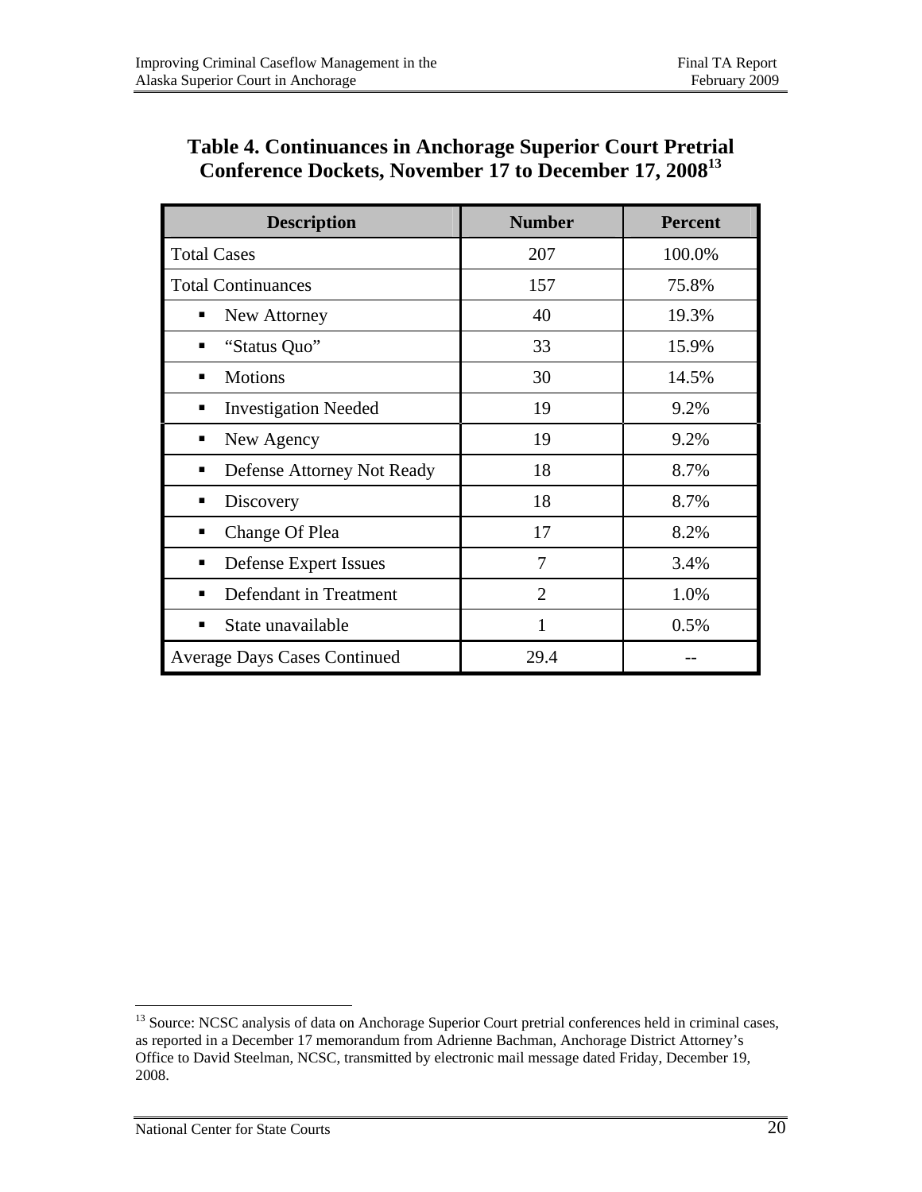### Table 4. Continuances in Anchorage Superior Court Pretrial Conference Dockets, November 17 to December 17, 2008[13]

| Description | Number | Percent |
|---|---|---|
| Total Cases | 207 | 100.0% |
| Total Continuances | 157 | 75.8% |
| ▪ New Attorney | 40 | 19.3% |
| ▪ "Status Quo" | 33 | 15.9% |
| ▪ Motions | 30 | 14.5% |
| ▪ Investigation Needed | 19 | 9.2% |
| ▪ New Agency | 19 | 9.2% |
| ▪ Defense Attorney Not Ready | 18 | 8.7% |
| ▪ Discovery | 18 | 8.7% |
| ▪ Change Of Plea | 17 | 8.2% |
| ▪ Defense Expert Issues | 7 | 3.4% |
| ▪ Defendant in Treatment | 2 | 1.0% |
| ▪ State unavailable | 1 | 0.5% |
| Average Days Cases Continued | 29.4 | -- |

[13] Source: NCSC analysis of data on Anchorage Superior Court pretrial conferences held in criminal cases, as reported in a December 17 memorandum from Adrienne Bachman, Anchorage District Attorney's Office to David Steelman, NCSC, transmitted by electronic mail message dated Friday, December 19, 2008.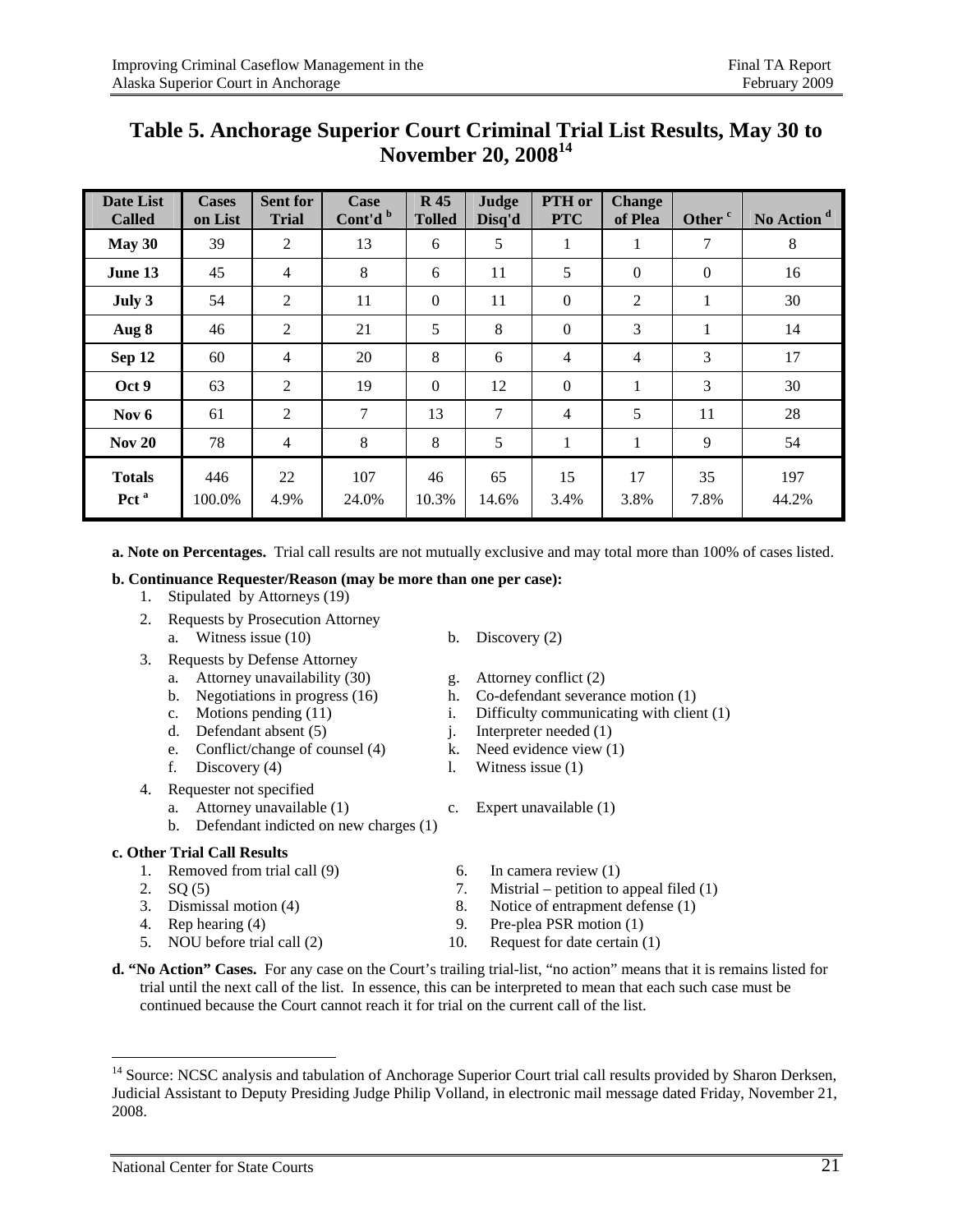# Table 5. Anchorage Superior Court Criminal Trial List Results, May 30 to November 20, 2008[14]

| Date List Called | Cases on List | Sent for Trial | Case Cont'd [b] | R 45 Tolled | Judge Disq'd | PTH or PTC | Change of Plea | Other [c] | No Action [d] |
|---|---|---|---|---|---|---|---|---|---|
| **May 30** | 39 | 2 | 13 | 6 | 5 | 1 | 1 | 7 | 8 |
| **June 13** | 45 | 4 | 8 | 6 | 11 | 5 | 0 | 0 | 16 |
| **July 3** | 54 | 2 | 11 | 0 | 11 | 0 | 2 | 1 | 30 |
| **Aug 8** | 46 | 2 | 21 | 5 | 8 | 0 | 3 | 1 | 14 |
| **Sep 12** | 60 | 4 | 20 | 8 | 6 | 4 | 4 | 3 | 17 |
| **Oct 9** | 63 | 2 | 19 | 0 | 12 | 0 | 1 | 3 | 30 |
| **Nov 6** | 61 | 2 | 7 | 13 | 7 | 4 | 5 | 11 | 28 |
| **Nov 20** | 78 | 4 | 8 | 8 | 5 | 1 | 1 | 9 | 54 |
| **Totals** | 446 | 22 | 107 | 46 | 65 | 15 | 17 | 35 | 197 |
| **Pct [a]** | 100.0% | 4.9% | 24.0% | 10.3% | 14.6% | 3.4% | 3.8% | 7.8% | 44.2% |

**a. Note on Percentages.** Trial call results are not mutually exclusive and may total more than 100% of cases listed.

**b. Continuance Requester/Reason (may be more than one per case):**

1. Stipulated by Attorneys (19)
2. Requests by Prosecution Attorney
   a. Witness issue (10)
   b. Discovery (2)
3. Requests by Defense Attorney
   a. Attorney unavailability (30)
   b. Negotiations in progress (16)
   c. Motions pending (11)
   d. Defendant absent (5)
   e. Conflict/change of counsel (4)
   f. Discovery (4)
   g. Attorney conflict (2)
   h. Co-defendant severance motion (1)
   i. Difficulty communicating with client (1)
   j. Interpreter needed (1)
   k. Need evidence view (1)
   l. Witness issue (1)
4. Requester not specified
   a. Attorney unavailable (1)
   b. Defendant indicted on new charges (1)
   c. Expert unavailable (1)

**c. Other Trial Call Results**

1. Removed from trial call (9)
2. SQ (5)
3. Dismissal motion (4)
4. Rep hearing (4)
5. NOU before trial call (2)
6. In camera review (1)
7. Mistrial – petition to appeal filed (1)
8. Notice of entrapment defense (1)
9. Pre-plea PSR motion (1)
10. Request for date certain (1)

**d. "No Action" Cases.** For any case on the Court's trailing trial-list, "no action" means that it is remains listed for trial until the next call of the list. In essence, this can be interpreted to mean that each such case must be continued because the Court cannot reach it for trial on the current call of the list.

[14] Source: NCSC analysis and tabulation of Anchorage Superior Court trial call results provided by Sharon Derksen, Judicial Assistant to Deputy Presiding Judge Philip Volland, in electronic mail message dated Friday, November 21, 2008.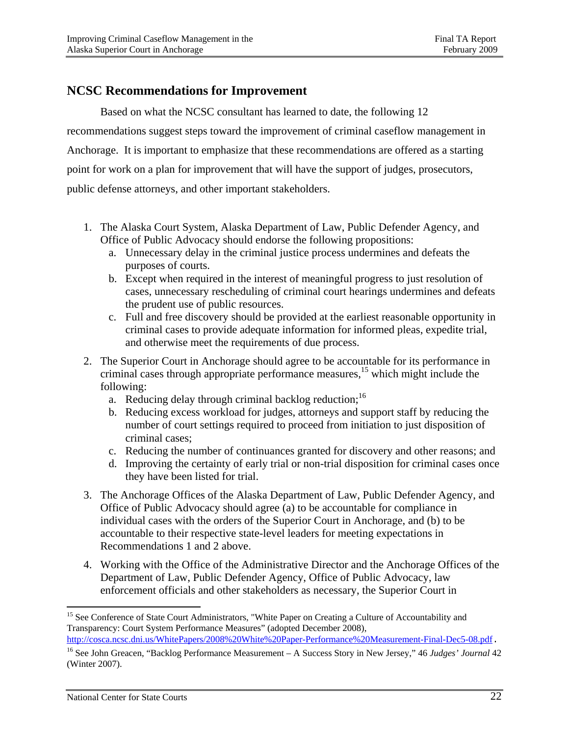## NCSC Recommendations for Improvement

Based on what the NCSC consultant has learned to date, the following 12 recommendations suggest steps toward the improvement of criminal caseflow management in Anchorage. It is important to emphasize that these recommendations are offered as a starting point for work on a plan for improvement that will have the support of judges, prosecutors, public defense attorneys, and other important stakeholders.

1. The Alaska Court System, Alaska Department of Law, Public Defender Agency, and Office of Public Advocacy should endorse the following propositions:
   a. Unnecessary delay in the criminal justice process undermines and defeats the purposes of courts.
   b. Except when required in the interest of meaningful progress to just resolution of cases, unnecessary rescheduling of criminal court hearings undermines and defeats the prudent use of public resources.
   c. Full and free discovery should be provided at the earliest reasonable opportunity in criminal cases to provide adequate information for informed pleas, expedite trial, and otherwise meet the requirements of due process.
2. The Superior Court in Anchorage should agree to be accountable for its performance in criminal cases through appropriate performance measures,[15] which might include the following:
   a. Reducing delay through criminal backlog reduction;[16]
   b. Reducing excess workload for judges, attorneys and support staff by reducing the number of court settings required to proceed from initiation to just disposition of criminal cases;
   c. Reducing the number of continuances granted for discovery and other reasons; and
   d. Improving the certainty of early trial or non-trial disposition for criminal cases once they have been listed for trial.
3. The Anchorage Offices of the Alaska Department of Law, Public Defender Agency, and Office of Public Advocacy should agree (a) to be accountable for compliance in individual cases with the orders of the Superior Court in Anchorage, and (b) to be accountable to their respective state-level leaders for meeting expectations in Recommendations 1 and 2 above.
4. Working with the Office of the Administrative Director and the Anchorage Offices of the Department of Law, Public Defender Agency, Office of Public Advocacy, law enforcement officials and other stakeholders as necessary, the Superior Court in

---

[15] See Conference of State Court Administrators, "White Paper on Creating a Culture of Accountability and Transparency: Court System Performance Measures" (adopted December 2008), http://cosca.ncsc.dni.us/WhitePapers/2008%20White%20Paper-Performance%20Measurement-Final-Dec5-08.pdf.

[16] See John Greacen, "Backlog Performance Measurement – A Success Story in New Jersey," 46 *Judges' Journal* 42 (Winter 2007).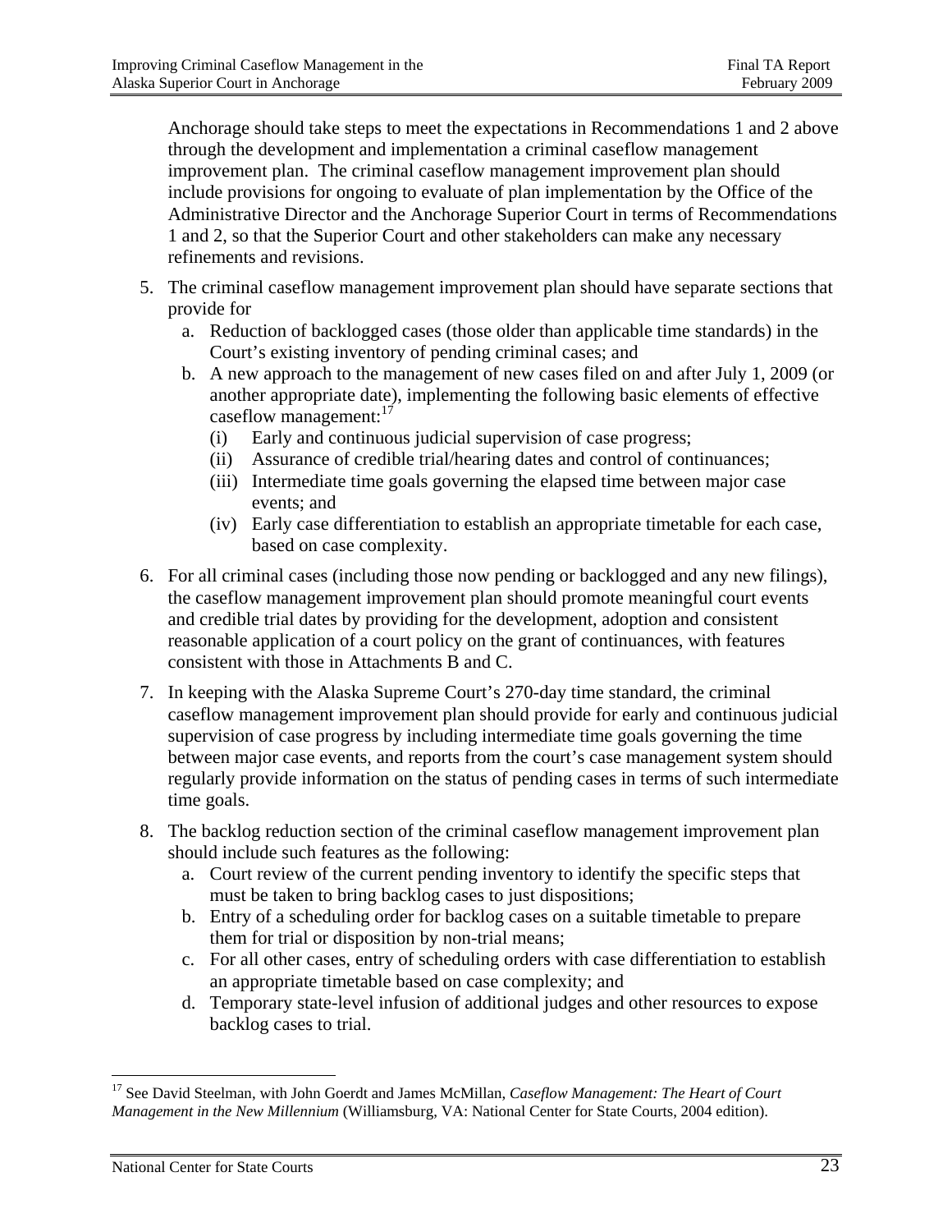Anchorage should take steps to meet the expectations in Recommendations 1 and 2 above through the development and implementation a criminal caseflow management improvement plan. The criminal caseflow management improvement plan should include provisions for ongoing to evaluate of plan implementation by the Office of the Administrative Director and the Anchorage Superior Court in terms of Recommendations 1 and 2, so that the Superior Court and other stakeholders can make any necessary refinements and revisions.

5. The criminal caseflow management improvement plan should have separate sections that provide for
   a. Reduction of backlogged cases (those older than applicable time standards) in the Court's existing inventory of pending criminal cases; and
   b. A new approach to the management of new cases filed on and after July 1, 2009 (or another appropriate date), implementing the following basic elements of effective caseflow management:[17]
      (i) Early and continuous judicial supervision of case progress;
      (ii) Assurance of credible trial/hearing dates and control of continuances;
      (iii) Intermediate time goals governing the elapsed time between major case events; and
      (iv) Early case differentiation to establish an appropriate timetable for each case, based on case complexity.

6. For all criminal cases (including those now pending or backlogged and any new filings), the caseflow management improvement plan should promote meaningful court events and credible trial dates by providing for the development, adoption and consistent reasonable application of a court policy on the grant of continuances, with features consistent with those in Attachments B and C.

7. In keeping with the Alaska Supreme Court's 270-day time standard, the criminal caseflow management improvement plan should provide for early and continuous judicial supervision of case progress by including intermediate time goals governing the time between major case events, and reports from the court's case management system should regularly provide information on the status of pending cases in terms of such intermediate time goals.

8. The backlog reduction section of the criminal caseflow management improvement plan should include such features as the following:
   a. Court review of the current pending inventory to identify the specific steps that must be taken to bring backlog cases to just dispositions;
   b. Entry of a scheduling order for backlog cases on a suitable timetable to prepare them for trial or disposition by non-trial means;
   c. For all other cases, entry of scheduling orders with case differentiation to establish an appropriate timetable based on case complexity; and
   d. Temporary state-level infusion of additional judges and other resources to expose backlog cases to trial.

---

[17] See David Steelman, with John Goerdt and James McMillan, *Caseflow Management: The Heart of Court Management in the New Millennium* (Williamsburg, VA: National Center for State Courts, 2004 edition).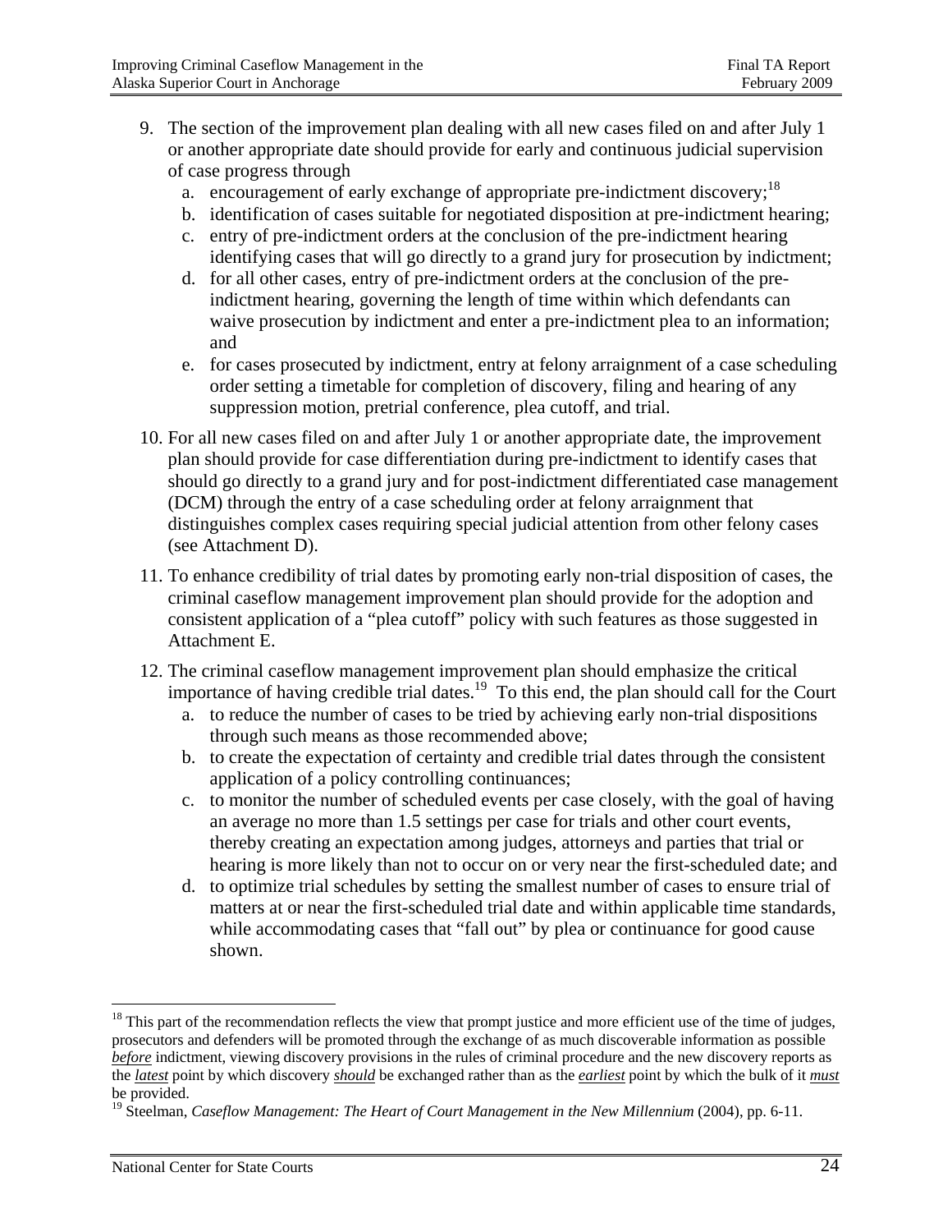9. The section of the improvement plan dealing with all new cases filed on and after July 1 or another appropriate date should provide for early and continuous judicial supervision of case progress through
   a. encouragement of early exchange of appropriate pre-indictment discovery;[18]
   b. identification of cases suitable for negotiated disposition at pre-indictment hearing;
   c. entry of pre-indictment orders at the conclusion of the pre-indictment hearing identifying cases that will go directly to a grand jury for prosecution by indictment;
   d. for all other cases, entry of pre-indictment orders at the conclusion of the pre-indictment hearing, governing the length of time within which defendants can waive prosecution by indictment and enter a pre-indictment plea to an information; and
   e. for cases prosecuted by indictment, entry at felony arraignment of a case scheduling order setting a timetable for completion of discovery, filing and hearing of any suppression motion, pretrial conference, plea cutoff, and trial.

10. For all new cases filed on and after July 1 or another appropriate date, the improvement plan should provide for case differentiation during pre-indictment to identify cases that should go directly to a grand jury and for post-indictment differentiated case management (DCM) through the entry of a case scheduling order at felony arraignment that distinguishes complex cases requiring special judicial attention from other felony cases (see Attachment D).

11. To enhance credibility of trial dates by promoting early non-trial disposition of cases, the criminal caseflow management improvement plan should provide for the adoption and consistent application of a "plea cutoff" policy with such features as those suggested in Attachment E.

12. The criminal caseflow management improvement plan should emphasize the critical importance of having credible trial dates.[19] To this end, the plan should call for the Court
   a. to reduce the number of cases to be tried by achieving early non-trial dispositions through such means as those recommended above;
   b. to create the expectation of certainty and credible trial dates through the consistent application of a policy controlling continuances;
   c. to monitor the number of scheduled events per case closely, with the goal of having an average no more than 1.5 settings per case for trials and other court events, thereby creating an expectation among judges, attorneys and parties that trial or hearing is more likely than not to occur on or very near the first-scheduled date; and
   d. to optimize trial schedules by setting the smallest number of cases to ensure trial of matters at or near the first-scheduled trial date and within applicable time standards, while accommodating cases that "fall out" by plea or continuance for good cause shown.

---

[18] This part of the recommendation reflects the view that prompt justice and more efficient use of the time of judges, prosecutors and defenders will be promoted through the exchange of as much discoverable information as possible ***before*** indictment, viewing discovery provisions in the rules of criminal procedure and the new discovery reports as the ***latest*** point by which discovery ***should*** be exchanged rather than as the ***earliest*** point by which the bulk of it ***must*** be provided.

[19] Steelman, *Caseflow Management: The Heart of Court Management in the New Millennium* (2004), pp. 6-11.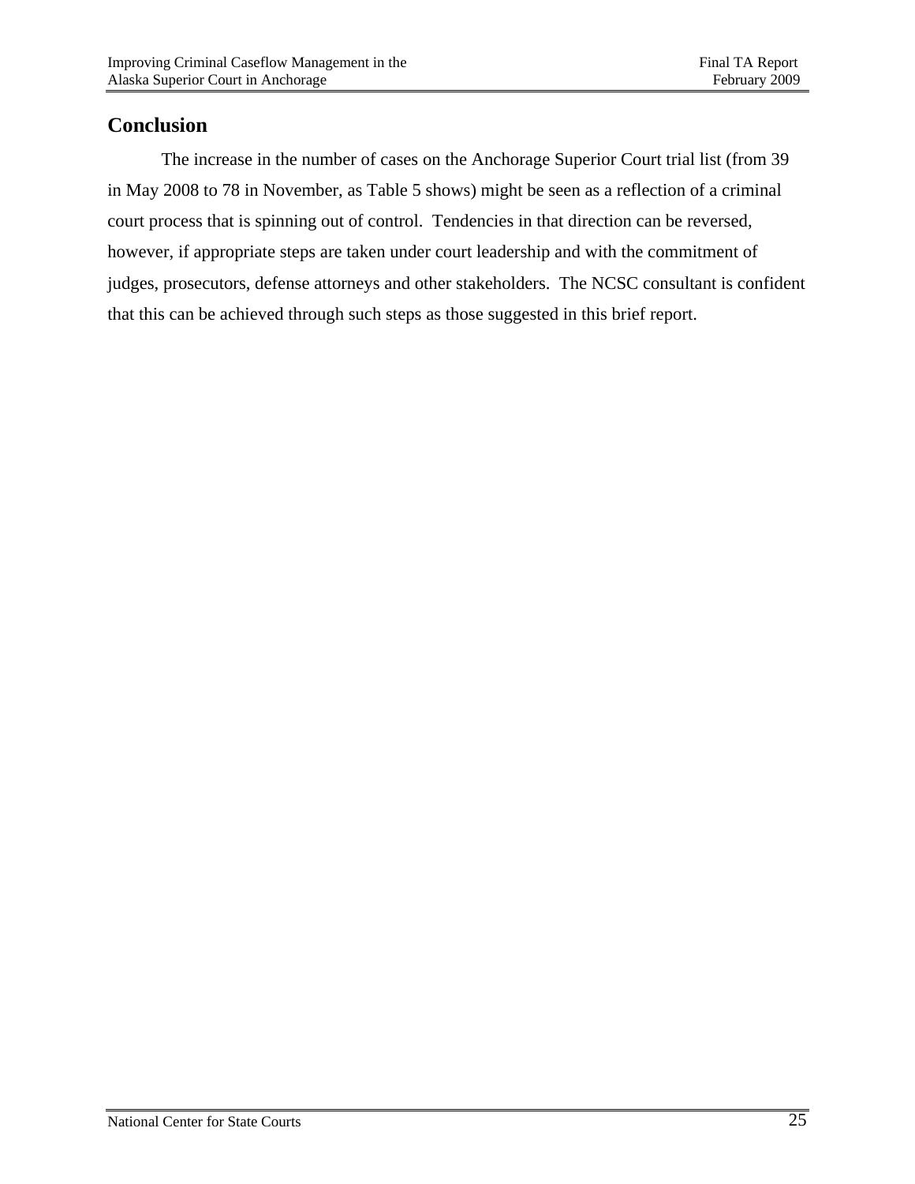## Conclusion

The increase in the number of cases on the Anchorage Superior Court trial list (from 39 in May 2008 to 78 in November, as Table 5 shows) might be seen as a reflection of a criminal court process that is spinning out of control. Tendencies in that direction can be reversed, however, if appropriate steps are taken under court leadership and with the commitment of judges, prosecutors, defense attorneys and other stakeholders. The NCSC consultant is confident that this can be achieved through such steps as those suggested in this brief report.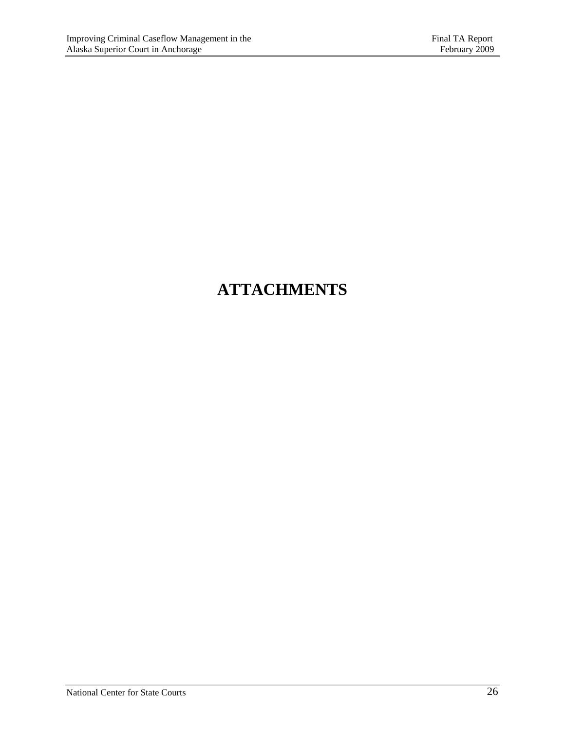# ATTACHMENTS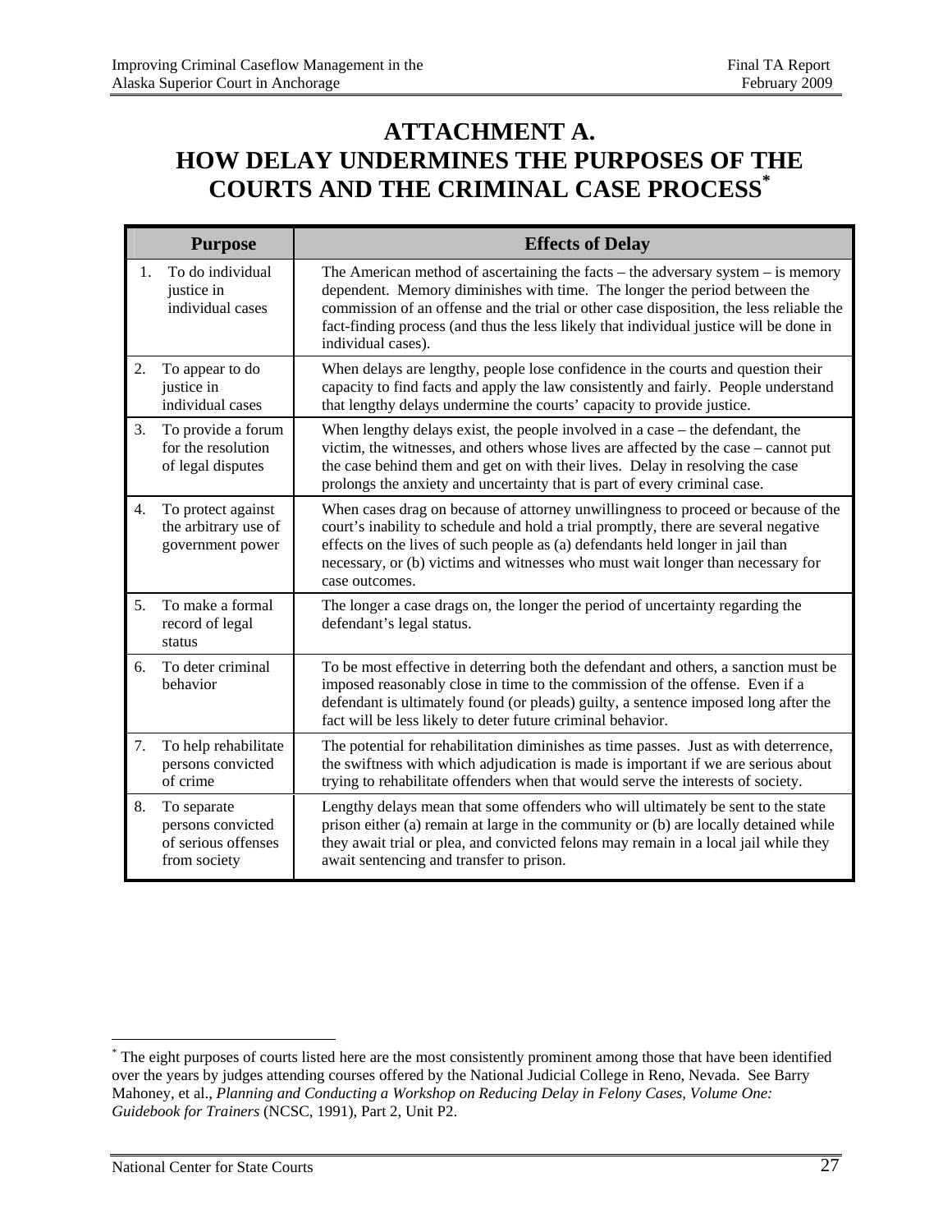# ATTACHMENT A.
# HOW DELAY UNDERMINES THE PURPOSES OF THE COURTS AND THE CRIMINAL CASE PROCESS[*]

| Purpose | Effects of Delay |
|---|---|
| 1. To do individual justice in individual cases | The American method of ascertaining the facts – the adversary system – is memory dependent. Memory diminishes with time. The longer the period between the commission of an offense and the trial or other case disposition, the less reliable the fact-finding process (and thus the less likely that individual justice will be done in individual cases). |
| 2. To appear to do justice in individual cases | When delays are lengthy, people lose confidence in the courts and question their capacity to find facts and apply the law consistently and fairly. People understand that lengthy delays undermine the courts' capacity to provide justice. |
| 3. To provide a forum for the resolution of legal disputes | When lengthy delays exist, the people involved in a case – the defendant, the victim, the witnesses, and others whose lives are affected by the case – cannot put the case behind them and get on with their lives. Delay in resolving the case prolongs the anxiety and uncertainty that is part of every criminal case. |
| 4. To protect against the arbitrary use of government power | When cases drag on because of attorney unwillingness to proceed or because of the court's inability to schedule and hold a trial promptly, there are several negative effects on the lives of such people as (a) defendants held longer in jail than necessary, or (b) victims and witnesses who must wait longer than necessary for case outcomes. |
| 5. To make a formal record of legal status | The longer a case drags on, the longer the period of uncertainty regarding the defendant's legal status. |
| 6. To deter criminal behavior | To be most effective in deterring both the defendant and others, a sanction must be imposed reasonably close in time to the commission of the offense. Even if a defendant is ultimately found (or pleads) guilty, a sentence imposed long after the fact will be less likely to deter future criminal behavior. |
| 7. To help rehabilitate persons convicted of crime | The potential for rehabilitation diminishes as time passes. Just as with deterrence, the swiftness with which adjudication is made is important if we are serious about trying to rehabilitate offenders when that would serve the interests of society. |
| 8. To separate persons convicted of serious offenses from society | Lengthy delays mean that some offenders who will ultimately be sent to the state prison either (a) remain at large in the community or (b) are locally detained while they await trial or plea, and convicted felons may remain in a local jail while they await sentencing and transfer to prison. |

[*] The eight purposes of courts listed here are the most consistently prominent among those that have been identified over the years by judges attending courses offered by the National Judicial College in Reno, Nevada. See Barry Mahoney, et al., *Planning and Conducting a Workshop on Reducing Delay in Felony Cases, Volume One: Guidebook for Trainers* (NCSC, 1991), Part 2, Unit P2.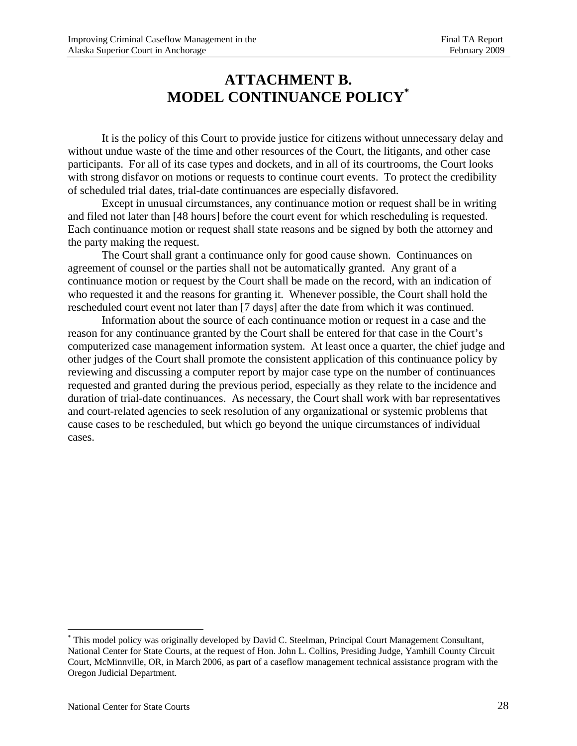# ATTACHMENT B.
# MODEL CONTINUANCE POLICY[*]

It is the policy of this Court to provide justice for citizens without unnecessary delay and without undue waste of the time and other resources of the Court, the litigants, and other case participants. For all of its case types and dockets, and in all of its courtrooms, the Court looks with strong disfavor on motions or requests to continue court events. To protect the credibility of scheduled trial dates, trial-date continuances are especially disfavored.

Except in unusual circumstances, any continuance motion or request shall be in writing and filed not later than [48 hours] before the court event for which rescheduling is requested. Each continuance motion or request shall state reasons and be signed by both the attorney and the party making the request.

The Court shall grant a continuance only for good cause shown. Continuances on agreement of counsel or the parties shall not be automatically granted. Any grant of a continuance motion or request by the Court shall be made on the record, with an indication of who requested it and the reasons for granting it. Whenever possible, the Court shall hold the rescheduled court event not later than [7 days] after the date from which it was continued.

Information about the source of each continuance motion or request in a case and the reason for any continuance granted by the Court shall be entered for that case in the Court's computerized case management information system. At least once a quarter, the chief judge and other judges of the Court shall promote the consistent application of this continuance policy by reviewing and discussing a computer report by major case type on the number of continuances requested and granted during the previous period, especially as they relate to the incidence and duration of trial-date continuances. As necessary, the Court shall work with bar representatives and court-related agencies to seek resolution of any organizational or systemic problems that cause cases to be rescheduled, but which go beyond the unique circumstances of individual cases.

---

[*] This model policy was originally developed by David C. Steelman, Principal Court Management Consultant, National Center for State Courts, at the request of Hon. John L. Collins, Presiding Judge, Yamhill County Circuit Court, McMinnville, OR, in March 2006, as part of a caseflow management technical assistance program with the Oregon Judicial Department.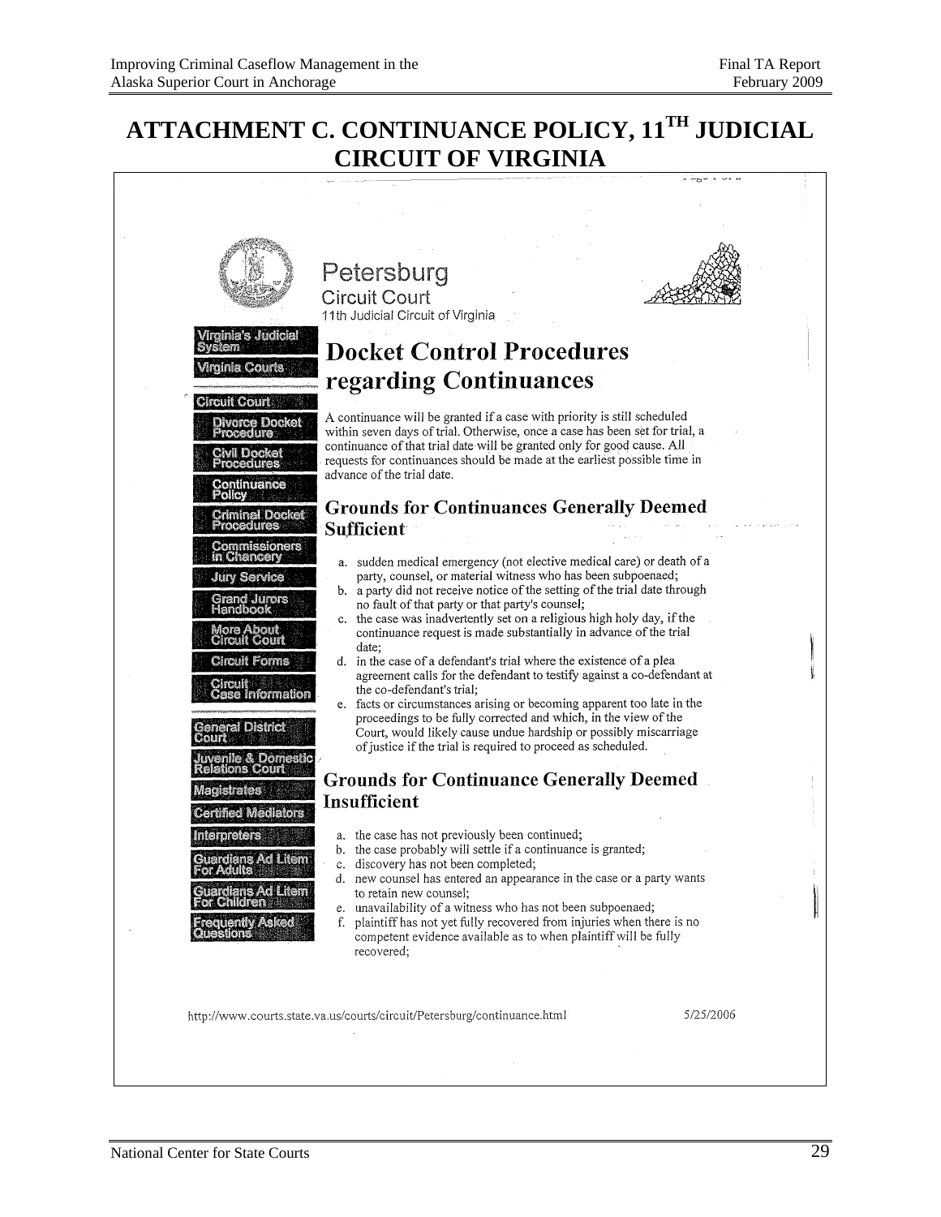# ATTACHMENT C. CONTINUANCE POLICY, 11TH JUDICIAL CIRCUIT OF VIRGINIA

Petersburg
Circuit Court
11th Judicial Circuit of Virginia

- Virginia's Judicial System
- Virginia Courts
- Circuit Court
  - Divorce Docket Procedure
  - Civil Docket Procedures
  - Continuance Policy
  - Criminal Docket Procedures
  - Commissioners in Chancery
  - Jury Service
  - Grand Jurors Handbook
  - More About Circuit Court
  - Circuit Forms
  - Circuit Case Information
- General District Court
- Juvenile & Domestic Relations Court
- Magistrates
- Certified Mediators
- Interpreters
- Guardians Ad Litem For Adults
- Guardians Ad Litem For Children
- Frequently Asked Questions

## Docket Control Procedures regarding Continuances

A continuance will be granted if a case with priority is still scheduled within seven days of trial. Otherwise, once a case has been set for trial, a continuance of that trial date will be granted only for good cause. All requests for continuances should be made at the earliest possible time in advance of the trial date.

### Grounds for Continuances Generally Deemed Sufficient

a. sudden medical emergency (not elective medical care) or death of a party, counsel, or material witness who has been subpoenaed;
b. a party did not receive notice of the setting of the trial date through no fault of that party or that party's counsel;
c. the case was inadvertently set on a religious high holy day, if the continuance request is made substantially in advance of the trial date;
d. in the case of a defendant's trial where the existence of a plea agreement calls for the defendant to testify against a co-defendant at the co-defendant's trial;
e. facts or circumstances arising or becoming apparent too late in the proceedings to be fully corrected and which, in the view of the Court, would likely cause undue hardship or possibly miscarriage of justice if the trial is required to proceed as scheduled.

### Grounds for Continuance Generally Deemed Insufficient

a. the case has not previously been continued;
b. the case probably will settle if a continuance is granted;
c. discovery has not been completed;
d. new counsel has entered an appearance in the case or a party wants to retain new counsel;
e. unavailability of a witness who has not been subpoenaed;
f. plaintiff has not yet fully recovered from injuries when there is no competent evidence available as to when plaintiff will be fully recovered;

http://www.courts.state.va.us/courts/circuit/Petersburg/continuance.html 5/25/2006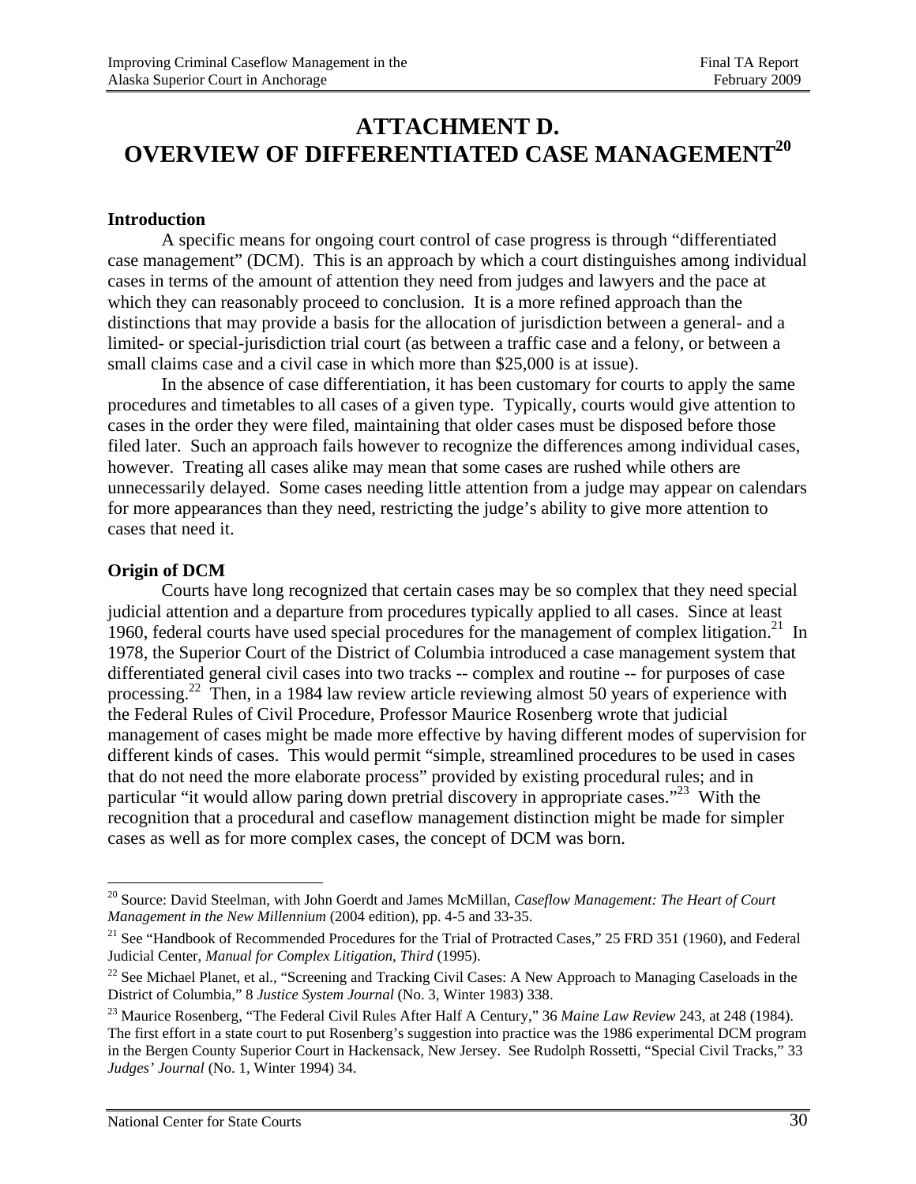# ATTACHMENT D.
# OVERVIEW OF DIFFERENTIATED CASE MANAGEMENT[20]

**Introduction**

A specific means for ongoing court control of case progress is through "differentiated case management" (DCM). This is an approach by which a court distinguishes among individual cases in terms of the amount of attention they need from judges and lawyers and the pace at which they can reasonably proceed to conclusion. It is a more refined approach than the distinctions that may provide a basis for the allocation of jurisdiction between a general- and a limited- or special-jurisdiction trial court (as between a traffic case and a felony, or between a small claims case and a civil case in which more than $25,000 is at issue).

In the absence of case differentiation, it has been customary for courts to apply the same procedures and timetables to all cases of a given type. Typically, courts would give attention to cases in the order they were filed, maintaining that older cases must be disposed before those filed later. Such an approach fails however to recognize the differences among individual cases, however. Treating all cases alike may mean that some cases are rushed while others are unnecessarily delayed. Some cases needing little attention from a judge may appear on calendars for more appearances than they need, restricting the judge's ability to give more attention to cases that need it.

**Origin of DCM**

Courts have long recognized that certain cases may be so complex that they need special judicial attention and a departure from procedures typically applied to all cases. Since at least 1960, federal courts have used special procedures for the management of complex litigation.[21] In 1978, the Superior Court of the District of Columbia introduced a case management system that differentiated general civil cases into two tracks -- complex and routine -- for purposes of case processing.[22] Then, in a 1984 law review article reviewing almost 50 years of experience with the Federal Rules of Civil Procedure, Professor Maurice Rosenberg wrote that judicial management of cases might be made more effective by having different modes of supervision for different kinds of cases. This would permit "simple, streamlined procedures to be used in cases that do not need the more elaborate process" provided by existing procedural rules; and in particular "it would allow paring down pretrial discovery in appropriate cases."[23] With the recognition that a procedural and caseflow management distinction might be made for simpler cases as well as for more complex cases, the concept of DCM was born.

---

[20] Source: David Steelman, with John Goerdt and James McMillan, *Caseflow Management: The Heart of Court Management in the New Millennium* (2004 edition), pp. 4-5 and 33-35.

[21] See "Handbook of Recommended Procedures for the Trial of Protracted Cases," 25 FRD 351 (1960), and Federal Judicial Center, *Manual for Complex Litigation, Third* (1995).

[22] See Michael Planet, et al., "Screening and Tracking Civil Cases: A New Approach to Managing Caseloads in the District of Columbia," 8 *Justice System Journal* (No. 3, Winter 1983) 338.

[23] Maurice Rosenberg, "The Federal Civil Rules After Half A Century," 36 *Maine Law Review* 243, at 248 (1984). The first effort in a state court to put Rosenberg's suggestion into practice was the 1986 experimental DCM program in the Bergen County Superior Court in Hackensack, New Jersey. See Rudolph Rossetti, "Special Civil Tracks," 33 *Judges' Journal* (No. 1, Winter 1994) 34.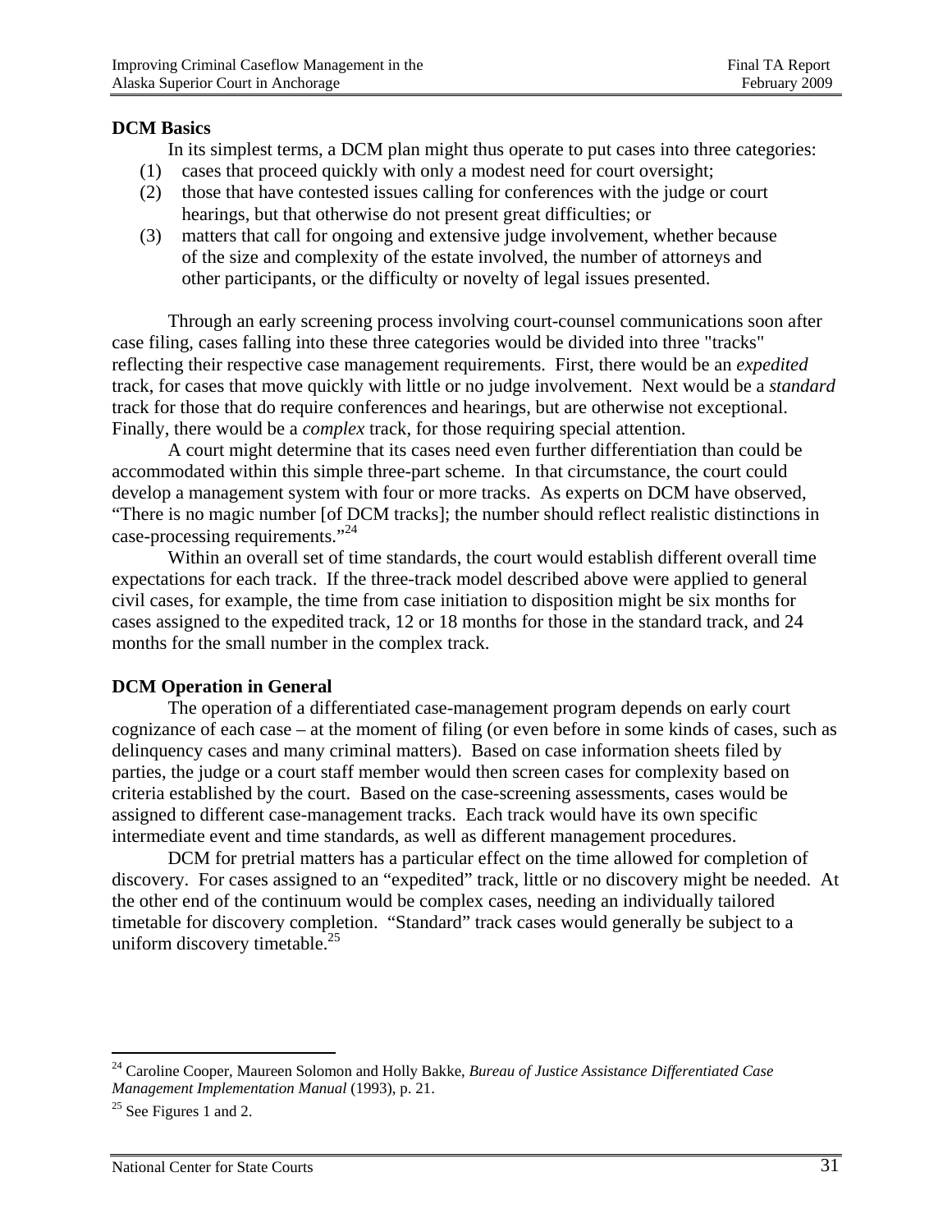**DCM Basics**

In its simplest terms, a DCM plan might thus operate to put cases into three categories:

(1) cases that proceed quickly with only a modest need for court oversight;
(2) those that have contested issues calling for conferences with the judge or court hearings, but that otherwise do not present great difficulties; or
(3) matters that call for ongoing and extensive judge involvement, whether because of the size and complexity of the estate involved, the number of attorneys and other participants, or the difficulty or novelty of legal issues presented.

Through an early screening process involving court-counsel communications soon after case filing, cases falling into these three categories would be divided into three "tracks" reflecting their respective case management requirements. First, there would be an *expedited* track, for cases that move quickly with little or no judge involvement. Next would be a *standard* track for those that do require conferences and hearings, but are otherwise not exceptional. Finally, there would be a *complex* track, for those requiring special attention.

A court might determine that its cases need even further differentiation than could be accommodated within this simple three-part scheme. In that circumstance, the court could develop a management system with four or more tracks. As experts on DCM have observed, "There is no magic number [of DCM tracks]; the number should reflect realistic distinctions in case-processing requirements."[24]

Within an overall set of time standards, the court would establish different overall time expectations for each track. If the three-track model described above were applied to general civil cases, for example, the time from case initiation to disposition might be six months for cases assigned to the expedited track, 12 or 18 months for those in the standard track, and 24 months for the small number in the complex track.

**DCM Operation in General**

The operation of a differentiated case-management program depends on early court cognizance of each case – at the moment of filing (or even before in some kinds of cases, such as delinquency cases and many criminal matters). Based on case information sheets filed by parties, the judge or a court staff member would then screen cases for complexity based on criteria established by the court. Based on the case-screening assessments, cases would be assigned to different case-management tracks. Each track would have its own specific intermediate event and time standards, as well as different management procedures.

DCM for pretrial matters has a particular effect on the time allowed for completion of discovery. For cases assigned to an "expedited" track, little or no discovery might be needed. At the other end of the continuum would be complex cases, needing an individually tailored timetable for discovery completion. "Standard" track cases would generally be subject to a uniform discovery timetable.[25]

---

[24] Caroline Cooper, Maureen Solomon and Holly Bakke, *Bureau of Justice Assistance Differentiated Case Management Implementation Manual* (1993), p. 21.

[25] See Figures 1 and 2.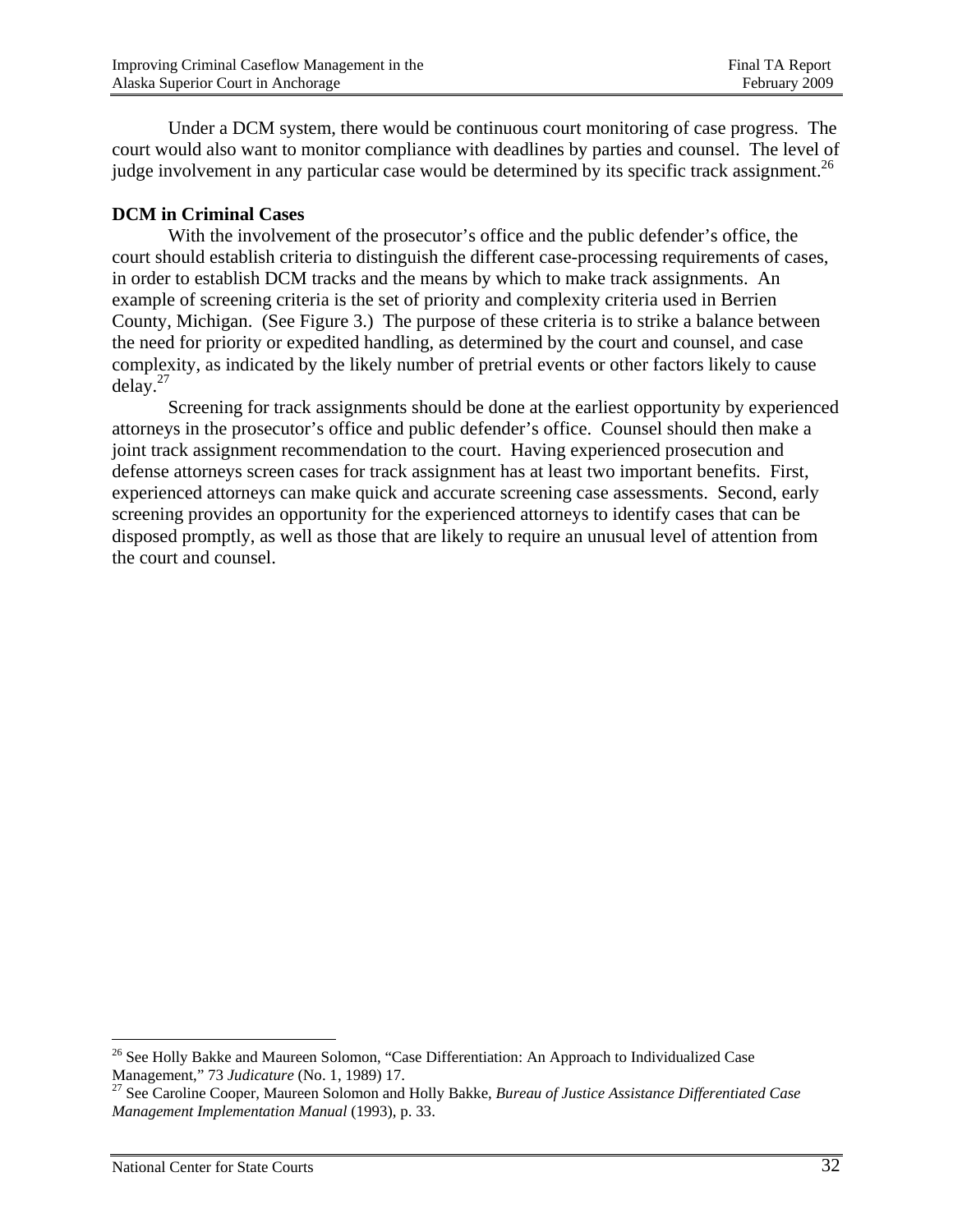Under a DCM system, there would be continuous court monitoring of case progress. The court would also want to monitor compliance with deadlines by parties and counsel. The level of judge involvement in any particular case would be determined by its specific track assignment.[26]

**DCM in Criminal Cases**

With the involvement of the prosecutor's office and the public defender's office, the court should establish criteria to distinguish the different case-processing requirements of cases, in order to establish DCM tracks and the means by which to make track assignments. An example of screening criteria is the set of priority and complexity criteria used in Berrien County, Michigan. (See Figure 3.) The purpose of these criteria is to strike a balance between the need for priority or expedited handling, as determined by the court and counsel, and case complexity, as indicated by the likely number of pretrial events or other factors likely to cause delay.[27]

Screening for track assignments should be done at the earliest opportunity by experienced attorneys in the prosecutor's office and public defender's office. Counsel should then make a joint track assignment recommendation to the court. Having experienced prosecution and defense attorneys screen cases for track assignment has at least two important benefits. First, experienced attorneys can make quick and accurate screening case assessments. Second, early screening provides an opportunity for the experienced attorneys to identify cases that can be disposed promptly, as well as those that are likely to require an unusual level of attention from the court and counsel.

---

[26] See Holly Bakke and Maureen Solomon, "Case Differentiation: An Approach to Individualized Case Management," 73 *Judicature* (No. 1, 1989) 17.

[27] See Caroline Cooper, Maureen Solomon and Holly Bakke, *Bureau of Justice Assistance Differentiated Case Management Implementation Manual* (1993), p. 33.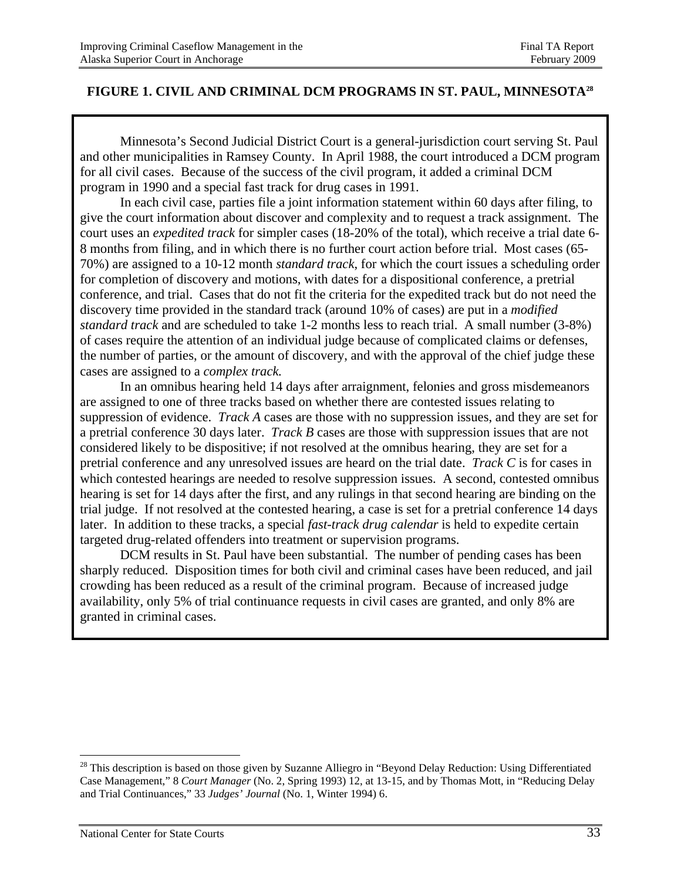**FIGURE 1. CIVIL AND CRIMINAL DCM PROGRAMS IN ST. PAUL, MINNESOTA[28]**

Minnesota's Second Judicial District Court is a general-jurisdiction court serving St. Paul and other municipalities in Ramsey County. In April 1988, the court introduced a DCM program for all civil cases. Because of the success of the civil program, it added a criminal DCM program in 1990 and a special fast track for drug cases in 1991.

In each civil case, parties file a joint information statement within 60 days after filing, to give the court information about discover and complexity and to request a track assignment. The court uses an *expedited track* for simpler cases (18-20% of the total), which receive a trial date 6-8 months from filing, and in which there is no further court action before trial. Most cases (65-70%) are assigned to a 10-12 month *standard track*, for which the court issues a scheduling order for completion of discovery and motions, with dates for a dispositional conference, a pretrial conference, and trial. Cases that do not fit the criteria for the expedited track but do not need the discovery time provided in the standard track (around 10% of cases) are put in a *modified standard track* and are scheduled to take 1-2 months less to reach trial. A small number (3-8%) of cases require the attention of an individual judge because of complicated claims or defenses, the number of parties, or the amount of discovery, and with the approval of the chief judge these cases are assigned to a *complex track.*

In an omnibus hearing held 14 days after arraignment, felonies and gross misdemeanors are assigned to one of three tracks based on whether there are contested issues relating to suppression of evidence. *Track A* cases are those with no suppression issues, and they are set for a pretrial conference 30 days later. *Track B* cases are those with suppression issues that are not considered likely to be dispositive; if not resolved at the omnibus hearing, they are set for a pretrial conference and any unresolved issues are heard on the trial date. *Track C* is for cases in which contested hearings are needed to resolve suppression issues. A second, contested omnibus hearing is set for 14 days after the first, and any rulings in that second hearing are binding on the trial judge. If not resolved at the contested hearing, a case is set for a pretrial conference 14 days later. In addition to these tracks, a special *fast-track drug calendar* is held to expedite certain targeted drug-related offenders into treatment or supervision programs.

DCM results in St. Paul have been substantial. The number of pending cases has been sharply reduced. Disposition times for both civil and criminal cases have been reduced, and jail crowding has been reduced as a result of the criminal program. Because of increased judge availability, only 5% of trial continuance requests in civil cases are granted, and only 8% are granted in criminal cases.

---

[28] This description is based on those given by Suzanne Alliegro in "Beyond Delay Reduction: Using Differentiated Case Management," 8 *Court Manager* (No. 2, Spring 1993) 12, at 13-15, and by Thomas Mott, in "Reducing Delay and Trial Continuances," 33 *Judges' Journal* (No. 1, Winter 1994) 6.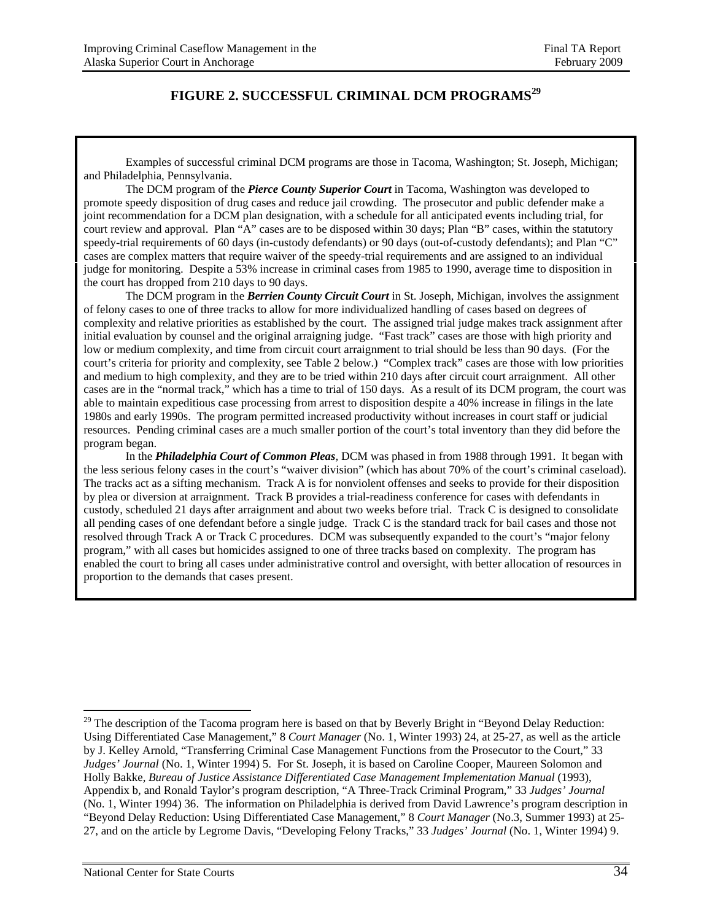# FIGURE 2. SUCCESSFUL CRIMINAL DCM PROGRAMS[29]

Examples of successful criminal DCM programs are those in Tacoma, Washington; St. Joseph, Michigan; and Philadelphia, Pennsylvania.

The DCM program of the ***Pierce County Superior Court*** in Tacoma, Washington was developed to promote speedy disposition of drug cases and reduce jail crowding. The prosecutor and public defender make a joint recommendation for a DCM plan designation, with a schedule for all anticipated events including trial, for court review and approval. Plan "A" cases are to be disposed within 30 days; Plan "B" cases, within the statutory speedy-trial requirements of 60 days (in-custody defendants) or 90 days (out-of-custody defendants); and Plan "C" cases are complex matters that require waiver of the speedy-trial requirements and are assigned to an individual judge for monitoring. Despite a 53% increase in criminal cases from 1985 to 1990, average time to disposition in the court has dropped from 210 days to 90 days.

The DCM program in the ***Berrien County Circuit Court*** in St. Joseph, Michigan, involves the assignment of felony cases to one of three tracks to allow for more individualized handling of cases based on degrees of complexity and relative priorities as established by the court. The assigned trial judge makes track assignment after initial evaluation by counsel and the original arraigning judge. "Fast track" cases are those with high priority and low or medium complexity, and time from circuit court arraignment to trial should be less than 90 days. (For the court's criteria for priority and complexity, see Table 2 below.) "Complex track" cases are those with low priorities and medium to high complexity, and they are to be tried within 210 days after circuit court arraignment. All other cases are in the "normal track," which has a time to trial of 150 days. As a result of its DCM program, the court was able to maintain expeditious case processing from arrest to disposition despite a 40% increase in filings in the late 1980s and early 1990s. The program permitted increased productivity without increases in court staff or judicial resources. Pending criminal cases are a much smaller portion of the court's total inventory than they did before the program began.

In the ***Philadelphia Court of Common Pleas***, DCM was phased in from 1988 through 1991. It began with the less serious felony cases in the court's "waiver division" (which has about 70% of the court's criminal caseload). The tracks act as a sifting mechanism. Track A is for nonviolent offenses and seeks to provide for their disposition by plea or diversion at arraignment. Track B provides a trial-readiness conference for cases with defendants in custody, scheduled 21 days after arraignment and about two weeks before trial. Track C is designed to consolidate all pending cases of one defendant before a single judge. Track C is the standard track for bail cases and those not resolved through Track A or Track C procedures. DCM was subsequently expanded to the court's "major felony program," with all cases but homicides assigned to one of three tracks based on complexity. The program has enabled the court to bring all cases under administrative control and oversight, with better allocation of resources in proportion to the demands that cases present.

---

[29] The description of the Tacoma program here is based on that by Beverly Bright in "Beyond Delay Reduction: Using Differentiated Case Management," 8 *Court Manager* (No. 1, Winter 1993) 24, at 25-27, as well as the article by J. Kelley Arnold, "Transferring Criminal Case Management Functions from the Prosecutor to the Court," 33 *Judges' Journal* (No. 1, Winter 1994) 5. For St. Joseph, it is based on Caroline Cooper, Maureen Solomon and Holly Bakke, *Bureau of Justice Assistance Differentiated Case Management Implementation Manual* (1993), Appendix b, and Ronald Taylor's program description, "A Three-Track Criminal Program," 33 *Judges' Journal* (No. 1, Winter 1994) 36. The information on Philadelphia is derived from David Lawrence's program description in "Beyond Delay Reduction: Using Differentiated Case Management," 8 *Court Manager* (No.3, Summer 1993) at 25-27, and on the article by Legrome Davis, "Developing Felony Tracks," 33 *Judges' Journal* (No. 1, Winter 1994) 9.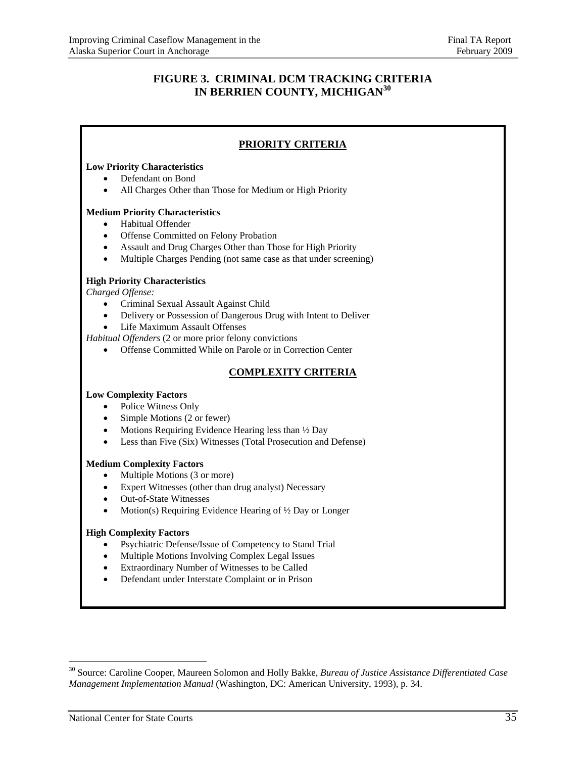# FIGURE 3. CRIMINAL DCM TRACKING CRITERIA IN BERRIEN COUNTY, MICHIGAN[30]

## PRIORITY CRITERIA

**Low Priority Characteristics**

- Defendant on Bond
- All Charges Other than Those for Medium or High Priority

**Medium Priority Characteristics**

- Habitual Offender
- Offense Committed on Felony Probation
- Assault and Drug Charges Other than Those for High Priority
- Multiple Charges Pending (not same case as that under screening)

**High Priority Characteristics**

*Charged Offense:*

- Criminal Sexual Assault Against Child
- Delivery or Possession of Dangerous Drug with Intent to Deliver
- Life Maximum Assault Offenses

*Habitual Offenders* (2 or more prior felony convictions

- Offense Committed While on Parole or in Correction Center

## COMPLEXITY CRITERIA

**Low Complexity Factors**

- Police Witness Only
- Simple Motions (2 or fewer)
- Motions Requiring Evidence Hearing less than ½ Day
- Less than Five (Six) Witnesses (Total Prosecution and Defense)

**Medium Complexity Factors**

- Multiple Motions (3 or more)
- Expert Witnesses (other than drug analyst) Necessary
- Out-of-State Witnesses
- Motion(s) Requiring Evidence Hearing of ½ Day or Longer

**High Complexity Factors**

- Psychiatric Defense/Issue of Competency to Stand Trial
- Multiple Motions Involving Complex Legal Issues
- Extraordinary Number of Witnesses to be Called
- Defendant under Interstate Complaint or in Prison

---

[30] Source: Caroline Cooper, Maureen Solomon and Holly Bakke, *Bureau of Justice Assistance Differentiated Case Management Implementation Manual* (Washington, DC: American University, 1993), p. 34.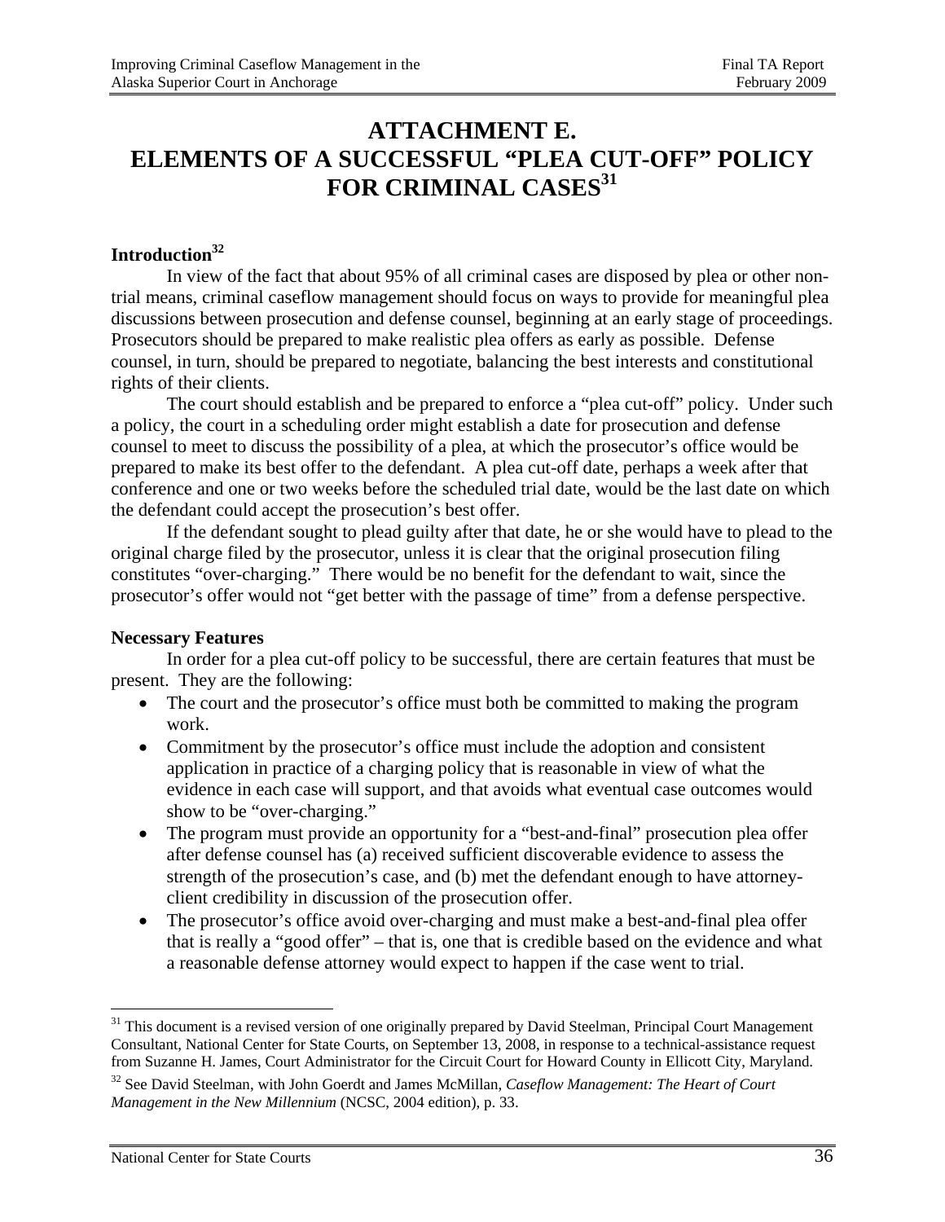# ATTACHMENT E.
# ELEMENTS OF A SUCCESSFUL "PLEA CUT-OFF" POLICY FOR CRIMINAL CASES[31]

**Introduction[32]**

In view of the fact that about 95% of all criminal cases are disposed by plea or other non-trial means, criminal caseflow management should focus on ways to provide for meaningful plea discussions between prosecution and defense counsel, beginning at an early stage of proceedings. Prosecutors should be prepared to make realistic plea offers as early as possible. Defense counsel, in turn, should be prepared to negotiate, balancing the best interests and constitutional rights of their clients.

The court should establish and be prepared to enforce a "plea cut-off" policy. Under such a policy, the court in a scheduling order might establish a date for prosecution and defense counsel to meet to discuss the possibility of a plea, at which the prosecutor's office would be prepared to make its best offer to the defendant. A plea cut-off date, perhaps a week after that conference and one or two weeks before the scheduled trial date, would be the last date on which the defendant could accept the prosecution's best offer.

If the defendant sought to plead guilty after that date, he or she would have to plead to the original charge filed by the prosecutor, unless it is clear that the original prosecution filing constitutes "over-charging." There would be no benefit for the defendant to wait, since the prosecutor's offer would not "get better with the passage of time" from a defense perspective.

**Necessary Features**

In order for a plea cut-off policy to be successful, there are certain features that must be present. They are the following:

- The court and the prosecutor's office must both be committed to making the program work.
- Commitment by the prosecutor's office must include the adoption and consistent application in practice of a charging policy that is reasonable in view of what the evidence in each case will support, and that avoids what eventual case outcomes would show to be "over-charging."
- The program must provide an opportunity for a "best-and-final" prosecution plea offer after defense counsel has (a) received sufficient discoverable evidence to assess the strength of the prosecution's case, and (b) met the defendant enough to have attorney-client credibility in discussion of the prosecution offer.
- The prosecutor's office avoid over-charging and must make a best-and-final plea offer that is really a "good offer" – that is, one that is credible based on the evidence and what a reasonable defense attorney would expect to happen if the case went to trial.

---

[31] This document is a revised version of one originally prepared by David Steelman, Principal Court Management Consultant, National Center for State Courts, on September 13, 2008, in response to a technical-assistance request from Suzanne H. James, Court Administrator for the Circuit Court for Howard County in Ellicott City, Maryland.

[32] See David Steelman, with John Goerdt and James McMillan, *Caseflow Management: The Heart of Court Management in the New Millennium* (NCSC, 2004 edition), p. 33.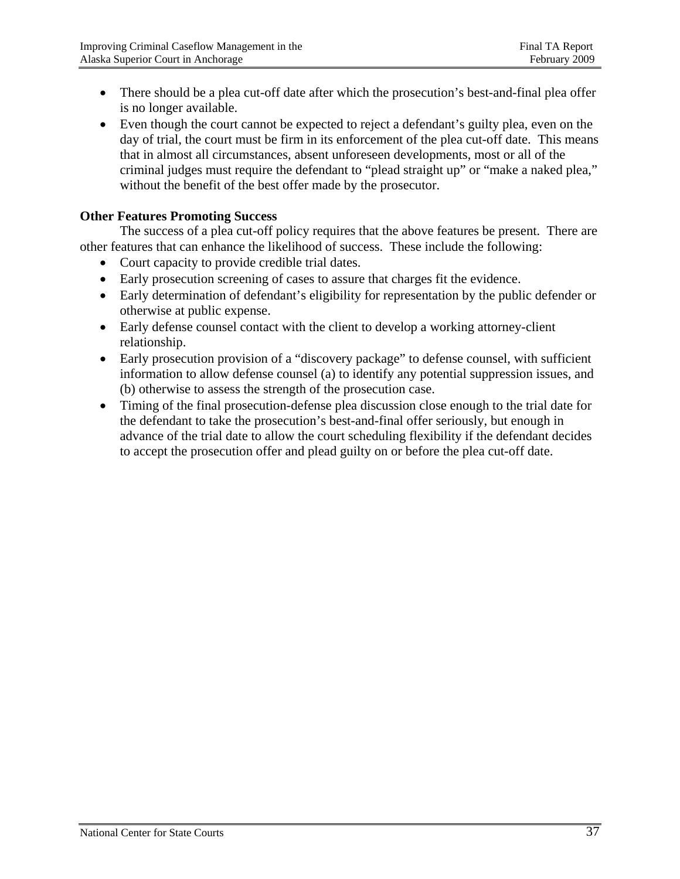- There should be a plea cut-off date after which the prosecution's best-and-final plea offer is no longer available.
- Even though the court cannot be expected to reject a defendant's guilty plea, even on the day of trial, the court must be firm in its enforcement of the plea cut-off date. This means that in almost all circumstances, absent unforeseen developments, most or all of the criminal judges must require the defendant to "plead straight up" or "make a naked plea," without the benefit of the best offer made by the prosecutor.

**Other Features Promoting Success**

The success of a plea cut-off policy requires that the above features be present. There are other features that can enhance the likelihood of success. These include the following:

- Court capacity to provide credible trial dates.
- Early prosecution screening of cases to assure that charges fit the evidence.
- Early determination of defendant's eligibility for representation by the public defender or otherwise at public expense.
- Early defense counsel contact with the client to develop a working attorney-client relationship.
- Early prosecution provision of a "discovery package" to defense counsel, with sufficient information to allow defense counsel (a) to identify any potential suppression issues, and (b) otherwise to assess the strength of the prosecution case.
- Timing of the final prosecution-defense plea discussion close enough to the trial date for the defendant to take the prosecution's best-and-final offer seriously, but enough in advance of the trial date to allow the court scheduling flexibility if the defendant decides to accept the prosecution offer and plead guilty on or before the plea cut-off date.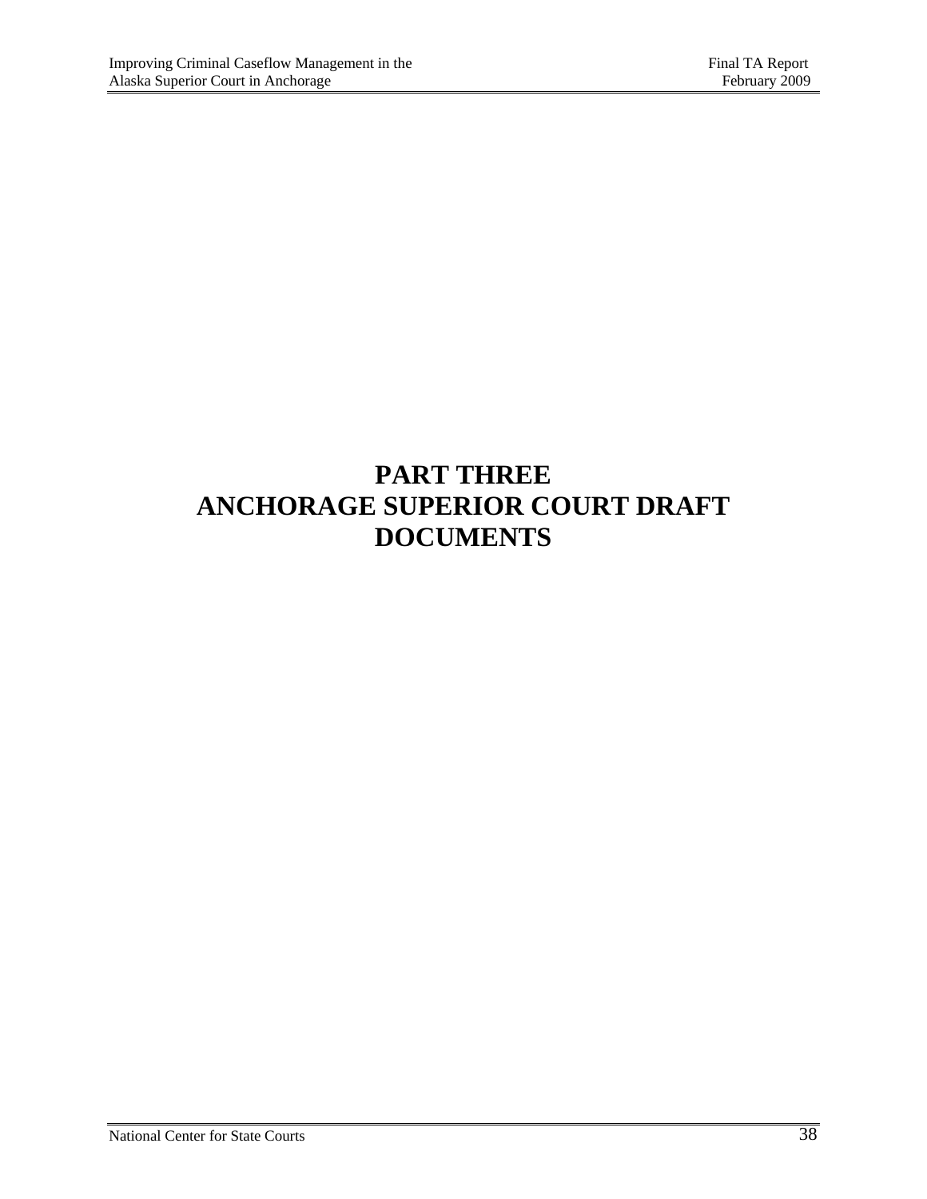# PART THREE
# ANCHORAGE SUPERIOR COURT DRAFT DOCUMENTS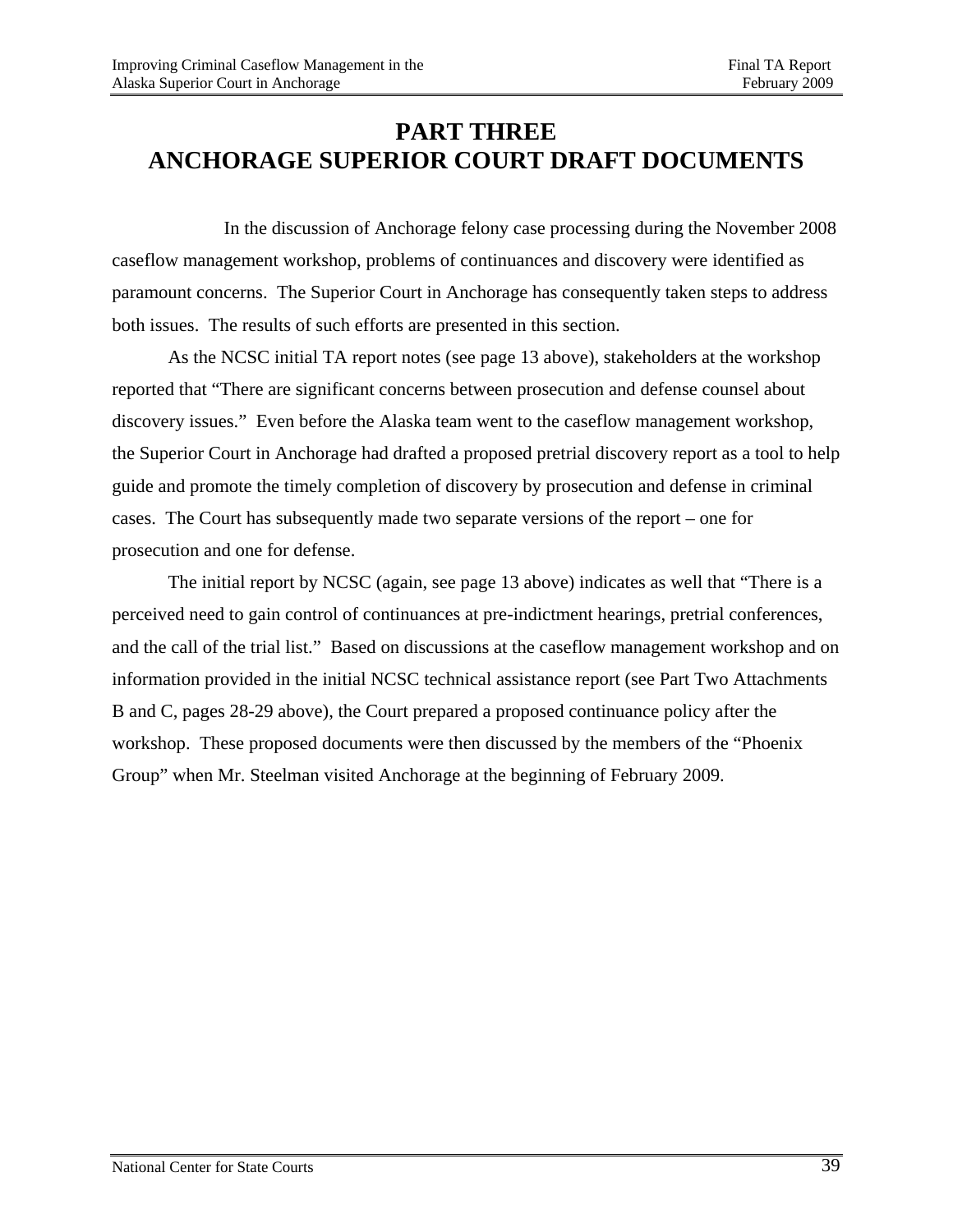# PART THREE
# ANCHORAGE SUPERIOR COURT DRAFT DOCUMENTS

In the discussion of Anchorage felony case processing during the November 2008 caseflow management workshop, problems of continuances and discovery were identified as paramount concerns. The Superior Court in Anchorage has consequently taken steps to address both issues. The results of such efforts are presented in this section.

As the NCSC initial TA report notes (see page 13 above), stakeholders at the workshop reported that "There are significant concerns between prosecution and defense counsel about discovery issues." Even before the Alaska team went to the caseflow management workshop, the Superior Court in Anchorage had drafted a proposed pretrial discovery report as a tool to help guide and promote the timely completion of discovery by prosecution and defense in criminal cases. The Court has subsequently made two separate versions of the report – one for prosecution and one for defense.

The initial report by NCSC (again, see page 13 above) indicates as well that "There is a perceived need to gain control of continuances at pre-indictment hearings, pretrial conferences, and the call of the trial list." Based on discussions at the caseflow management workshop and on information provided in the initial NCSC technical assistance report (see Part Two Attachments B and C, pages 28-29 above), the Court prepared a proposed continuance policy after the workshop. These proposed documents were then discussed by the members of the "Phoenix Group" when Mr. Steelman visited Anchorage at the beginning of February 2009.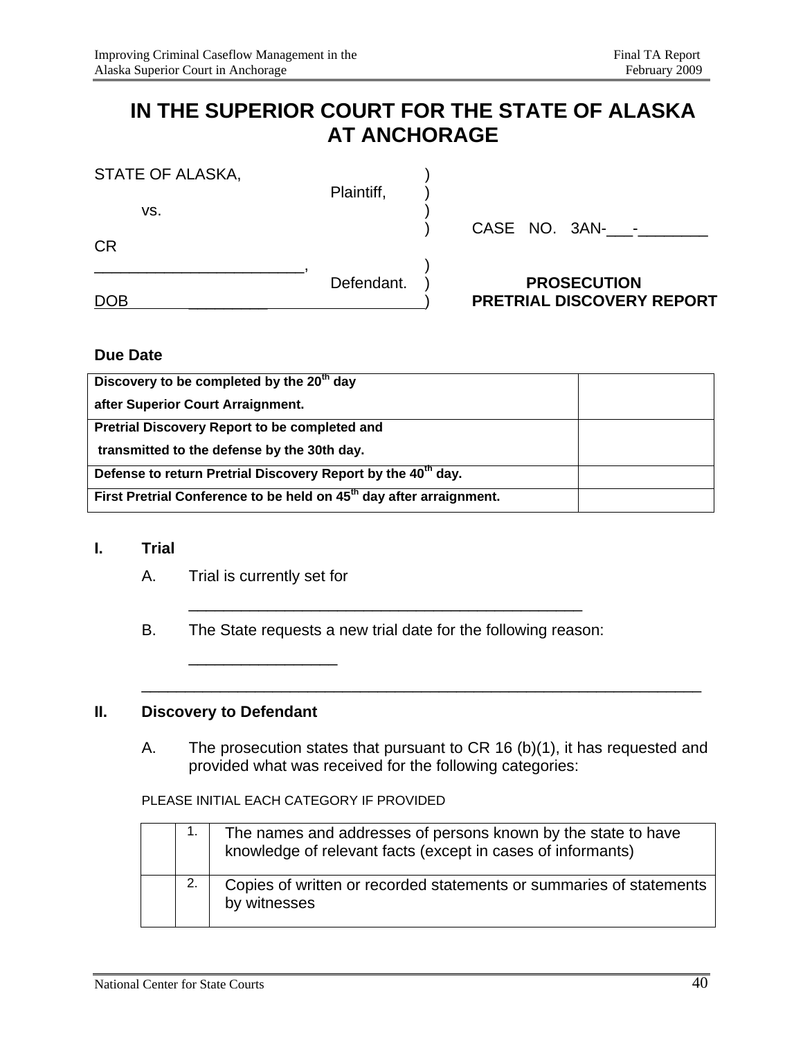# IN THE SUPERIOR COURT FOR THE STATE OF ALASKA AT ANCHORAGE

STATE OF ALASKA, )
Plaintiff, )
vs. )
) CASE NO. 3AN-___-________
CR
_________________________, )
Defendant. ) **PROSECUTION**
DOB _________ ) **PRETRIAL DISCOVERY REPORT**

**Due Date**

| | |
|---|---|
| **Discovery to be completed by the 20th day after Superior Court Arraignment.** | |
| **Pretrial Discovery Report to be completed and transmitted to the defense by the 30th day.** | |
| **Defense to return Pretrial Discovery Report by the 40th day.** | |
| **First Pretrial Conference to be held on 45th day after arraignment.** | |

**I. Trial**

A. Trial is currently set for

_____________________________________________

B. The State requests a new trial date for the following reason:

_________________

_______________________________________________________________

**II. Discovery to Defendant**

A. The prosecution states that pursuant to CR 16 (b)(1), it has requested and provided what was received for the following categories:

PLEASE INITIAL EACH CATEGORY IF PROVIDED

| | | |
|---|---|---|
| | 1. | The names and addresses of persons known by the state to have knowledge of relevant facts (except in cases of informants) |
| | 2. | Copies of written or recorded statements or summaries of statements by witnesses |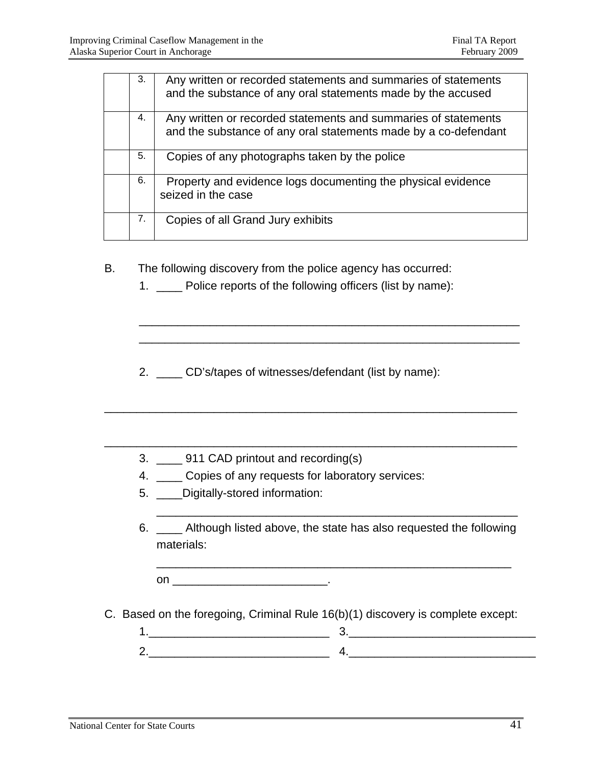|  | 3. | Any written or recorded statements and summaries of statements and the substance of any oral statements made by the accused |
|---|---|---|
|  | 4. | Any written or recorded statements and summaries of statements and the substance of any oral statements made by a co-defendant |
|  | 5. | Copies of any photographs taken by the police |
|  | 6. | Property and evidence logs documenting the physical evidence seized in the case |
|  | 7. | Copies of all Grand Jury exhibits |

B. The following discovery from the police agency has occurred:

1. ____ Police reports of the following officers (list by name):

   ____________________________________________________________

   ____________________________________________________________

2. ____ CD's/tapes of witnesses/defendant (list by name):

____________________________________________________________

____________________________________________________________

3. ____ 911 CAD printout and recording(s)
4. ____ Copies of any requests for laboratory services:
5. ____Digitally-stored information:

   ____________________________________________________________

6. ____ Although listed above, the state has also requested the following materials:

   ____________________________________________________________

   on ________________________.

C. Based on the foregoing, Criminal Rule 16(b)(1) discovery is complete except:

1.____________________________ 3.____________________________

2.____________________________ 4.____________________________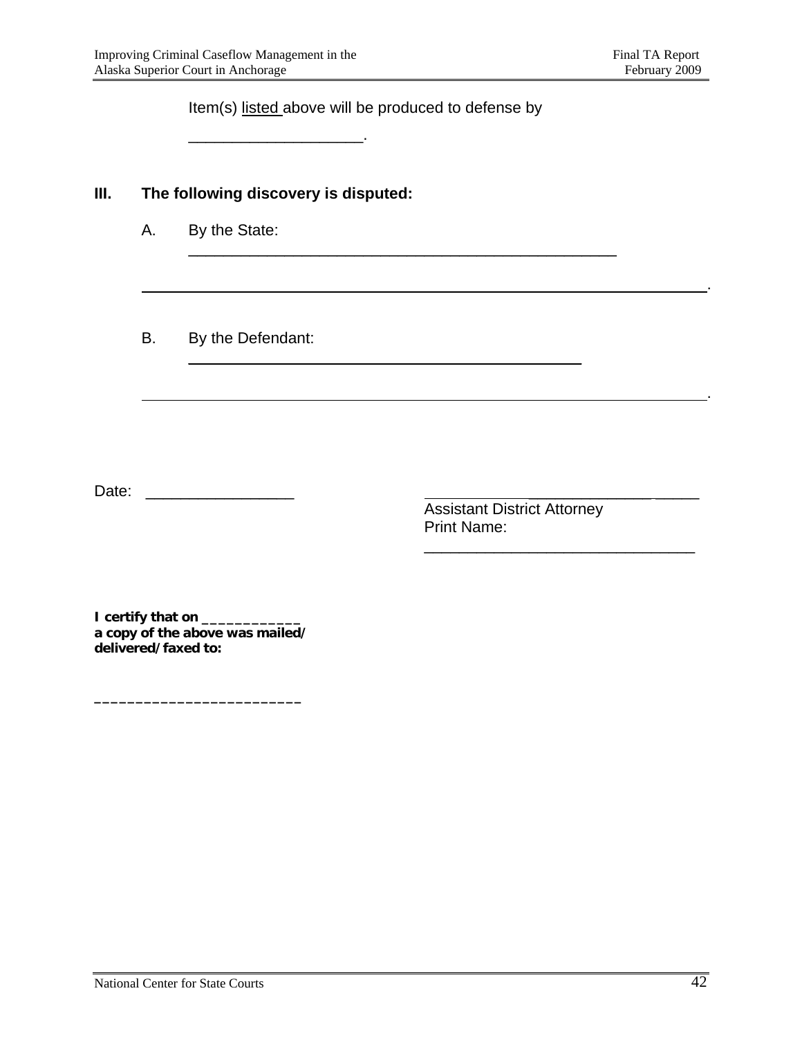Item(s) listed above will be produced to defense by

____________________.

**III. The following discovery is disputed:**

A. By the State: ____________________________________________________

______________________________________________________________________.

B. By the Defendant: ________________________________________________

______________________________________________________________________.

Date: _________________

_______________________________
Assistant District Attorney
Print Name:
_______________________________

**I certify that on ____________**
**a copy of the above was mailed/**
**delivered/faxed to:**

_________________________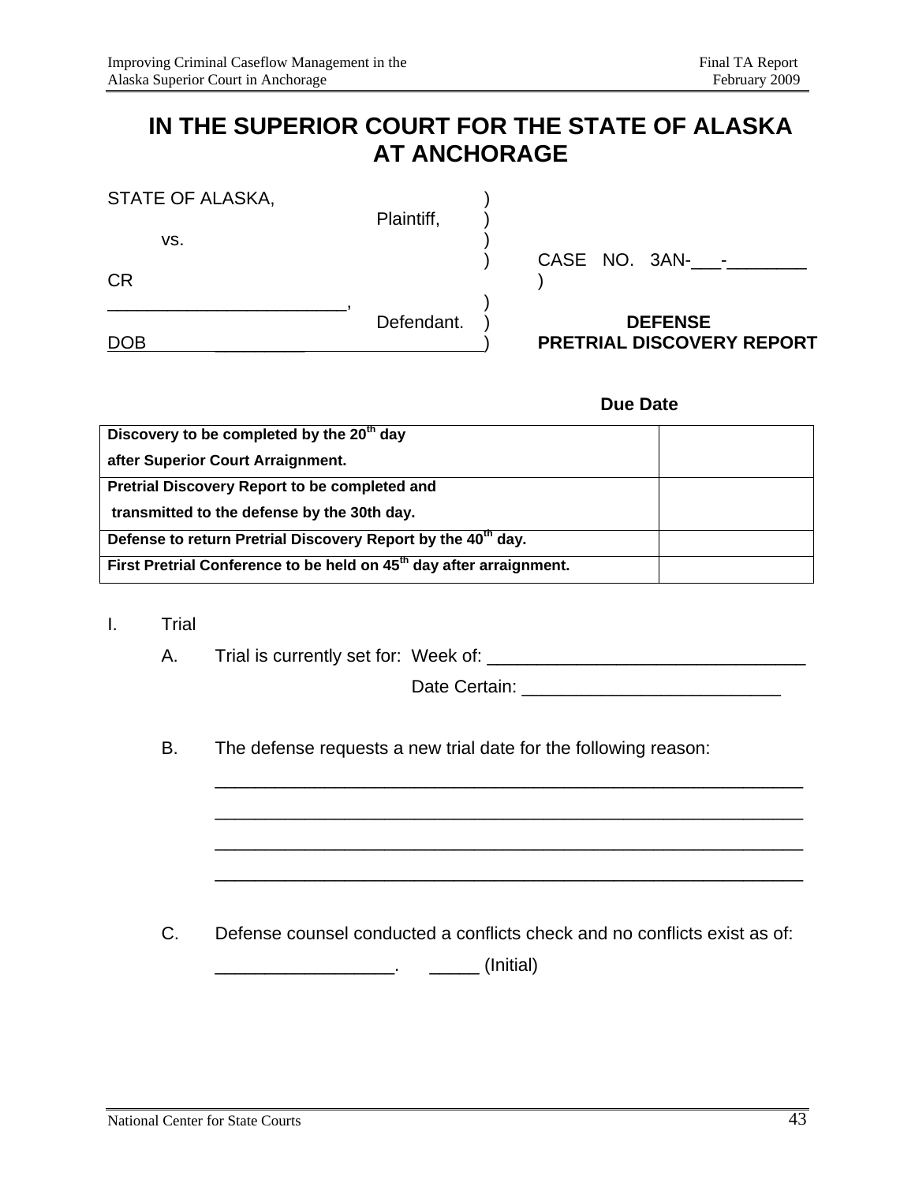# IN THE SUPERIOR COURT FOR THE STATE OF ALASKA AT ANCHORAGE

STATE OF ALASKA, )
Plaintiff, )
vs. )
) CASE NO. 3AN-___-________ CR
_________________________, )
Defendant. ) **DEFENSE PRETRIAL DISCOVERY REPORT**
DOB _________ )

| | **Due Date** |
|---|---|
| **Discovery to be completed by the 20th day after Superior Court Arraignment.** | |
| **Pretrial Discovery Report to be completed and transmitted to the defense by the 30th day.** | |
| **Defense to return Pretrial Discovery Report by the 40th day.** | |
| **First Pretrial Conference to be held on 45th day after arraignment.** | |

I. Trial

A. Trial is currently set for: Week of: _______________________________

Date Certain: _________________________

B. The defense requests a new trial date for the following reason:

_____________________________________________________________

_____________________________________________________________

_____________________________________________________________

_____________________________________________________________

C. Defense counsel conducted a conflicts check and no conflicts exist as of:

_________________. _____ (Initial)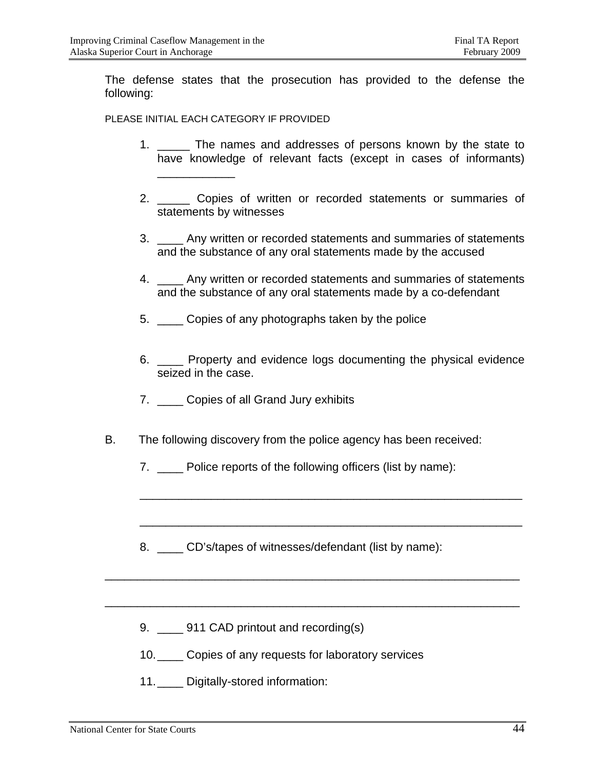The defense states that the prosecution has provided to the defense the following:

PLEASE INITIAL EACH CATEGORY IF PROVIDED

1. _____ The names and addresses of persons known by the state to have knowledge of relevant facts (except in cases of informants) ____________

2. _____ Copies of written or recorded statements or summaries of statements by witnesses

3. ____ Any written or recorded statements and summaries of statements and the substance of any oral statements made by the accused

4. ____ Any written or recorded statements and summaries of statements and the substance of any oral statements made by a co-defendant

5. ____ Copies of any photographs taken by the police

6. ____ Property and evidence logs documenting the physical evidence seized in the case.

7. ____ Copies of all Grand Jury exhibits

B. The following discovery from the police agency has been received:

7. ____ Police reports of the following officers (list by name):

   ____________________________________________________________

   ____________________________________________________________

8. ____ CD's/tapes of witnesses/defendant (list by name):

_________________________________________________________________

_________________________________________________________________

9. ____ 911 CAD printout and recording(s)

10. ____ Copies of any requests for laboratory services

11. ____ Digitally-stored information: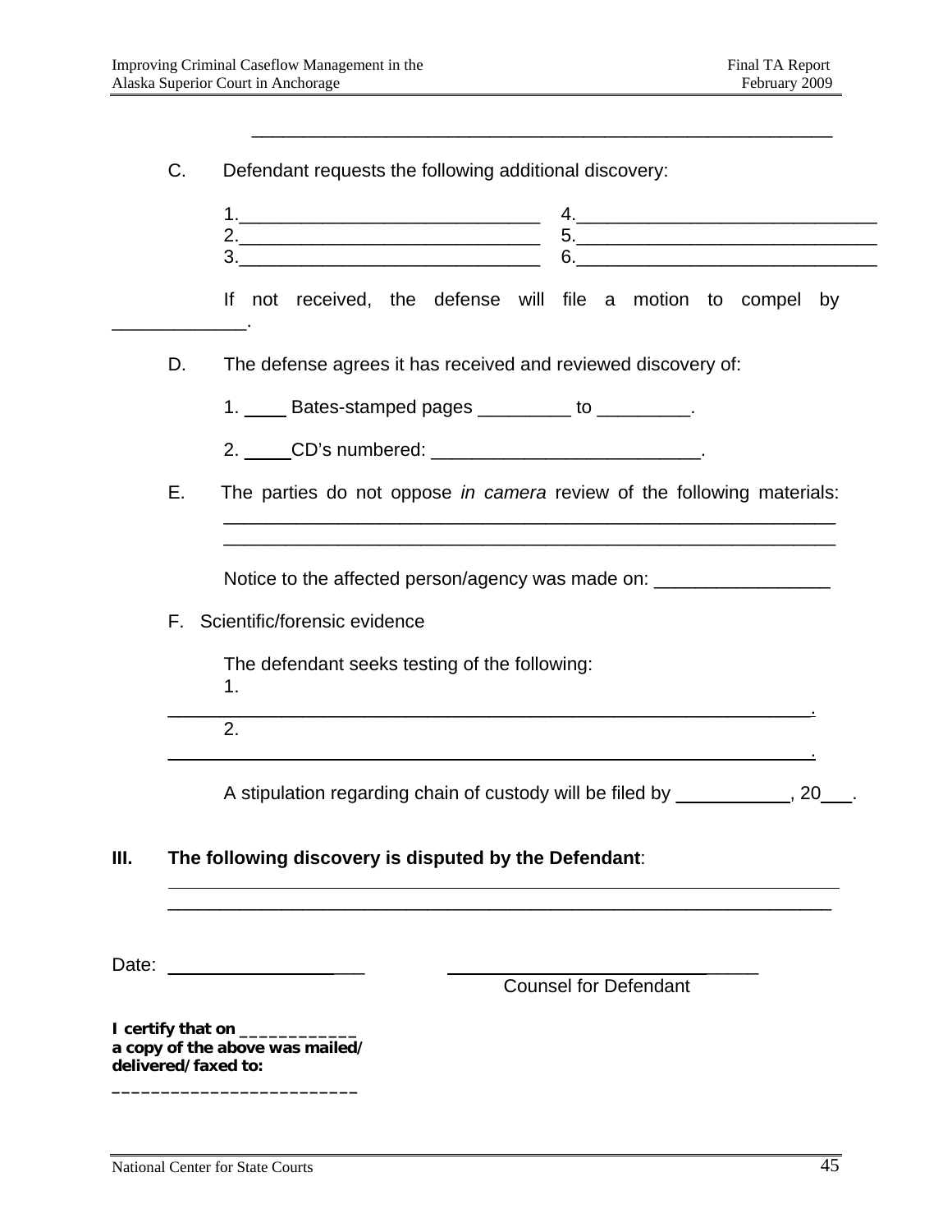_______________________________________________________________

C. Defendant requests the following additional discovery:

1.______________________________ 4.______________________________
2.______________________________ 5.______________________________
3.______________________________ 6.______________________________

If not received, the defense will file a motion to compel by _____________.

D. The defense agrees it has received and reviewed discovery of:

1. ____ Bates-stamped pages _________ to _________.

2. _____CD's numbered: __________________________.

E. The parties do not oppose *in camera* review of the following materials: _______________________________________________________________
_______________________________________________________________

Notice to the affected person/agency was made on: _________________

F. Scientific/forensic evidence

The defendant seeks testing of the following:
1. _______________________________________________________________.
2. _______________________________________________________________.

A stipulation regarding chain of custody will be filed by ___________, 20___.

**III. The following discovery is disputed by the Defendant**:
_______________________________________________________________
_______________________________________________________________

Date: _____________________ ______________________________

Counsel for Defendant

**I certify that on ____________**
**a copy of the above was mailed/**
**delivered/faxed to:**
_________________________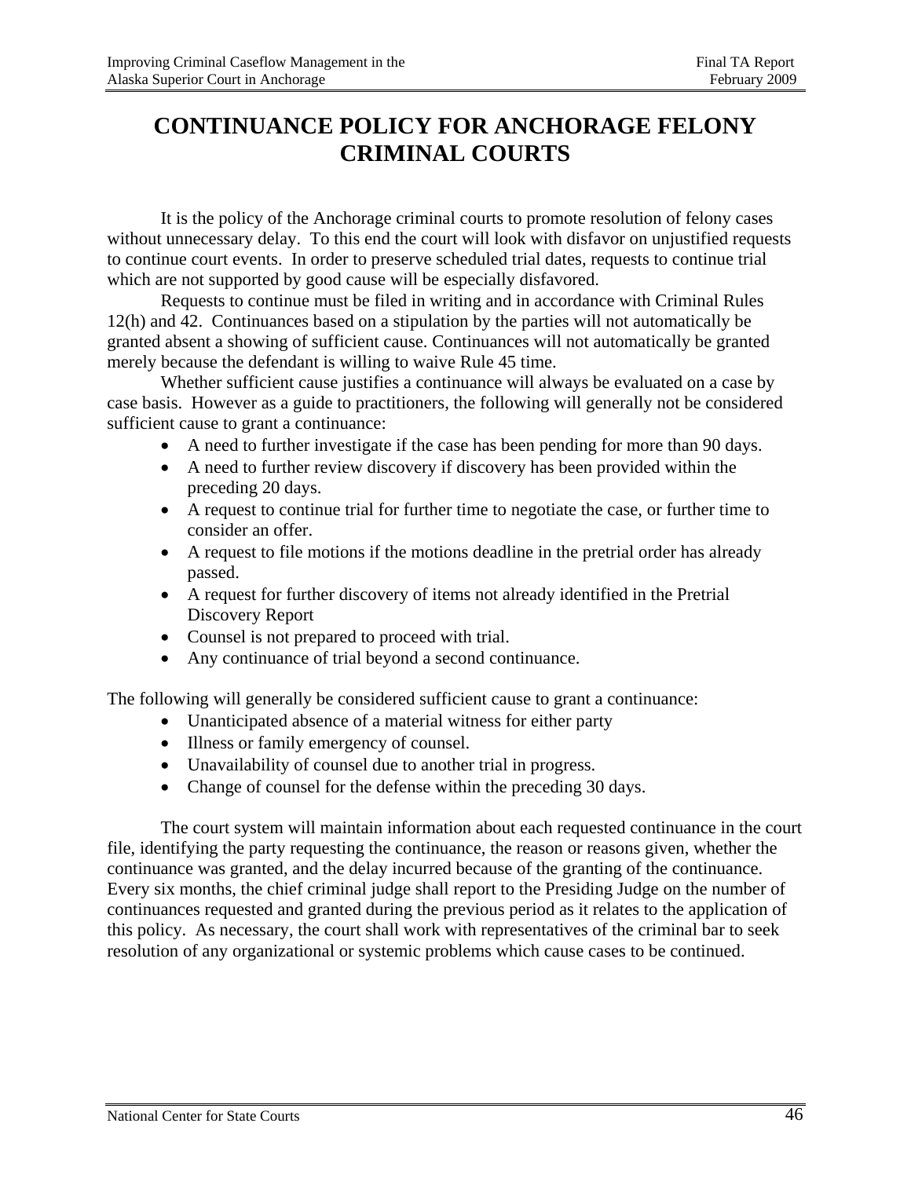# CONTINUANCE POLICY FOR ANCHORAGE FELONY CRIMINAL COURTS

It is the policy of the Anchorage criminal courts to promote resolution of felony cases without unnecessary delay. To this end the court will look with disfavor on unjustified requests to continue court events. In order to preserve scheduled trial dates, requests to continue trial which are not supported by good cause will be especially disfavored.

Requests to continue must be filed in writing and in accordance with Criminal Rules 12(h) and 42. Continuances based on a stipulation by the parties will not automatically be granted absent a showing of sufficient cause. Continuances will not automatically be granted merely because the defendant is willing to waive Rule 45 time.

Whether sufficient cause justifies a continuance will always be evaluated on a case by case basis. However as a guide to practitioners, the following will generally not be considered sufficient cause to grant a continuance:

- A need to further investigate if the case has been pending for more than 90 days.
- A need to further review discovery if discovery has been provided within the preceding 20 days.
- A request to continue trial for further time to negotiate the case, or further time to consider an offer.
- A request to file motions if the motions deadline in the pretrial order has already passed.
- A request for further discovery of items not already identified in the Pretrial Discovery Report
- Counsel is not prepared to proceed with trial.
- Any continuance of trial beyond a second continuance.

The following will generally be considered sufficient cause to grant a continuance:

- Unanticipated absence of a material witness for either party
- Illness or family emergency of counsel.
- Unavailability of counsel due to another trial in progress.
- Change of counsel for the defense within the preceding 30 days.

The court system will maintain information about each requested continuance in the court file, identifying the party requesting the continuance, the reason or reasons given, whether the continuance was granted, and the delay incurred because of the granting of the continuance. Every six months, the chief criminal judge shall report to the Presiding Judge on the number of continuances requested and granted during the previous period as it relates to the application of this policy. As necessary, the court shall work with representatives of the criminal bar to seek resolution of any organizational or systemic problems which cause cases to be continued.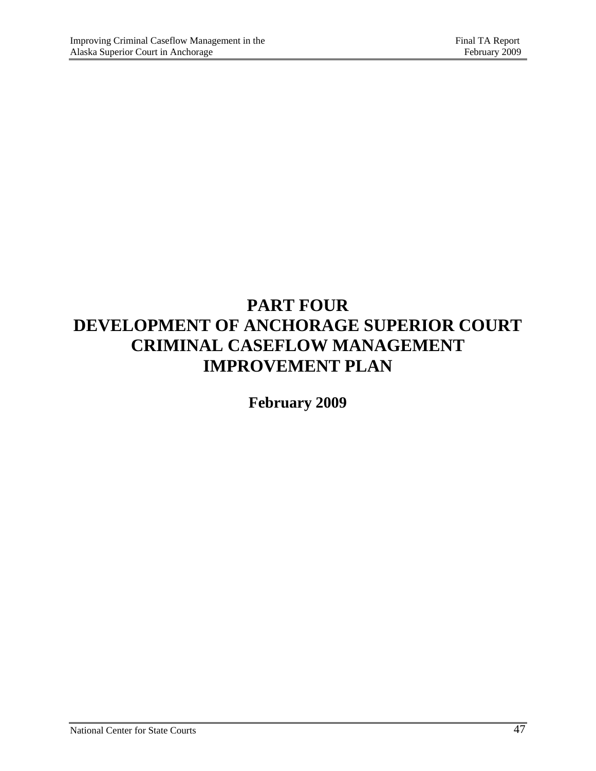# PART FOUR
# DEVELOPMENT OF ANCHORAGE SUPERIOR COURT CRIMINAL CASEFLOW MANAGEMENT IMPROVEMENT PLAN

**February 2009**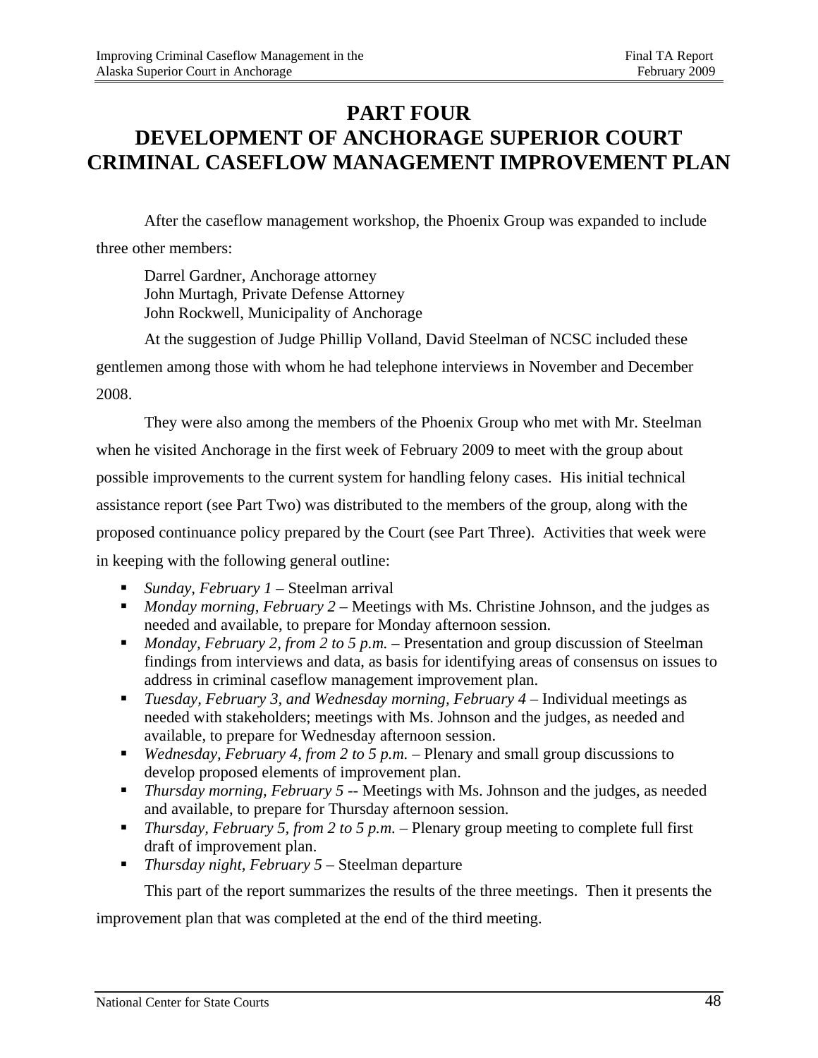# PART FOUR
# DEVELOPMENT OF ANCHORAGE SUPERIOR COURT CRIMINAL CASEFLOW MANAGEMENT IMPROVEMENT PLAN

After the caseflow management workshop, the Phoenix Group was expanded to include three other members:

Darrel Gardner, Anchorage attorney
John Murtagh, Private Defense Attorney
John Rockwell, Municipality of Anchorage

At the suggestion of Judge Phillip Volland, David Steelman of NCSC included these gentlemen among those with whom he had telephone interviews in November and December 2008.

They were also among the members of the Phoenix Group who met with Mr. Steelman when he visited Anchorage in the first week of February 2009 to meet with the group about possible improvements to the current system for handling felony cases. His initial technical assistance report (see Part Two) was distributed to the members of the group, along with the proposed continuance policy prepared by the Court (see Part Three). Activities that week were in keeping with the following general outline:

- *Sunday, February 1* – Steelman arrival
- *Monday morning, February 2* – Meetings with Ms. Christine Johnson, and the judges as needed and available, to prepare for Monday afternoon session.
- *Monday, February 2, from 2 to 5 p.m.* – Presentation and group discussion of Steelman findings from interviews and data, as basis for identifying areas of consensus on issues to address in criminal caseflow management improvement plan.
- *Tuesday, February 3, and Wednesday morning, February 4* – Individual meetings as needed with stakeholders; meetings with Ms. Johnson and the judges, as needed and available, to prepare for Wednesday afternoon session.
- *Wednesday, February 4, from 2 to 5 p.m.* – Plenary and small group discussions to develop proposed elements of improvement plan.
- *Thursday morning, February 5* -- Meetings with Ms. Johnson and the judges, as needed and available, to prepare for Thursday afternoon session.
- *Thursday, February 5, from 2 to 5 p.m.* – Plenary group meeting to complete full first draft of improvement plan.
- *Thursday night, February 5* – Steelman departure

This part of the report summarizes the results of the three meetings. Then it presents the improvement plan that was completed at the end of the third meeting.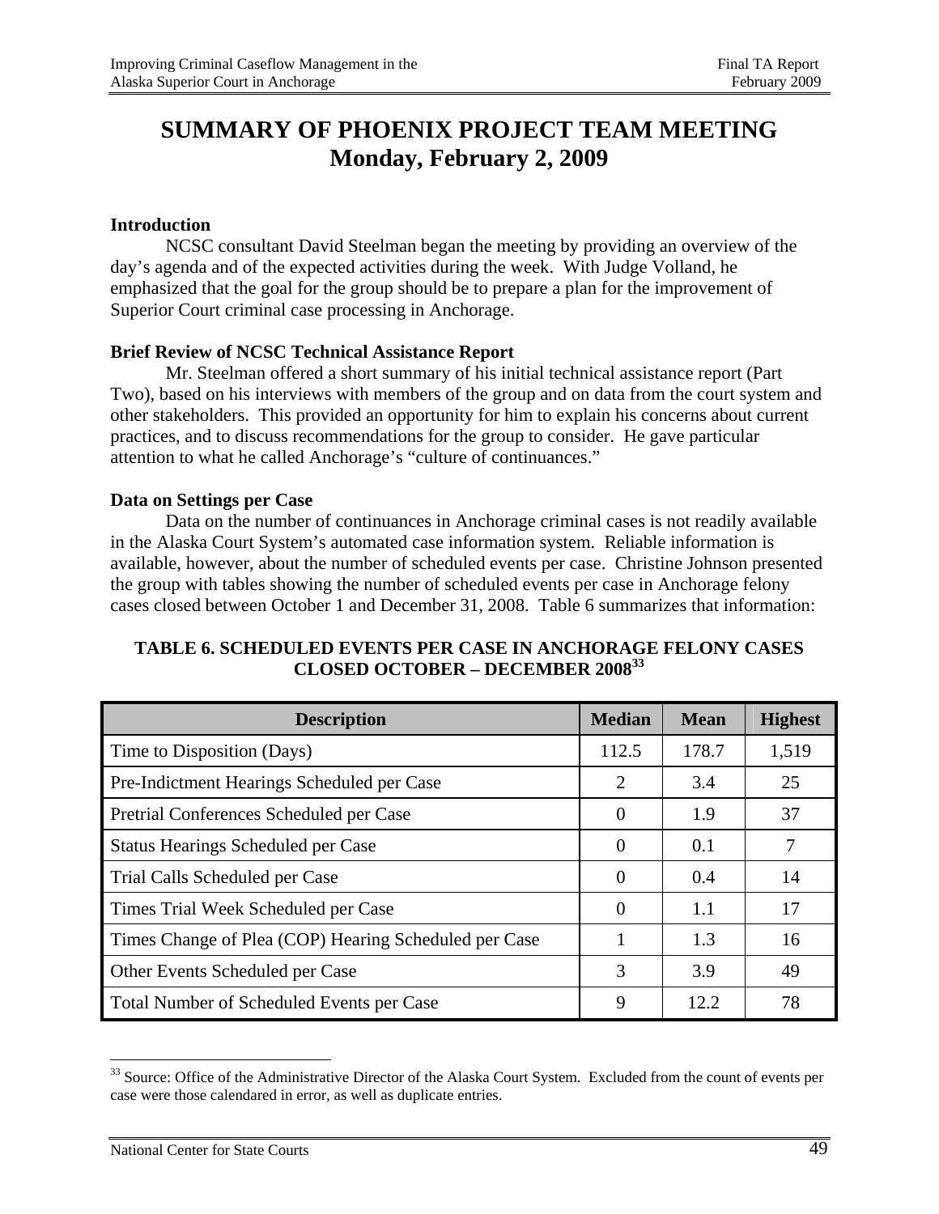# SUMMARY OF PHOENIX PROJECT TEAM MEETING
# Monday, February 2, 2009

**Introduction**

NCSC consultant David Steelman began the meeting by providing an overview of the day's agenda and of the expected activities during the week. With Judge Volland, he emphasized that the goal for the group should be to prepare a plan for the improvement of Superior Court criminal case processing in Anchorage.

**Brief Review of NCSC Technical Assistance Report**

Mr. Steelman offered a short summary of his initial technical assistance report (Part Two), based on his interviews with members of the group and on data from the court system and other stakeholders. This provided an opportunity for him to explain his concerns about current practices, and to discuss recommendations for the group to consider. He gave particular attention to what he called Anchorage's "culture of continuances."

**Data on Settings per Case**

Data on the number of continuances in Anchorage criminal cases is not readily available in the Alaska Court System's automated case information system. Reliable information is available, however, about the number of scheduled events per case. Christine Johnson presented the group with tables showing the number of scheduled events per case in Anchorage felony cases closed between October 1 and December 31, 2008. Table 6 summarizes that information:

**TABLE 6. SCHEDULED EVENTS PER CASE IN ANCHORAGE FELONY CASES CLOSED OCTOBER – DECEMBER 2008[33]**

| Description | Median | Mean | Highest |
|---|---|---|---|
| Time to Disposition (Days) | 112.5 | 178.7 | 1,519 |
| Pre-Indictment Hearings Scheduled per Case | 2 | 3.4 | 25 |
| Pretrial Conferences Scheduled per Case | 0 | 1.9 | 37 |
| Status Hearings Scheduled per Case | 0 | 0.1 | 7 |
| Trial Calls Scheduled per Case | 0 | 0.4 | 14 |
| Times Trial Week Scheduled per Case | 0 | 1.1 | 17 |
| Times Change of Plea (COP) Hearing Scheduled per Case | 1 | 1.3 | 16 |
| Other Events Scheduled per Case | 3 | 3.9 | 49 |
| Total Number of Scheduled Events per Case | 9 | 12.2 | 78 |

[33] Source: Office of the Administrative Director of the Alaska Court System. Excluded from the count of events per case were those calendared in error, as well as duplicate entries.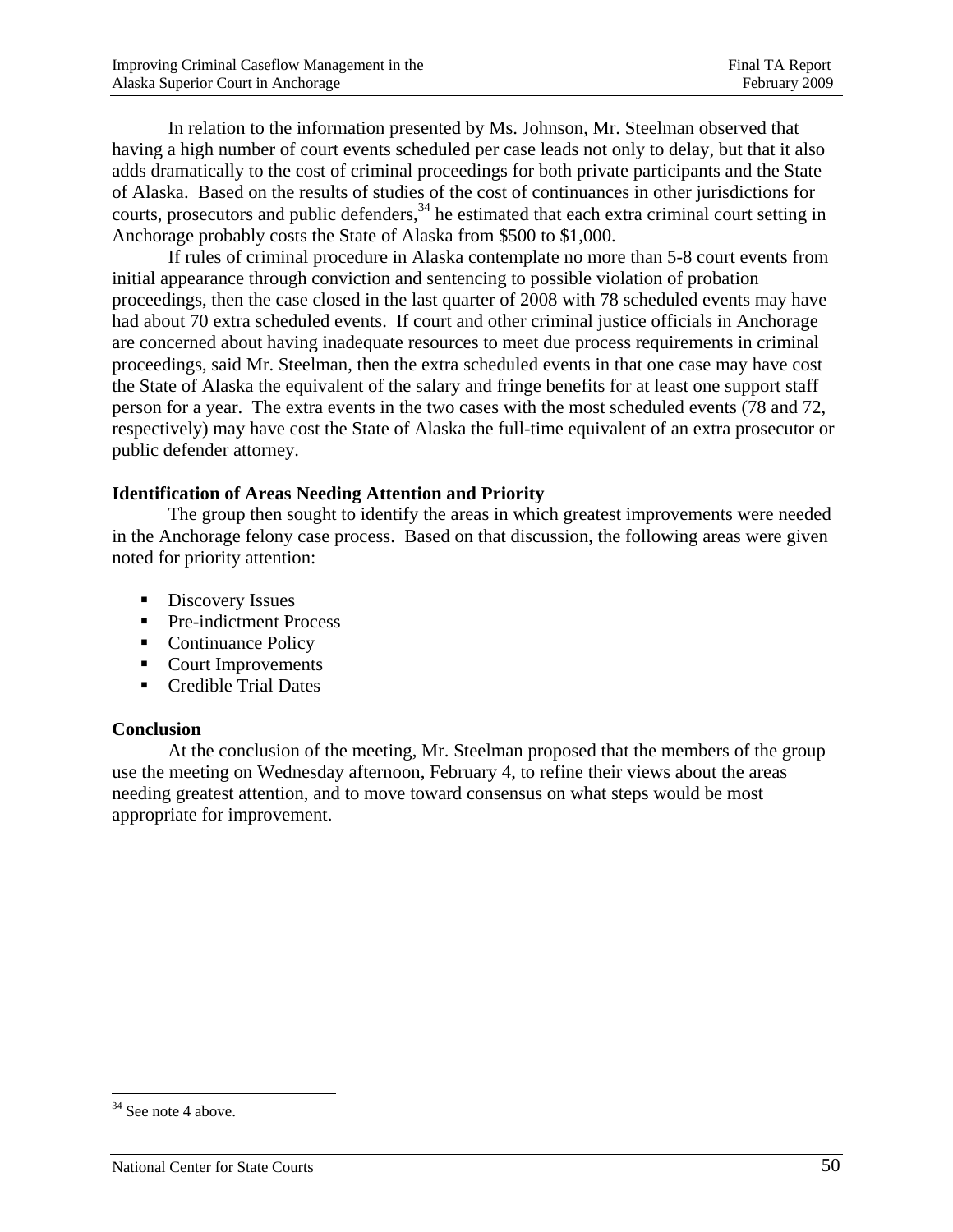In relation to the information presented by Ms. Johnson, Mr. Steelman observed that having a high number of court events scheduled per case leads not only to delay, but that it also adds dramatically to the cost of criminal proceedings for both private participants and the State of Alaska. Based on the results of studies of the cost of continuances in other jurisdictions for courts, prosecutors and public defenders,[34] he estimated that each extra criminal court setting in Anchorage probably costs the State of Alaska from $500 to $1,000.

If rules of criminal procedure in Alaska contemplate no more than 5-8 court events from initial appearance through conviction and sentencing to possible violation of probation proceedings, then the case closed in the last quarter of 2008 with 78 scheduled events may have had about 70 extra scheduled events. If court and other criminal justice officials in Anchorage are concerned about having inadequate resources to meet due process requirements in criminal proceedings, said Mr. Steelman, then the extra scheduled events in that one case may have cost the State of Alaska the equivalent of the salary and fringe benefits for at least one support staff person for a year. The extra events in the two cases with the most scheduled events (78 and 72, respectively) may have cost the State of Alaska the full-time equivalent of an extra prosecutor or public defender attorney.

**Identification of Areas Needing Attention and Priority**

The group then sought to identify the areas in which greatest improvements were needed in the Anchorage felony case process. Based on that discussion, the following areas were given noted for priority attention:

- Discovery Issues
- Pre-indictment Process
- Continuance Policy
- Court Improvements
- Credible Trial Dates

**Conclusion**

At the conclusion of the meeting, Mr. Steelman proposed that the members of the group use the meeting on Wednesday afternoon, February 4, to refine their views about the areas needing greatest attention, and to move toward consensus on what steps would be most appropriate for improvement.

---

[34] See note 4 above.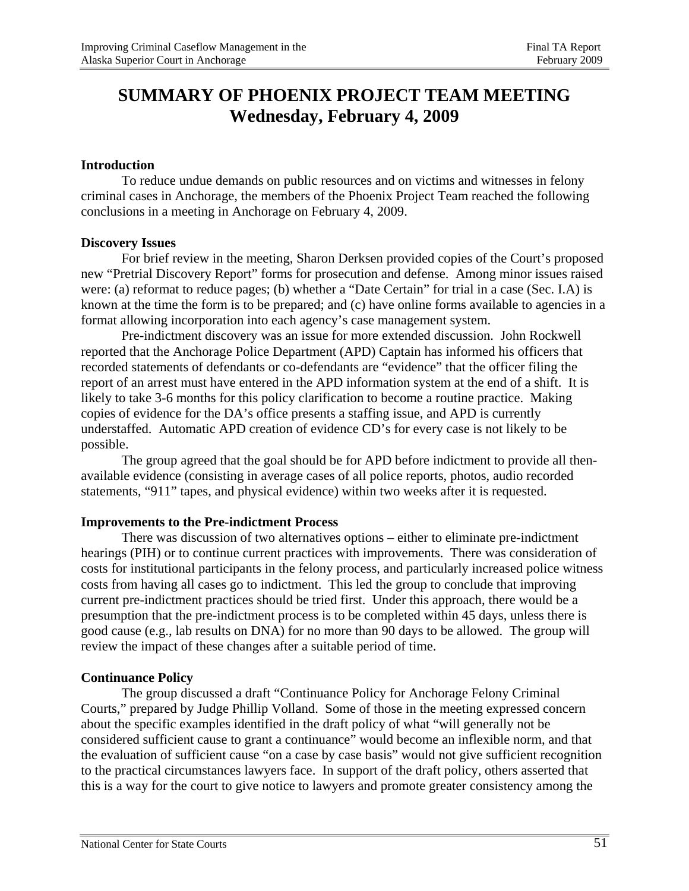# SUMMARY OF PHOENIX PROJECT TEAM MEETING
# Wednesday, February 4, 2009

**Introduction**

To reduce undue demands on public resources and on victims and witnesses in felony criminal cases in Anchorage, the members of the Phoenix Project Team reached the following conclusions in a meeting in Anchorage on February 4, 2009.

**Discovery Issues**

For brief review in the meeting, Sharon Derksen provided copies of the Court's proposed new "Pretrial Discovery Report" forms for prosecution and defense. Among minor issues raised were: (a) reformat to reduce pages; (b) whether a "Date Certain" for trial in a case (Sec. I.A) is known at the time the form is to be prepared; and (c) have online forms available to agencies in a format allowing incorporation into each agency's case management system.

Pre-indictment discovery was an issue for more extended discussion. John Rockwell reported that the Anchorage Police Department (APD) Captain has informed his officers that recorded statements of defendants or co-defendants are "evidence" that the officer filing the report of an arrest must have entered in the APD information system at the end of a shift. It is likely to take 3-6 months for this policy clarification to become a routine practice. Making copies of evidence for the DA's office presents a staffing issue, and APD is currently understaffed. Automatic APD creation of evidence CD's for every case is not likely to be possible.

The group agreed that the goal should be for APD before indictment to provide all then-available evidence (consisting in average cases of all police reports, photos, audio recorded statements, "911" tapes, and physical evidence) within two weeks after it is requested.

**Improvements to the Pre-indictment Process**

There was discussion of two alternatives options – either to eliminate pre-indictment hearings (PIH) or to continue current practices with improvements. There was consideration of costs for institutional participants in the felony process, and particularly increased police witness costs from having all cases go to indictment. This led the group to conclude that improving current pre-indictment practices should be tried first. Under this approach, there would be a presumption that the pre-indictment process is to be completed within 45 days, unless there is good cause (e.g., lab results on DNA) for no more than 90 days to be allowed. The group will review the impact of these changes after a suitable period of time.

**Continuance Policy**

The group discussed a draft "Continuance Policy for Anchorage Felony Criminal Courts," prepared by Judge Phillip Volland. Some of those in the meeting expressed concern about the specific examples identified in the draft policy of what "will generally not be considered sufficient cause to grant a continuance" would become an inflexible norm, and that the evaluation of sufficient cause "on a case by case basis" would not give sufficient recognition to the practical circumstances lawyers face. In support of the draft policy, others asserted that this is a way for the court to give notice to lawyers and promote greater consistency among the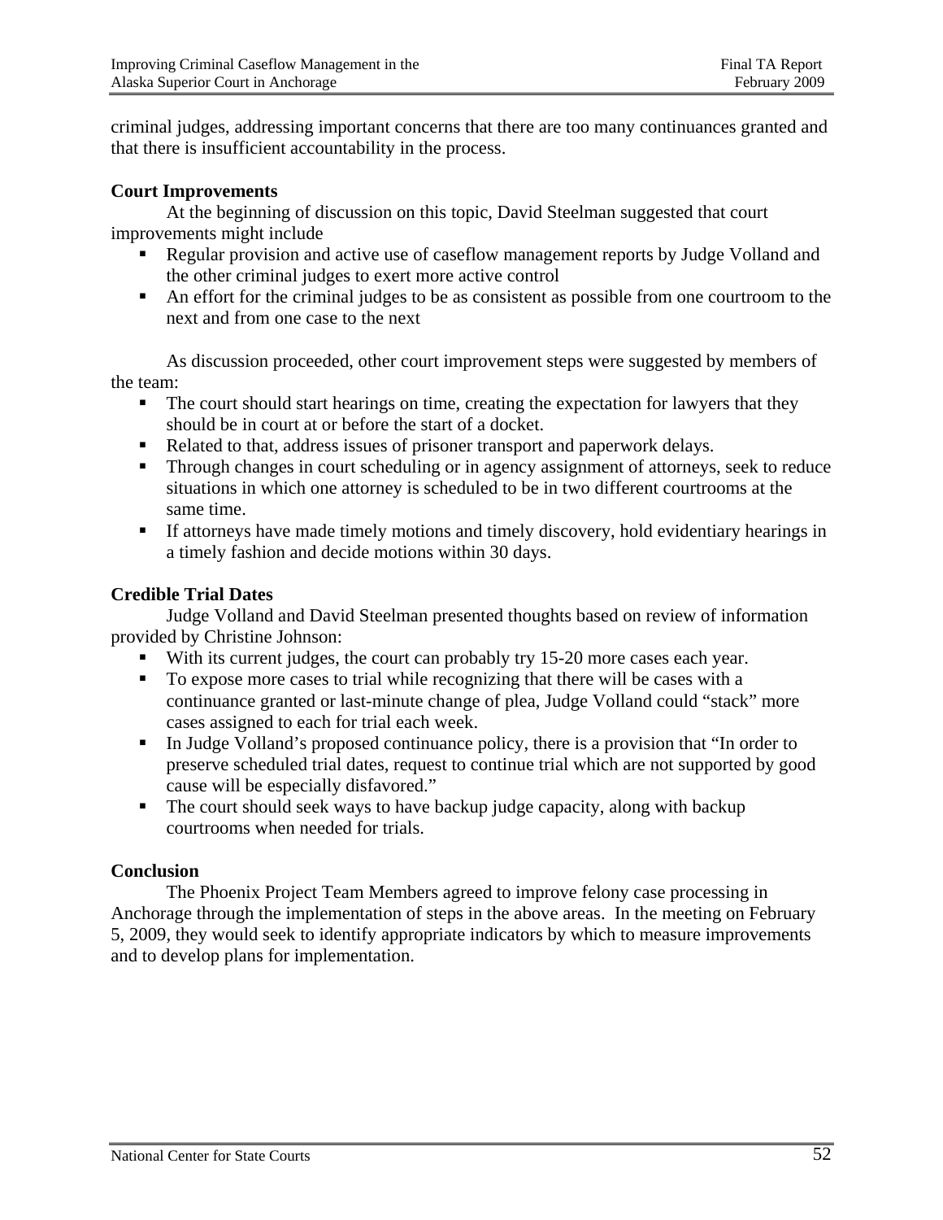criminal judges, addressing important concerns that there are too many continuances granted and that there is insufficient accountability in the process.

**Court Improvements**

At the beginning of discussion on this topic, David Steelman suggested that court improvements might include

- Regular provision and active use of caseflow management reports by Judge Volland and the other criminal judges to exert more active control
- An effort for the criminal judges to be as consistent as possible from one courtroom to the next and from one case to the next

As discussion proceeded, other court improvement steps were suggested by members of the team:

- The court should start hearings on time, creating the expectation for lawyers that they should be in court at or before the start of a docket.
- Related to that, address issues of prisoner transport and paperwork delays.
- Through changes in court scheduling or in agency assignment of attorneys, seek to reduce situations in which one attorney is scheduled to be in two different courtrooms at the same time.
- If attorneys have made timely motions and timely discovery, hold evidentiary hearings in a timely fashion and decide motions within 30 days.

**Credible Trial Dates**

Judge Volland and David Steelman presented thoughts based on review of information provided by Christine Johnson:

- With its current judges, the court can probably try 15-20 more cases each year.
- To expose more cases to trial while recognizing that there will be cases with a continuance granted or last-minute change of plea, Judge Volland could "stack" more cases assigned to each for trial each week.
- In Judge Volland's proposed continuance policy, there is a provision that "In order to preserve scheduled trial dates, request to continue trial which are not supported by good cause will be especially disfavored."
- The court should seek ways to have backup judge capacity, along with backup courtrooms when needed for trials.

**Conclusion**

The Phoenix Project Team Members agreed to improve felony case processing in Anchorage through the implementation of steps in the above areas. In the meeting on February 5, 2009, they would seek to identify appropriate indicators by which to measure improvements and to develop plans for implementation.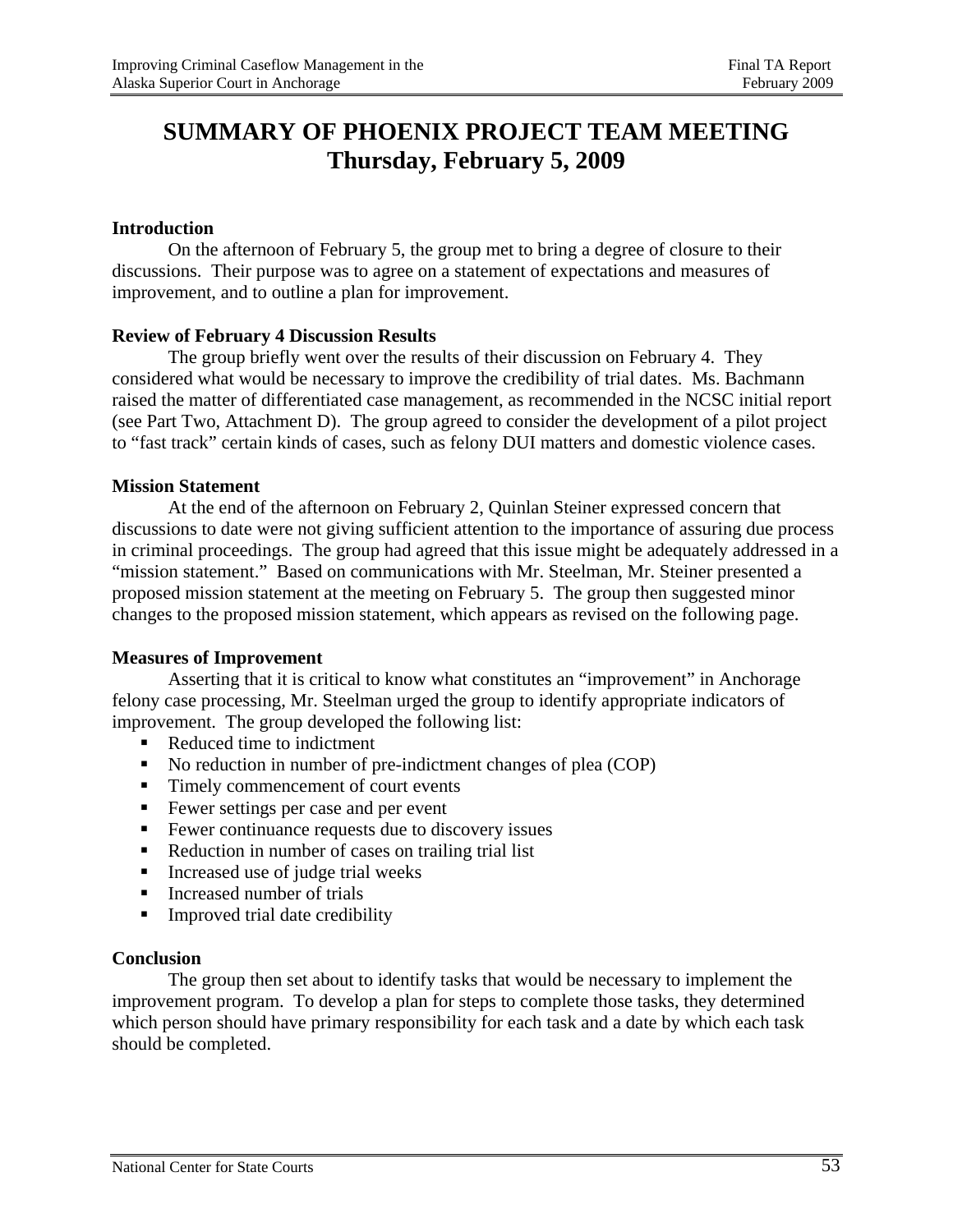# SUMMARY OF PHOENIX PROJECT TEAM MEETING
# Thursday, February 5, 2009

**Introduction**

On the afternoon of February 5, the group met to bring a degree of closure to their discussions. Their purpose was to agree on a statement of expectations and measures of improvement, and to outline a plan for improvement.

**Review of February 4 Discussion Results**

The group briefly went over the results of their discussion on February 4. They considered what would be necessary to improve the credibility of trial dates. Ms. Bachmann raised the matter of differentiated case management, as recommended in the NCSC initial report (see Part Two, Attachment D). The group agreed to consider the development of a pilot project to "fast track" certain kinds of cases, such as felony DUI matters and domestic violence cases.

**Mission Statement**

At the end of the afternoon on February 2, Quinlan Steiner expressed concern that discussions to date were not giving sufficient attention to the importance of assuring due process in criminal proceedings. The group had agreed that this issue might be adequately addressed in a "mission statement." Based on communications with Mr. Steelman, Mr. Steiner presented a proposed mission statement at the meeting on February 5. The group then suggested minor changes to the proposed mission statement, which appears as revised on the following page.

**Measures of Improvement**

Asserting that it is critical to know what constitutes an "improvement" in Anchorage felony case processing, Mr. Steelman urged the group to identify appropriate indicators of improvement. The group developed the following list:

- Reduced time to indictment
- No reduction in number of pre-indictment changes of plea (COP)
- Timely commencement of court events
- Fewer settings per case and per event
- Fewer continuance requests due to discovery issues
- Reduction in number of cases on trailing trial list
- Increased use of judge trial weeks
- Increased number of trials
- Improved trial date credibility

**Conclusion**

The group then set about to identify tasks that would be necessary to implement the improvement program. To develop a plan for steps to complete those tasks, they determined which person should have primary responsibility for each task and a date by which each task should be completed.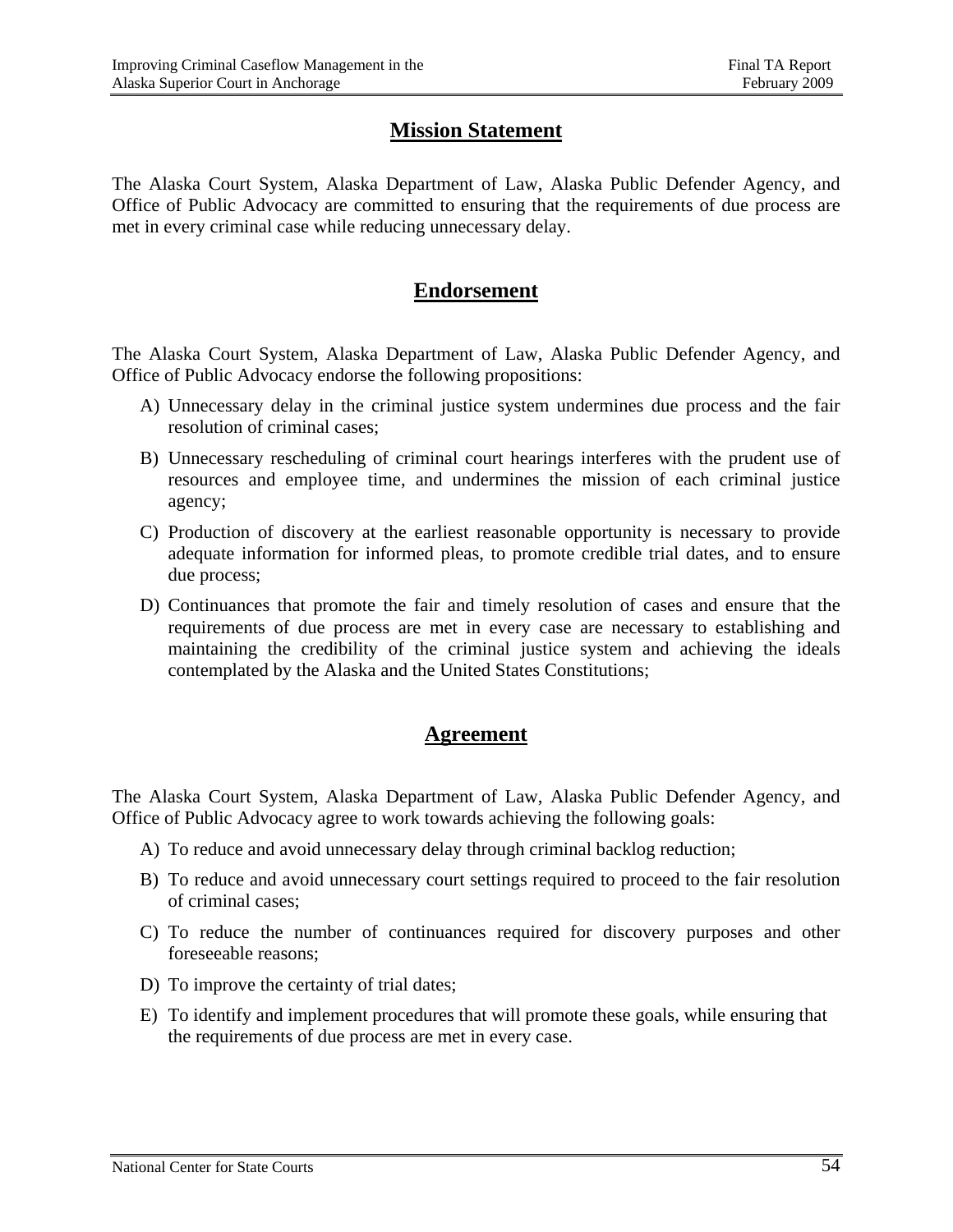## Mission Statement

The Alaska Court System, Alaska Department of Law, Alaska Public Defender Agency, and Office of Public Advocacy are committed to ensuring that the requirements of due process are met in every criminal case while reducing unnecessary delay.

## Endorsement

The Alaska Court System, Alaska Department of Law, Alaska Public Defender Agency, and Office of Public Advocacy endorse the following propositions:

A) Unnecessary delay in the criminal justice system undermines due process and the fair resolution of criminal cases;

B) Unnecessary rescheduling of criminal court hearings interferes with the prudent use of resources and employee time, and undermines the mission of each criminal justice agency;

C) Production of discovery at the earliest reasonable opportunity is necessary to provide adequate information for informed pleas, to promote credible trial dates, and to ensure due process;

D) Continuances that promote the fair and timely resolution of cases and ensure that the requirements of due process are met in every case are necessary to establishing and maintaining the credibility of the criminal justice system and achieving the ideals contemplated by the Alaska and the United States Constitutions;

## Agreement

The Alaska Court System, Alaska Department of Law, Alaska Public Defender Agency, and Office of Public Advocacy agree to work towards achieving the following goals:

A) To reduce and avoid unnecessary delay through criminal backlog reduction;

B) To reduce and avoid unnecessary court settings required to proceed to the fair resolution of criminal cases;

C) To reduce the number of continuances required for discovery purposes and other foreseeable reasons;

D) To improve the certainty of trial dates;

E) To identify and implement procedures that will promote these goals, while ensuring that the requirements of due process are met in every case.